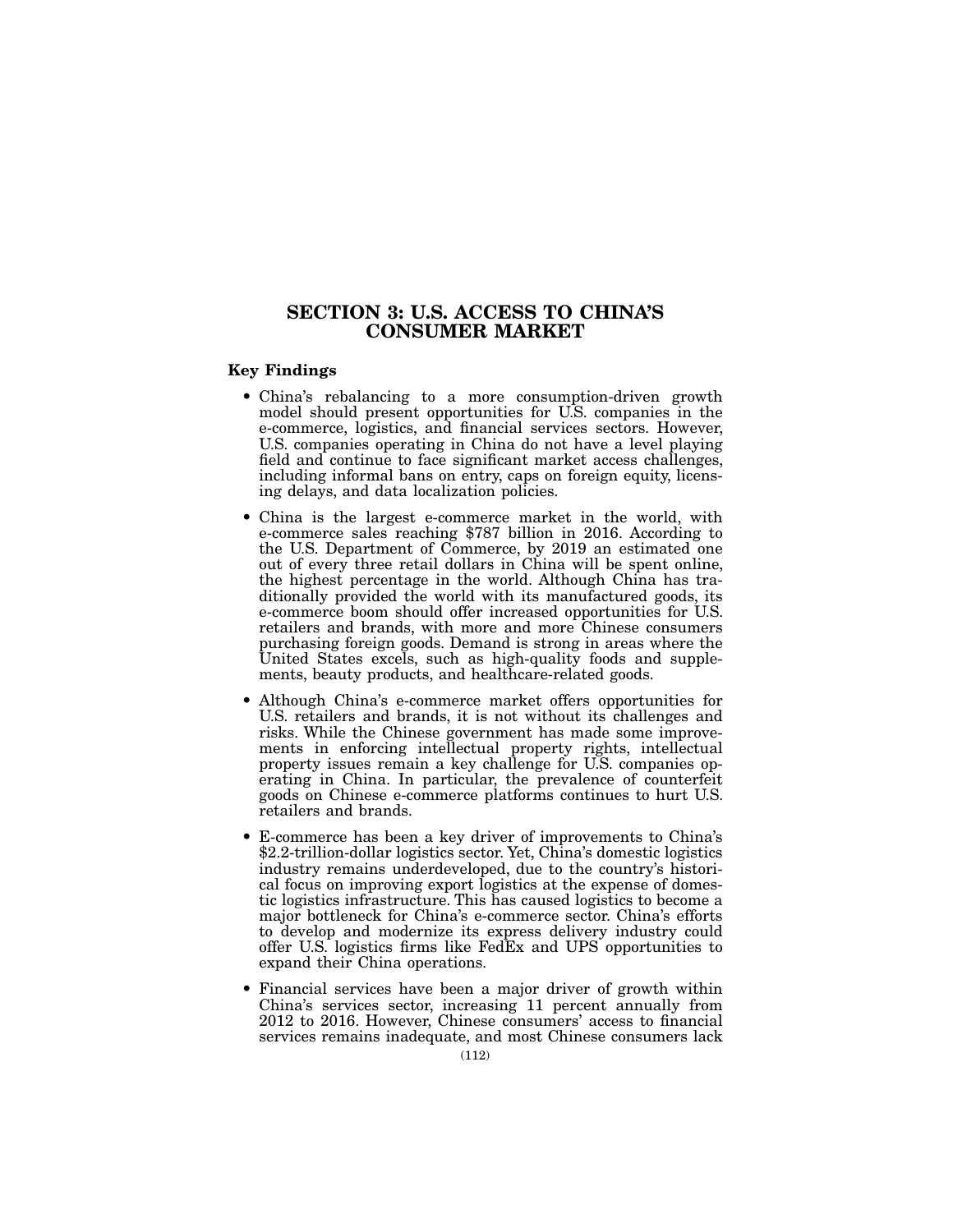# SECTION 3: U.S. ACCESS TO CHINA'S CONSUMER MARKET

## Key Findings

- China's rebalancing to a more consumption-driven growth model should present opportunities for U.S. companies in the e-commerce, logistics, and financial services sectors. However, U.S. companies operating in China do not have a level playing field and continue to face significant market access challenges, including informal bans on entry, caps on foreign equity, licensing delays, and data localization policies.
- China is the largest e-commerce market in the world, with e-commerce sales reaching $787 billion in 2016. According to the U.S. Department of Commerce, by 2019 an estimated one out of every three retail dollars in China will be spent online, the highest percentage in the world. Although China has traditionally provided the world with its manufactured goods, its e-commerce boom should offer increased opportunities for U.S. retailers and brands, with more and more Chinese consumers purchasing foreign goods. Demand is strong in areas where the United States excels, such as high-quality foods and supplements, beauty products, and healthcare-related goods.
- Although China's e-commerce market offers opportunities for U.S. retailers and brands, it is not without its challenges and risks. While the Chinese government has made some improvements in enforcing intellectual property rights, intellectual property issues remain a key challenge for U.S. companies operating in China. In particular, the prevalence of counterfeit goods on Chinese e-commerce platforms continues to hurt U.S. retailers and brands.
- E-commerce has been a key driver of improvements to China's $2.2-trillion-dollar logistics sector. Yet, China's domestic logistics industry remains underdeveloped, due to the country's historical focus on improving export logistics at the expense of domestic logistics infrastructure. This has caused logistics to become a major bottleneck for China's e-commerce sector. China's efforts to develop and modernize its express delivery industry could offer U.S. logistics firms like FedEx and UPS opportunities to expand their China operations.
- Financial services have been a major driver of growth within China's services sector, increasing 11 percent annually from 2012 to 2016. However, Chinese consumers' access to financial services remains inadequate, and most Chinese consumers lack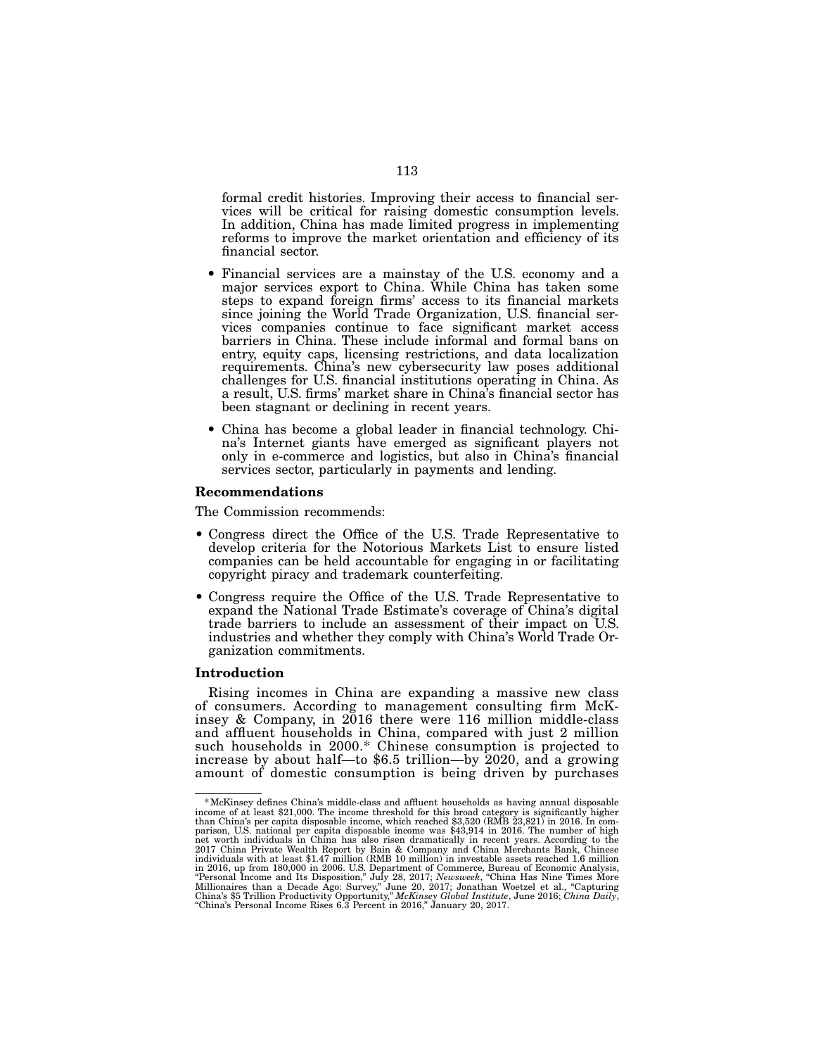formal credit histories. Improving their access to financial services will be critical for raising domestic consumption levels. In addition, China has made limited progress in implementing reforms to improve the market orientation and efficiency of its financial sector.

- Financial services are a mainstay of the U.S. economy and a major services export to China. While China has taken some steps to expand foreign firms' access to its financial markets since joining the World Trade Organization, U.S. financial services companies continue to face significant market access barriers in China. These include informal and formal bans on entry, equity caps, licensing restrictions, and data localization requirements. China's new cybersecurity law poses additional challenges for U.S. financial institutions operating in China. As a result, U.S. firms' market share in China's financial sector has been stagnant or declining in recent years.
- China has become a global leader in financial technology. China's Internet giants have emerged as significant players not only in e-commerce and logistics, but also in China's financial services sector, particularly in payments and lending.

### Recommendations

The Commission recommends:

- Congress direct the Office of the U.S. Trade Representative to develop criteria for the Notorious Markets List to ensure listed companies can be held accountable for engaging in or facilitating copyright piracy and trademark counterfeiting.
- Congress require the Office of the U.S. Trade Representative to expand the National Trade Estimate's coverage of China's digital trade barriers to include an assessment of their impact on U.S. industries and whether they comply with China's World Trade Organization commitments.

### Introduction

Rising incomes in China are expanding a massive new class of consumers. According to management consulting firm McKinsey & Company, in 2016 there were 116 million middle-class and affluent households in China, compared with just 2 million such households in 2000.* Chinese consumption is projected to increase by about half—to $6.5 trillion—by 2020, and a growing amount of domestic consumption is being driven by purchases

---

* McKinsey defines China's middle-class and affluent households as having annual disposable income of at least $21,000. The income threshold for this broad category is significantly higher than China's per capita disposable income, which reached $3,520 (RMB 23,821) in 2016. In comparison, U.S. national per capita disposable income was $43,914 in 2016. The number of high net worth individuals in China has also risen dramatically in recent years. According to the 2017 China Private Wealth Report by Bain & Company and China Merchants Bank, Chinese individuals with at least $1.47 million (RMB 10 million) in investable assets reached 1.6 million in 2016, up from 180,000 in 2006. U.S. Department of Commerce, Bureau of Economic Analysis, "Personal Income and Its Disposition," July 28, 2017; *Newsweek*, "China Has Nine Times More Millionaires than a Decade Ago: Survey," June 20, 2017; Jonathan Woetzel et al., "Capturing China's $5 Trillion Productivity Opportunity," *McKinsey Global Institute*, June 2016; *China Daily*, "China's Personal Income Rises 6.3 Percent in 2016," January 20, 2017.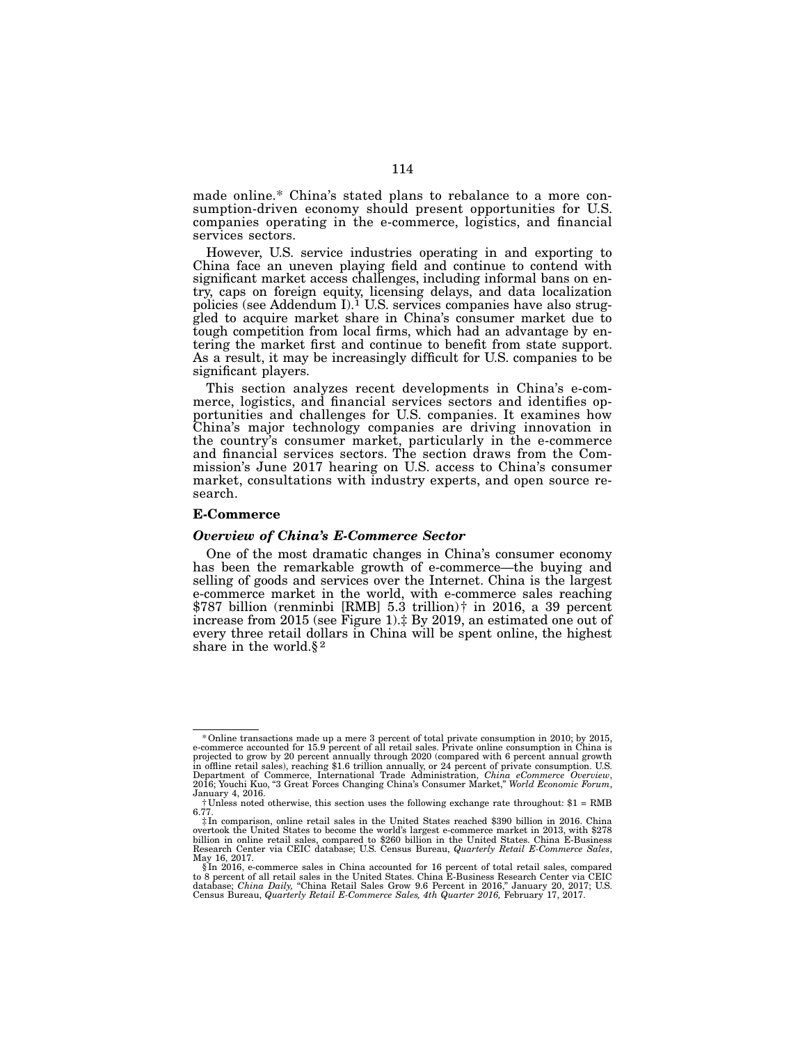made online.* China's stated plans to rebalance to a more consumption-driven economy should present opportunities for U.S. companies operating in the e-commerce, logistics, and financial services sectors.

However, U.S. service industries operating in and exporting to China face an uneven playing field and continue to contend with significant market access challenges, including informal bans on entry, caps on foreign equity, licensing delays, and data localization policies (see Addendum I).[1] U.S. services companies have also struggled to acquire market share in China's consumer market due to tough competition from local firms, which had an advantage by entering the market first and continue to benefit from state support. As a result, it may be increasingly difficult for U.S. companies to be significant players.

This section analyzes recent developments in China's e-commerce, logistics, and financial services sectors and identifies opportunities and challenges for U.S. companies. It examines how China's major technology companies are driving innovation in the country's consumer market, particularly in the e-commerce and financial services sectors. The section draws from the Commission's June 2017 hearing on U.S. access to China's consumer market, consultations with industry experts, and open source research.

## E-Commerce

### *Overview of China's E-Commerce Sector*

One of the most dramatic changes in China's consumer economy has been the remarkable growth of e-commerce—the buying and selling of goods and services over the Internet. China is the largest e-commerce market in the world, with e-commerce sales reaching \$787 billion (renminbi [RMB] 5.3 trillion)† in 2016, a 39 percent increase from 2015 (see Figure 1).‡ By 2019, an estimated one out of every three retail dollars in China will be spent online, the highest share in the world.§ [2]

---

* Online transactions made up a mere 3 percent of total private consumption in 2010; by 2015, e-commerce accounted for 15.9 percent of all retail sales. Private online consumption in China is projected to grow by 20 percent annually through 2020 (compared with 6 percent annual growth in offline retail sales), reaching \$1.6 trillion annually, or 24 percent of private consumption. U.S. Department of Commerce, International Trade Administration, *China eCommerce Overview*, 2016; Youchi Kuo, "3 Great Forces Changing China's Consumer Market," *World Economic Forum*, January 4, 2016.

† Unless noted otherwise, this section uses the following exchange rate throughout: \$1 = RMB 6.77.

‡ In comparison, online retail sales in the United States reached \$390 billion in 2016. China overtook the United States to become the world's largest e-commerce market in 2013, with \$278 billion in online retail sales, compared to \$260 billion in the United States. China E-Business Research Center via CEIC database; U.S. Census Bureau, *Quarterly Retail E-Commerce Sales*, May 16, 2017.

§ In 2016, e-commerce sales in China accounted for 16 percent of total retail sales, compared to 8 percent of all retail sales in the United States. China E-Business Research Center via CEIC database; *China Daily,* "China Retail Sales Grow 9.6 Percent in 2016," January 20, 2017; U.S. Census Bureau, *Quarterly Retail E-Commerce Sales, 4th Quarter 2016,* February 17, 2017.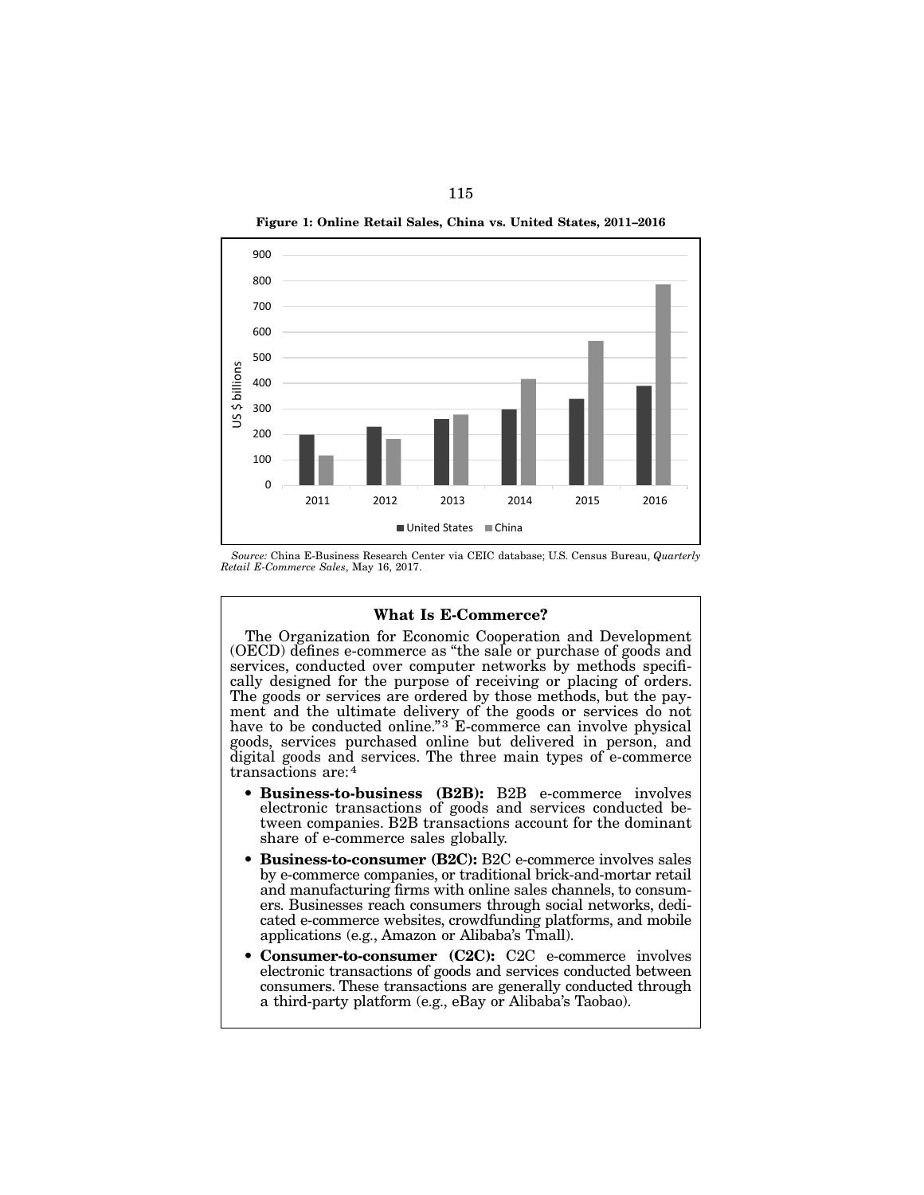**Figure 1: Online Retail Sales, China vs. United States, 2011–2016**

*Source:* China E-Business Research Center via CEIC database; U.S. Census Bureau, *Quarterly Retail E-Commerce Sales*, May 16, 2017.

### What Is E-Commerce?

The Organization for Economic Cooperation and Development (OECD) defines e-commerce as "the sale or purchase of goods and services, conducted over computer networks by methods specifically designed for the purpose of receiving or placing of orders. The goods or services are ordered by those methods, but the payment and the ultimate delivery of the goods or services do not have to be conducted online."[3] E-commerce can involve physical goods, services purchased online but delivered in person, and digital goods and services. The three main types of e-commerce transactions are:[4]

- **Business-to-business (B2B):** B2B e-commerce involves electronic transactions of goods and services conducted between companies. B2B transactions account for the dominant share of e-commerce sales globally.
- **Business-to-consumer (B2C):** B2C e-commerce involves sales by e-commerce companies, or traditional brick-and-mortar retail and manufacturing firms with online sales channels, to consumers. Businesses reach consumers through social networks, dedicated e-commerce websites, crowdfunding platforms, and mobile applications (e.g., Amazon or Alibaba's Tmall).
- **Consumer-to-consumer (C2C):** C2C e-commerce involves electronic transactions of goods and services conducted between consumers. These transactions are generally conducted through a third-party platform (e.g., eBay or Alibaba's Taobao).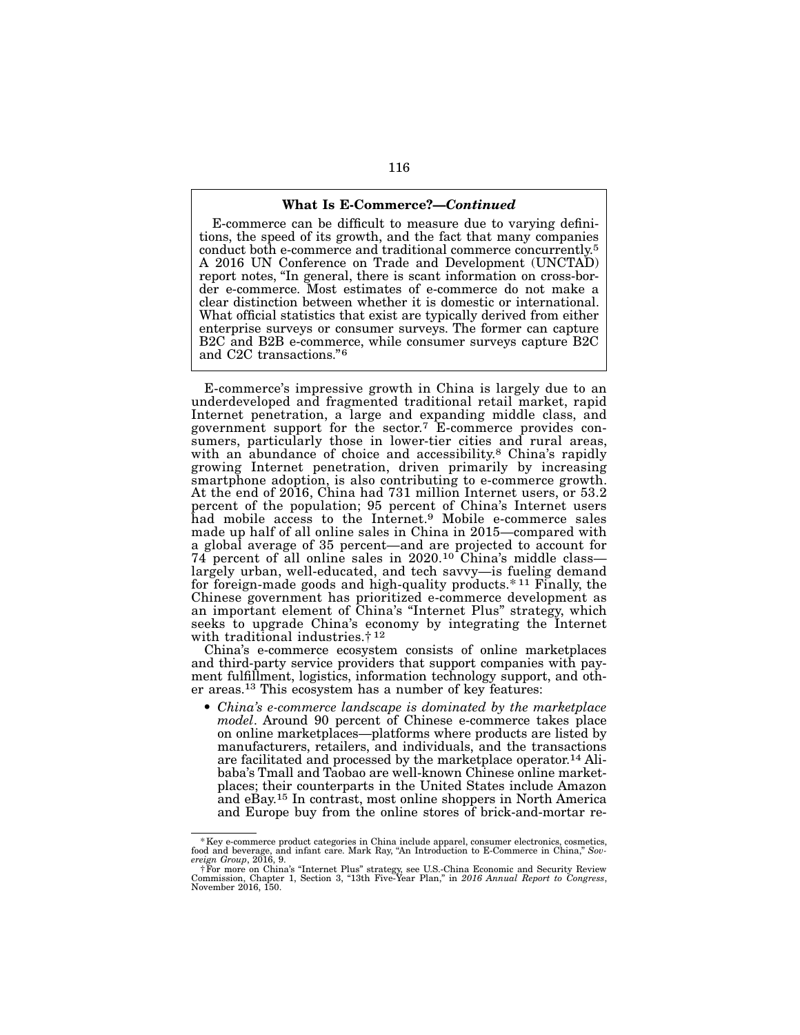### What Is E-Commerce?—*Continued*

E-commerce can be difficult to measure due to varying definitions, the speed of its growth, and the fact that many companies conduct both e-commerce and traditional commerce concurrently.[5] A 2016 UN Conference on Trade and Development (UNCTAD) report notes, "In general, there is scant information on cross-border e-commerce. Most estimates of e-commerce do not make a clear distinction between whether it is domestic or international. What official statistics that exist are typically derived from either enterprise surveys or consumer surveys. The former can capture B2C and B2B e-commerce, while consumer surveys capture B2C and C2C transactions."[6]

E-commerce's impressive growth in China is largely due to an underdeveloped and fragmented traditional retail market, rapid Internet penetration, a large and expanding middle class, and government support for the sector.[7] E-commerce provides consumers, particularly those in lower-tier cities and rural areas, with an abundance of choice and accessibility.[8] China's rapidly growing Internet penetration, driven primarily by increasing smartphone adoption, is also contributing to e-commerce growth. At the end of 2016, China had 731 million Internet users, or 53.2 percent of the population; 95 percent of China's Internet users had mobile access to the Internet.[9] Mobile e-commerce sales made up half of all online sales in China in 2015—compared with a global average of 35 percent—and are projected to account for 74 percent of all online sales in 2020.[10] China's middle class—largely urban, well-educated, and tech savvy—is fueling demand for foreign-made goods and high-quality products.[*] [11] Finally, the Chinese government has prioritized e-commerce development as an important element of China's "Internet Plus" strategy, which seeks to upgrade China's economy by integrating the Internet with traditional industries.[†] [12]

China's e-commerce ecosystem consists of online marketplaces and third-party service providers that support companies with payment fulfillment, logistics, information technology support, and other areas.[13] This ecosystem has a number of key features:

- *China's e-commerce landscape is dominated by the marketplace model*. Around 90 percent of Chinese e-commerce takes place on online marketplaces—platforms where products are listed by manufacturers, retailers, and individuals, and the transactions are facilitated and processed by the marketplace operator.[14] Alibaba's Tmall and Taobao are well-known Chinese online marketplaces; their counterparts in the United States include Amazon and eBay.[15] In contrast, most online shoppers in North America and Europe buy from the online stores of brick-and-mortar re-

---

[*] Key e-commerce product categories in China include apparel, consumer electronics, cosmetics, food and beverage, and infant care. Mark Ray, "An Introduction to E-Commerce in China," *Sovereign Group*, 2016, 9.

[†] For more on China's "Internet Plus" strategy, see U.S.-China Economic and Security Review Commission, Chapter 1, Section 3, "13th Five-Year Plan," in *2016 Annual Report to Congress*, November 2016, 150.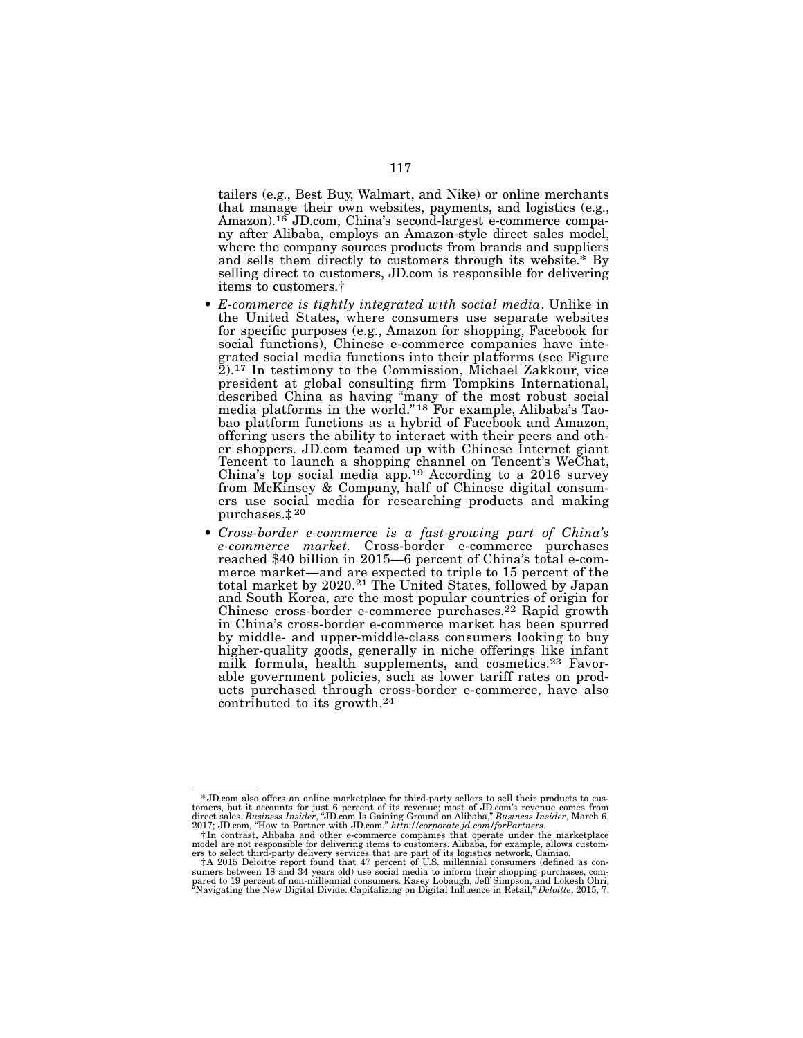tailers (e.g., Best Buy, Walmart, and Nike) or online merchants that manage their own websites, payments, and logistics (e.g., Amazon).[16] JD.com, China's second-largest e-commerce company after Alibaba, employs an Amazon-style direct sales model, where the company sources products from brands and suppliers and sells them directly to customers through its website.* By selling direct to customers, JD.com is responsible for delivering items to customers.†

- *E-commerce is tightly integrated with social media*. Unlike in the United States, where consumers use separate websites for specific purposes (e.g., Amazon for shopping, Facebook for social functions), Chinese e-commerce companies have integrated social media functions into their platforms (see Figure 2).[17] In testimony to the Commission, Michael Zakkour, vice president at global consulting firm Tompkins International, described China as having "many of the most robust social media platforms in the world."[18] For example, Alibaba's Taobao platform functions as a hybrid of Facebook and Amazon, offering users the ability to interact with their peers and other shoppers. JD.com teamed up with Chinese Internet giant Tencent to launch a shopping channel on Tencent's WeChat, China's top social media app.[19] According to a 2016 survey from McKinsey & Company, half of Chinese digital consumers use social media for researching products and making purchases.‡[20]
- *Cross-border e-commerce is a fast-growing part of China's e-commerce market.* Cross-border e-commerce purchases reached $40 billion in 2015—6 percent of China's total e-commerce market—and are expected to triple to 15 percent of the total market by 2020.[21] The United States, followed by Japan and South Korea, are the most popular countries of origin for Chinese cross-border e-commerce purchases.[22] Rapid growth in China's cross-border e-commerce market has been spurred by middle- and upper-middle-class consumers looking to buy higher-quality goods, generally in niche offerings like infant milk formula, health supplements, and cosmetics.[23] Favorable government policies, such as lower tariff rates on products purchased through cross-border e-commerce, have also contributed to its growth.[24]

---

* JD.com also offers an online marketplace for third-party sellers to sell their products to customers, but it accounts for just 6 percent of its revenue; most of JD.com's revenue comes from direct sales. *Business Insider*, "JD.com Is Gaining Ground on Alibaba," *Business Insider*, March 6, 2017; JD.com, "How to Partner with JD.com." *http://corporate.jd.com/forPartners*.

† In contrast, Alibaba and other e-commerce companies that operate under the marketplace model are not responsible for delivering items to customers. Alibaba, for example, allows customers to select third-party delivery services that are part of its logistics network, Cainiao.

‡ A 2015 Deloitte report found that 47 percent of U.S. millennial consumers (defined as consumers between 18 and 34 years old) use social media to inform their shopping purchases, compared to 19 percent of non-millennial consumers. Kasey Lobaugh, Jeff Simpson, and Lokesh Ohri, "Navigating the New Digital Divide: Capitalizing on Digital Influence in Retail," *Deloitte*, 2015, 7.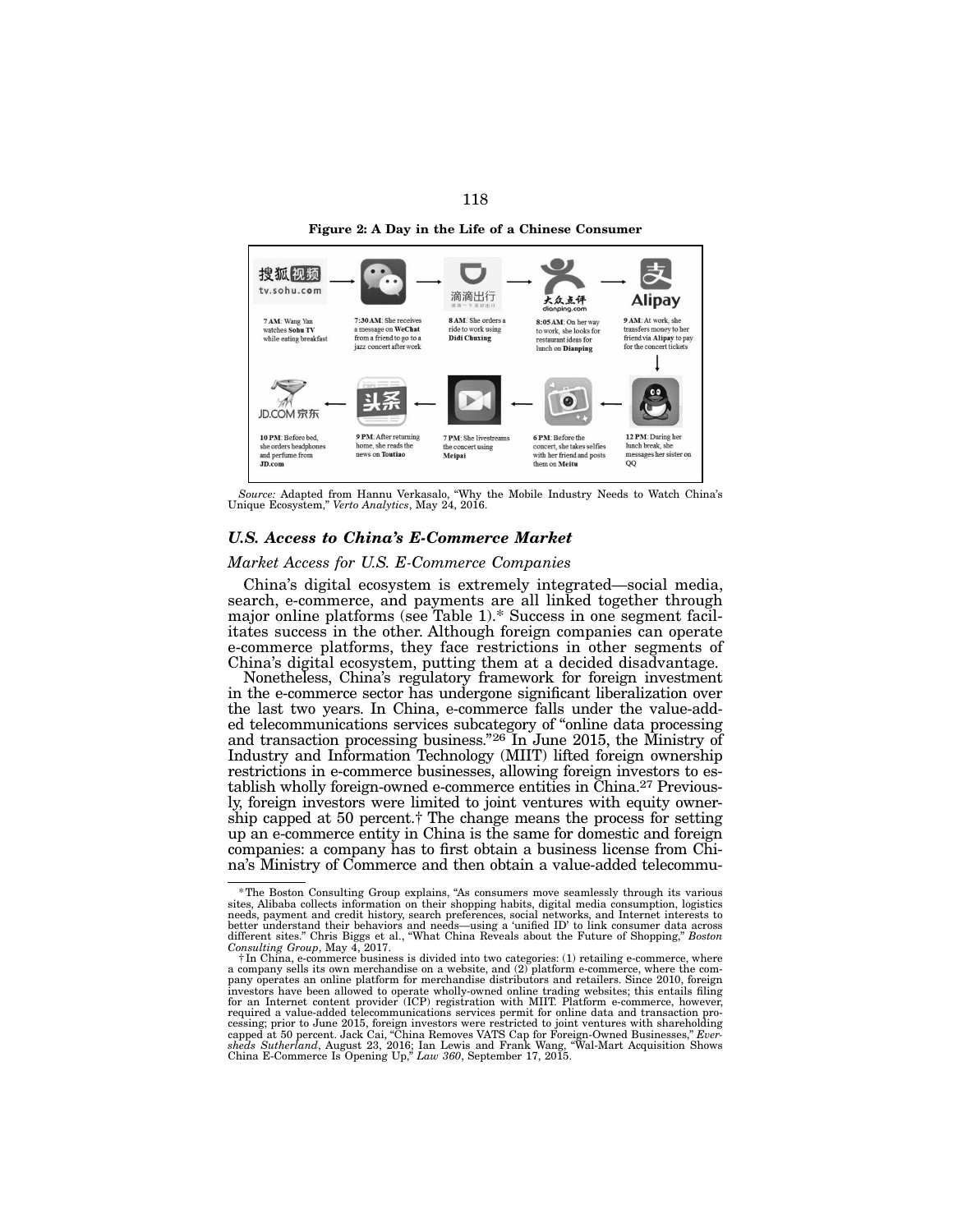**Figure 2: A Day in the Life of a Chinese Consumer**

7 AM: Wang Yan watches **Sohu TV** while eating breakfast → 7:30 AM: She receives a message on **WeChat** from a friend to go to a jazz concert after work → 8 AM: She orders a ride to work using **Didi Chuxing** → 8:05 AM: On her way to work, she looks for restaurant ideas for lunch on **Dianping** → 9 AM: At work, she transfers money to her friend via **Alipay** to pay for the concert tickets → 12 PM: During her lunch break, she messages her sister on QQ → 6 PM: Before the concert, she takes selfies with her friend and posts them on **Meitu** → 7 PM: She livestreams the concert using **Meipai** → 9 PM: After returning home, she reads the news on **Toutiao** → 10 PM: Before bed, she orders headphones and perfume from **JD.com**

*Source:* Adapted from Hannu Verkasalo, "Why the Mobile Industry Needs to Watch China's Unique Ecosystem," *Verto Analytics*, May 24, 2016.

### *U.S. Access to China's E-Commerce Market*

#### *Market Access for U.S. E-Commerce Companies*

China's digital ecosystem is extremely integrated—social media, search, e-commerce, and payments are all linked together through major online platforms (see Table 1).* Success in one segment facilitates success in the other. Although foreign companies can operate e-commerce platforms, they face restrictions in other segments of China's digital ecosystem, putting them at a decided disadvantage.

Nonetheless, China's regulatory framework for foreign investment in the e-commerce sector has undergone significant liberalization over the last two years. In China, e-commerce falls under the value-added telecommunications services subcategory of "online data processing and transaction processing business."[26] In June 2015, the Ministry of Industry and Information Technology (MIIT) lifted foreign ownership restrictions in e-commerce businesses, allowing foreign investors to establish wholly foreign-owned e-commerce entities in China.[27] Previously, foreign investors were limited to joint ventures with equity ownership capped at 50 percent.† The change means the process for setting up an e-commerce entity in China is the same for domestic and foreign companies: a company has to first obtain a business license from China's Ministry of Commerce and then obtain a value-added telecommu-

---

*The Boston Consulting Group explains, "As consumers move seamlessly through its various sites, Alibaba collects information on their shopping habits, digital media consumption, logistics needs, payment and credit history, search preferences, social networks, and Internet interests to better understand their behaviors and needs—using a 'unified ID' to link consumer data across different sites." Chris Biggs et al., "What China Reveals about the Future of Shopping," *Boston Consulting Group*, May 4, 2017.

†In China, e-commerce business is divided into two categories: (1) retailing e-commerce, where a company sells its own merchandise on a website, and (2) platform e-commerce, where the company operates an online platform for merchandise distributors and retailers. Since 2010, foreign investors have been allowed to operate wholly-owned online trading websites; this entails filing for an Internet content provider (ICP) registration with MIIT. Platform e-commerce, however, required a value-added telecommunications services permit for online data and transaction processing; prior to June 2015, foreign investors were restricted to joint ventures with shareholding capped at 50 percent. Jack Cai, "China Removes VATS Cap for Foreign-Owned Businesses," *Eversheds Sutherland*, August 23, 2016; Ian Lewis and Frank Wang, "Wal-Mart Acquisition Shows China E-Commerce Is Opening Up," *Law 360*, September 17, 2015.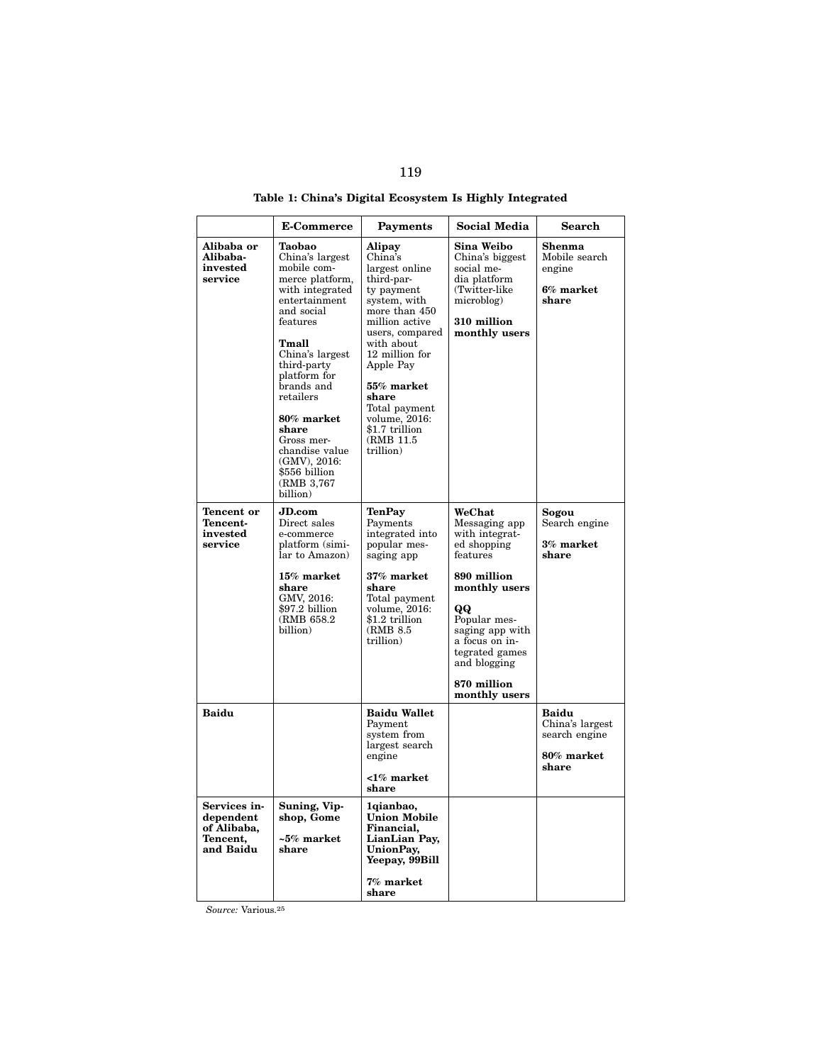**Table 1: China's Digital Ecosystem Is Highly Integrated**

| | E-Commerce | Payments | Social Media | Search |
|---|---|---|---|---|
| **Alibaba or Alibaba-invested service** | **Taobao** China's largest mobile commerce platform, with integrated entertainment and social features<br><br>**Tmall** China's largest third-party platform for brands and retailers<br><br>**80% market share** Gross merchandise value (GMV), 2016: $556 billion (RMB 3,767 billion) | **Alipay** China's largest online third-party payment system, with more than 450 million active users, compared with about 12 million for Apple Pay<br><br>**55% market share** Total payment volume, 2016: $1.7 trillion (RMB 11.5 trillion) | **Sina Weibo** China's biggest social media platform (Twitter-like microblog)<br><br>**310 million monthly users** | **Shenma** Mobile search engine<br><br>**6% market share** |
| **Tencent or Tencent-invested service** | **JD.com** Direct sales e-commerce platform (similar to Amazon)<br><br>**15% market share** GMV, 2016: $97.2 billion (RMB 658.2 billion) | **TenPay** Payments integrated into popular messaging app<br><br>**37% market share** Total payment volume, 2016: $1.2 trillion (RMB 8.5 trillion) | **WeChat** Messaging app with integrated shopping features<br><br>**890 million monthly users**<br><br>**QQ** Popular messaging app with a focus on integrated games and blogging<br><br>**870 million monthly users** | **Sogou** Search engine<br><br>**3% market share** |
| **Baidu** | | **Baidu Wallet** Payment system from largest search engine<br><br>**<1% market share** | | **Baidu** China's largest search engine<br><br>**80% market share** |
| **Services independent of Alibaba, Tencent, and Baidu** | **Suning, Vipshop, Gome**<br><br>**~5% market share** | **1qianbao, Union Mobile Financial, LianLian Pay, UnionPay, Yeepay, 99Bill**<br><br>**7% market share** | | |

*Source:* Various.[25]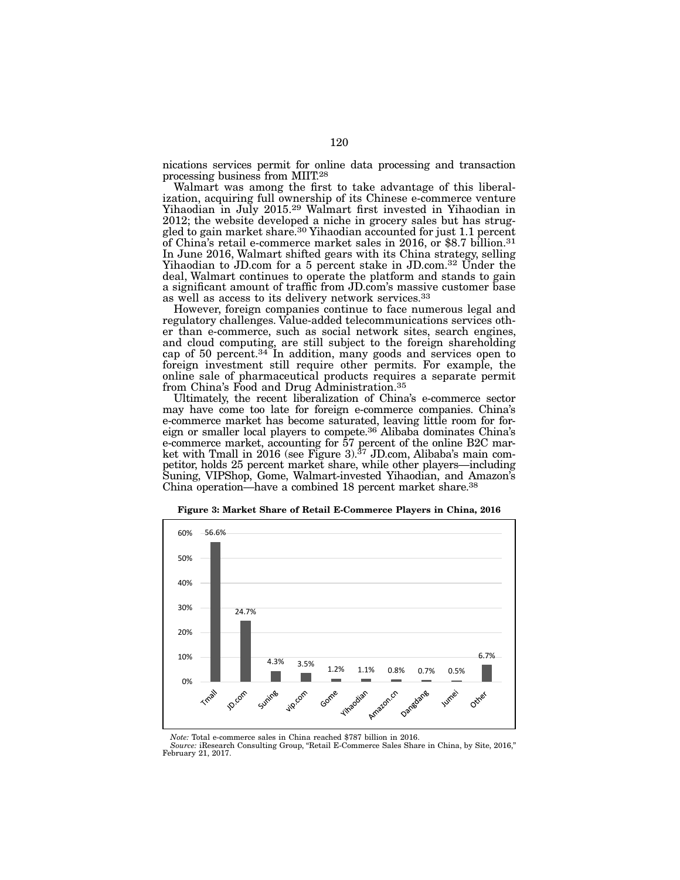nications services permit for online data processing and transaction processing business from MIIT.[28]

Walmart was among the first to take advantage of this liberalization, acquiring full ownership of its Chinese e-commerce venture Yihaodian in July 2015.[29] Walmart first invested in Yihaodian in 2012; the website developed a niche in grocery sales but has struggled to gain market share.[30] Yihaodian accounted for just 1.1 percent of China's retail e-commerce market sales in 2016, or $8.7 billion.[31] In June 2016, Walmart shifted gears with its China strategy, selling Yihaodian to JD.com for a 5 percent stake in JD.com.[32] Under the deal, Walmart continues to operate the platform and stands to gain a significant amount of traffic from JD.com's massive customer base as well as access to its delivery network services.[33]

However, foreign companies continue to face numerous legal and regulatory challenges. Value-added telecommunications services other than e-commerce, such as social network sites, search engines, and cloud computing, are still subject to the foreign shareholding cap of 50 percent.[34] In addition, many goods and services open to foreign investment still require other permits. For example, the online sale of pharmaceutical products requires a separate permit from China's Food and Drug Administration.[35]

Ultimately, the recent liberalization of China's e-commerce sector may have come too late for foreign e-commerce companies. China's e-commerce market has become saturated, leaving little room for foreign or smaller local players to compete.[36] Alibaba dominates China's e-commerce market, accounting for 57 percent of the online B2C market with Tmall in 2016 (see Figure 3).[37] JD.com, Alibaba's main competitor, holds 25 percent market share, while other players—including Suning, VIPShop, Gome, Walmart-invested Yihaodian, and Amazon's China operation—have a combined 18 percent market share.[38]

**Figure 3: Market Share of Retail E-Commerce Players in China, 2016**

| Site | Market Share |
|---|---|
| Tmall | 56.6% |
| JD.com | 24.7% |
| Suning | 4.3% |
| vip.com | 3.5% |
| Gome | 1.2% |
| Yihaodian | 1.1% |
| Amazon.cn | 0.8% |
| Dangdang | 0.7% |
| Jumei | 0.5% |
| Other | 6.7% |

*Note:* Total e-commerce sales in China reached $787 billion in 2016.
*Source:* iResearch Consulting Group, "Retail E-Commerce Sales Share in China, by Site, 2016," February 21, 2017.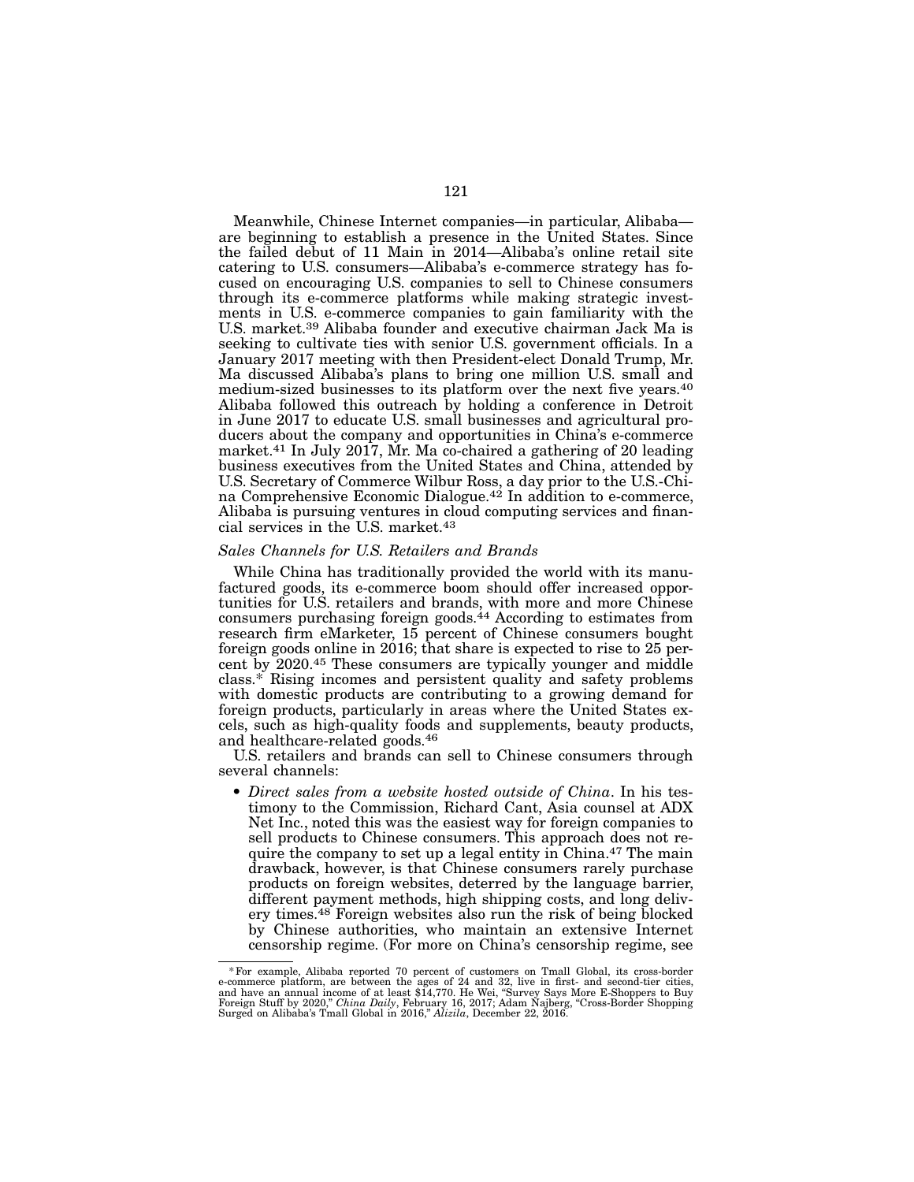Meanwhile, Chinese Internet companies—in particular, Alibaba—are beginning to establish a presence in the United States. Since the failed debut of 11 Main in 2014—Alibaba's online retail site catering to U.S. consumers—Alibaba's e-commerce strategy has focused on encouraging U.S. companies to sell to Chinese consumers through its e-commerce platforms while making strategic investments in U.S. e-commerce companies to gain familiarity with the U.S. market.[39] Alibaba founder and executive chairman Jack Ma is seeking to cultivate ties with senior U.S. government officials. In a January 2017 meeting with then President-elect Donald Trump, Mr. Ma discussed Alibaba's plans to bring one million U.S. small and medium-sized businesses to its platform over the next five years.[40] Alibaba followed this outreach by holding a conference in Detroit in June 2017 to educate U.S. small businesses and agricultural producers about the company and opportunities in China's e-commerce market.[41] In July 2017, Mr. Ma co-chaired a gathering of 20 leading business executives from the United States and China, attended by U.S. Secretary of Commerce Wilbur Ross, a day prior to the U.S.-China Comprehensive Economic Dialogue.[42] In addition to e-commerce, Alibaba is pursuing ventures in cloud computing services and financial services in the U.S. market.[43]

### *Sales Channels for U.S. Retailers and Brands*

While China has traditionally provided the world with its manufactured goods, its e-commerce boom should offer increased opportunities for U.S. retailers and brands, with more and more Chinese consumers purchasing foreign goods.[44] According to estimates from research firm eMarketer, 15 percent of Chinese consumers bought foreign goods online in 2016; that share is expected to rise to 25 percent by 2020.[45] These consumers are typically younger and middle class.* Rising incomes and persistent quality and safety problems with domestic products are contributing to a growing demand for foreign products, particularly in areas where the United States excels, such as high-quality foods and supplements, beauty products, and healthcare-related goods.[46]

U.S. retailers and brands can sell to Chinese consumers through several channels:

- *Direct sales from a website hosted outside of China*. In his testimony to the Commission, Richard Cant, Asia counsel at ADX Net Inc., noted this was the easiest way for foreign companies to sell products to Chinese consumers. This approach does not require the company to set up a legal entity in China.[47] The main drawback, however, is that Chinese consumers rarely purchase products on foreign websites, deterred by the language barrier, different payment methods, high shipping costs, and long delivery times.[48] Foreign websites also run the risk of being blocked by Chinese authorities, who maintain an extensive Internet censorship regime. (For more on China's censorship regime, see

---

*For example, Alibaba reported 70 percent of customers on Tmall Global, its cross-border e-commerce platform, are between the ages of 24 and 32, live in first- and second-tier cities, and have an annual income of at least $14,770. He Wei, "Survey Says More E-Shoppers to Buy Foreign Stuff by 2020," *China Daily*, February 16, 2017; Adam Najberg, "Cross-Border Shopping Surged on Alibaba's Tmall Global in 2016," *Alizila*, December 22, 2016.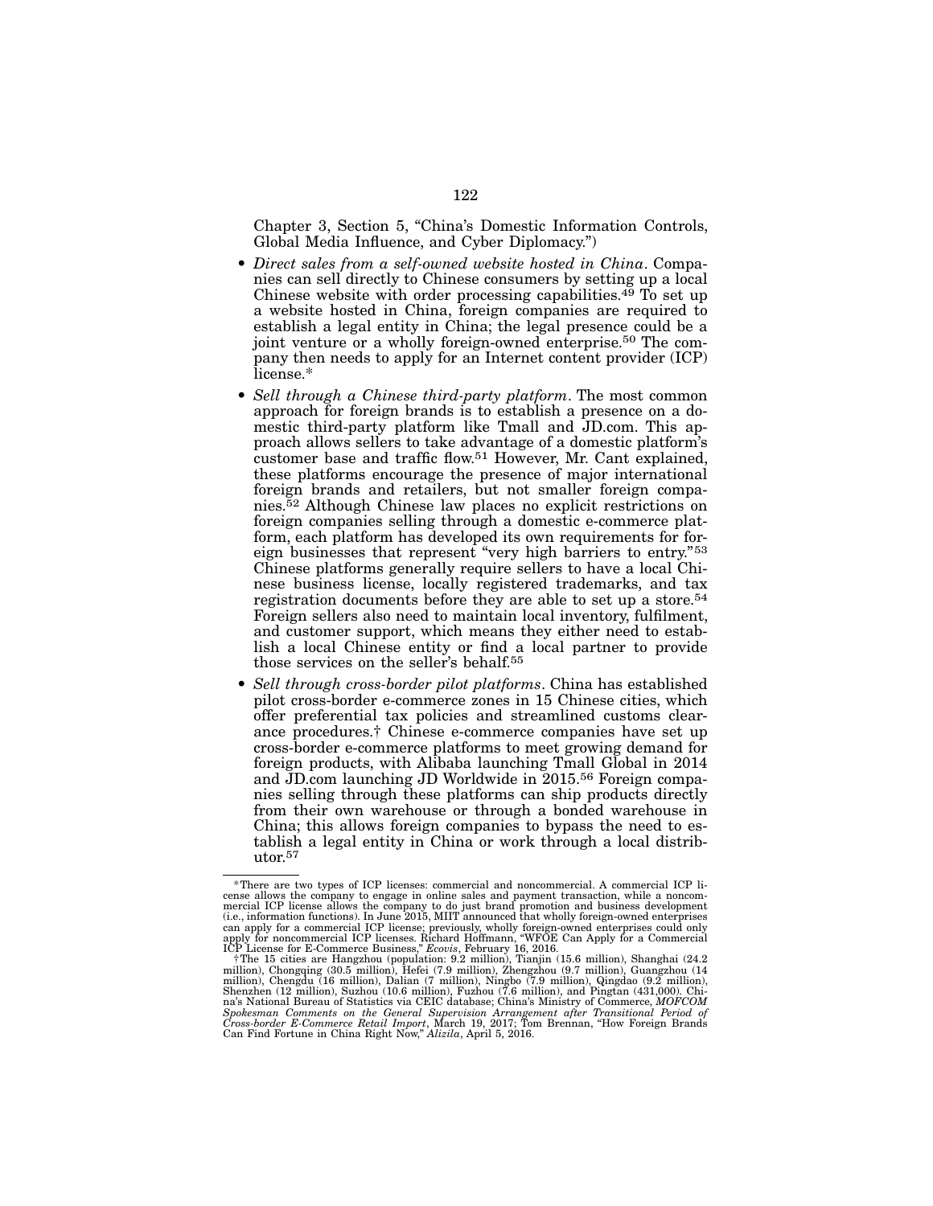Chapter 3, Section 5, "China's Domestic Information Controls, Global Media Influence, and Cyber Diplomacy.")

- *Direct sales from a self-owned website hosted in China*. Companies can sell directly to Chinese consumers by setting up a local Chinese website with order processing capabilities.[49] To set up a website hosted in China, foreign companies are required to establish a legal entity in China; the legal presence could be a joint venture or a wholly foreign-owned enterprise.[50] The company then needs to apply for an Internet content provider (ICP) license.*
- *Sell through a Chinese third-party platform*. The most common approach for foreign brands is to establish a presence on a domestic third-party platform like Tmall and JD.com. This approach allows sellers to take advantage of a domestic platform's customer base and traffic flow.[51] However, Mr. Cant explained, these platforms encourage the presence of major international foreign brands and retailers, but not smaller foreign companies.[52] Although Chinese law places no explicit restrictions on foreign companies selling through a domestic e-commerce platform, each platform has developed its own requirements for foreign businesses that represent "very high barriers to entry."[53] Chinese platforms generally require sellers to have a local Chinese business license, locally registered trademarks, and tax registration documents before they are able to set up a store.[54] Foreign sellers also need to maintain local inventory, fulfilment, and customer support, which means they either need to establish a local Chinese entity or find a local partner to provide those services on the seller's behalf.[55]
- *Sell through cross-border pilot platforms*. China has established pilot cross-border e-commerce zones in 15 Chinese cities, which offer preferential tax policies and streamlined customs clearance procedures.† Chinese e-commerce companies have set up cross-border e-commerce platforms to meet growing demand for foreign products, with Alibaba launching Tmall Global in 2014 and JD.com launching JD Worldwide in 2015.[56] Foreign companies selling through these platforms can ship products directly from their own warehouse or through a bonded warehouse in China; this allows foreign companies to bypass the need to establish a legal entity in China or work through a local distributor.[57]

---

*There are two types of ICP licenses: commercial and noncommercial. A commercial ICP license allows the company to engage in online sales and payment transaction, while a noncommercial ICP license allows the company to do just brand promotion and business development (i.e., information functions). In June 2015, MIIT announced that wholly foreign-owned enterprises can apply for a commercial ICP license; previously, wholly foreign-owned enterprises could only apply for noncommercial ICP licenses. Richard Hoffmann, "WFOE Can Apply for a Commercial ICP License for E-Commerce Business," *Ecovis*, February 16, 2016.

†The 15 cities are Hangzhou (population: 9.2 million), Tianjin (15.6 million), Shanghai (24.2 million), Chongqing (30.5 million), Hefei (7.9 million), Zhengzhou (9.7 million), Guangzhou (14 million), Chengdu (16 million), Dalian (7 million), Ningbo (7.9 million), Qingdao (9.2 million), Shenzhen (12 million), Suzhou (10.6 million), Fuzhou (7.6 million), and Pingtan (431,000). China's National Bureau of Statistics via CEIC database; China's Ministry of Commerce, *MOFCOM Spokesman Comments on the General Supervision Arrangement after Transitional Period of Cross-border E-Commerce Retail Import*, March 19, 2017; Tom Brennan, "How Foreign Brands Can Find Fortune in China Right Now," *Alizila*, April 5, 2016.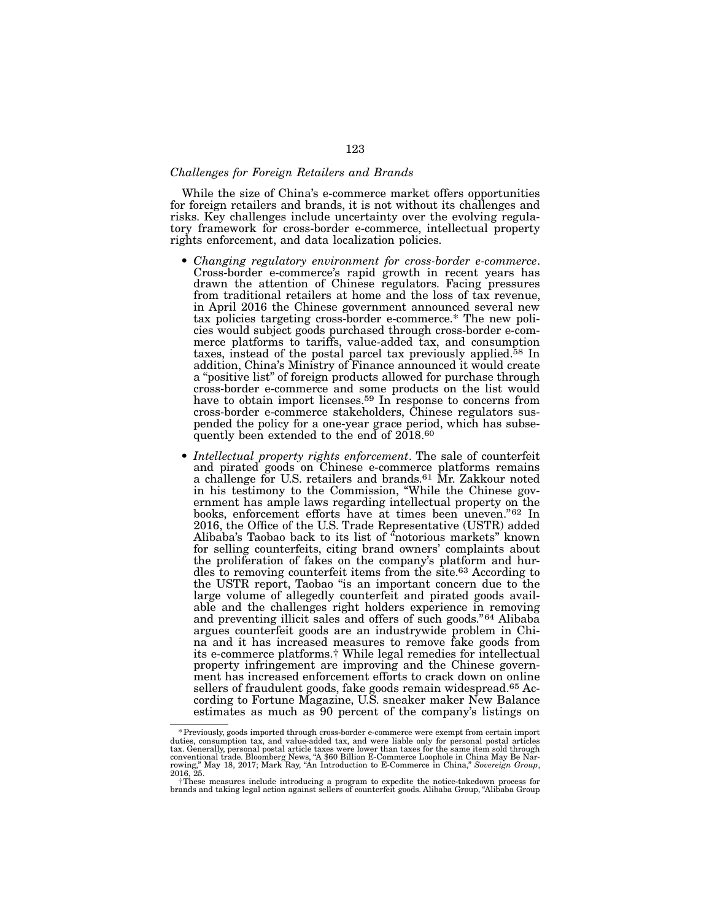*Challenges for Foreign Retailers and Brands*

While the size of China's e-commerce market offers opportunities for foreign retailers and brands, it is not without its challenges and risks. Key challenges include uncertainty over the evolving regulatory framework for cross-border e-commerce, intellectual property rights enforcement, and data localization policies.

- *Changing regulatory environment for cross-border e-commerce*. Cross-border e-commerce's rapid growth in recent years has drawn the attention of Chinese regulators. Facing pressures from traditional retailers at home and the loss of tax revenue, in April 2016 the Chinese government announced several new tax policies targeting cross-border e-commerce.* The new policies would subject goods purchased through cross-border e-commerce platforms to tariffs, value-added tax, and consumption taxes, instead of the postal parcel tax previously applied.[58] In addition, China's Ministry of Finance announced it would create a "positive list" of foreign products allowed for purchase through cross-border e-commerce and some products on the list would have to obtain import licenses.[59] In response to concerns from cross-border e-commerce stakeholders, Chinese regulators suspended the policy for a one-year grace period, which has subsequently been extended to the end of 2018.[60]

- *Intellectual property rights enforcement*. The sale of counterfeit and pirated goods on Chinese e-commerce platforms remains a challenge for U.S. retailers and brands.[61] Mr. Zakkour noted in his testimony to the Commission, "While the Chinese government has ample laws regarding intellectual property on the books, enforcement efforts have at times been uneven."[62] In 2016, the Office of the U.S. Trade Representative (USTR) added Alibaba's Taobao back to its list of "notorious markets" known for selling counterfeits, citing brand owners' complaints about the proliferation of fakes on the company's platform and hurdles to removing counterfeit items from the site.[63] According to the USTR report, Taobao "is an important concern due to the large volume of allegedly counterfeit and pirated goods available and the challenges right holders experience in removing and preventing illicit sales and offers of such goods."[64] Alibaba argues counterfeit goods are an industrywide problem in China and it has increased measures to remove fake goods from its e-commerce platforms.† While legal remedies for intellectual property infringement are improving and the Chinese government has increased enforcement efforts to crack down on online sellers of fraudulent goods, fake goods remain widespread.[65] According to Fortune Magazine, U.S. sneaker maker New Balance estimates as much as 90 percent of the company's listings on

---

\* Previously, goods imported through cross-border e-commerce were exempt from certain import duties, consumption tax, and value-added tax, and were liable only for personal postal articles tax. Generally, personal postal article taxes were lower than taxes for the same item sold through conventional trade. Bloomberg News, "A $60 Billion E-Commerce Loophole in China May Be Narrowing," May 18, 2017; Mark Ray, "An Introduction to E-Commerce in China," *Sovereign Group*, 2016, 25.

† These measures include introducing a program to expedite the notice-takedown process for brands and taking legal action against sellers of counterfeit goods. Alibaba Group, "Alibaba Group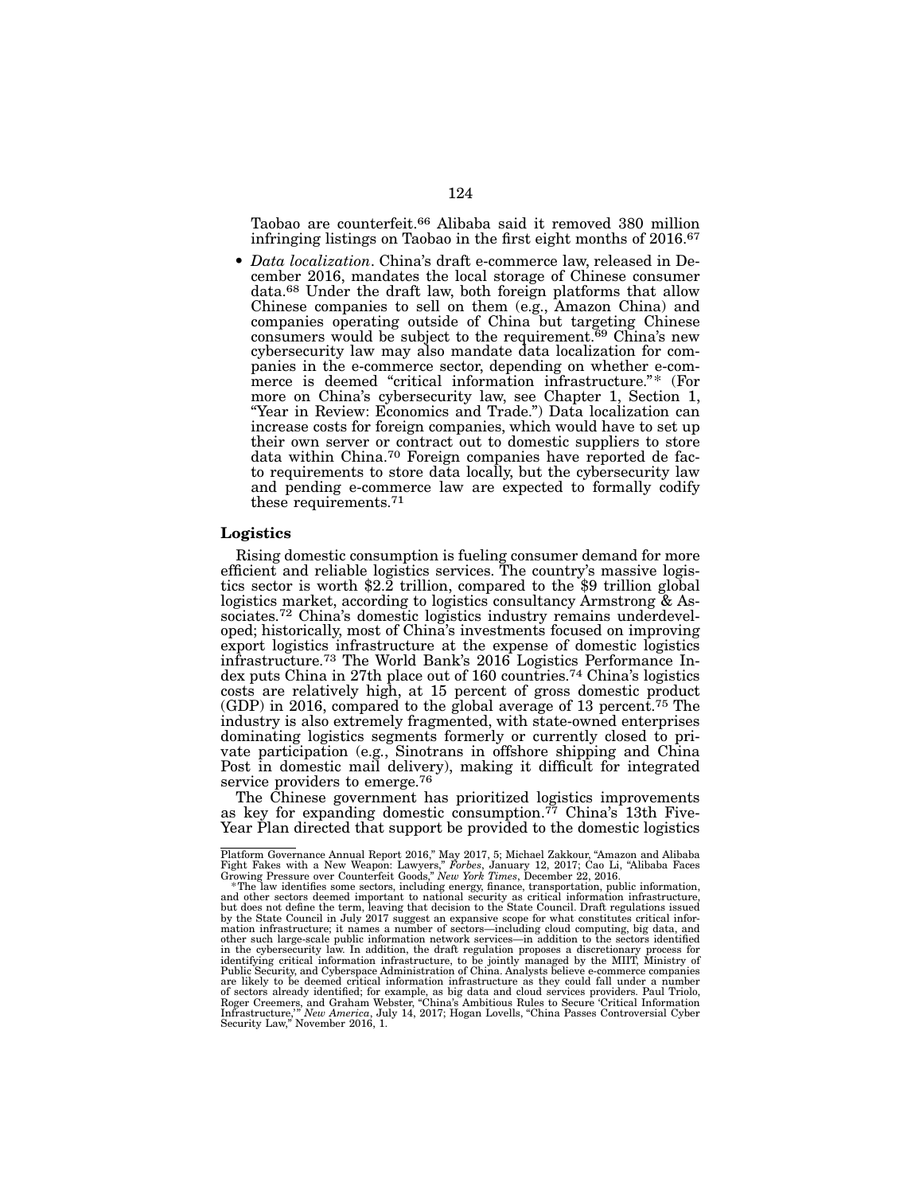Taobao are counterfeit.[66] Alibaba said it removed 380 million infringing listings on Taobao in the first eight months of 2016.[67]

- *Data localization*. China's draft e-commerce law, released in December 2016, mandates the local storage of Chinese consumer data.[68] Under the draft law, both foreign platforms that allow Chinese companies to sell on them (e.g., Amazon China) and companies operating outside of China but targeting Chinese consumers would be subject to the requirement.[69] China's new cybersecurity law may also mandate data localization for companies in the e-commerce sector, depending on whether e-commerce is deemed "critical information infrastructure."* (For more on China's cybersecurity law, see Chapter 1, Section 1, "Year in Review: Economics and Trade.") Data localization can increase costs for foreign companies, which would have to set up their own server or contract out to domestic suppliers to store data within China.[70] Foreign companies have reported de facto requirements to store data locally, but the cybersecurity law and pending e-commerce law are expected to formally codify these requirements.[71]

### Logistics

Rising domestic consumption is fueling consumer demand for more efficient and reliable logistics services. The country's massive logistics sector is worth $2.2 trillion, compared to the $9 trillion global logistics market, according to logistics consultancy Armstrong & Associates.[72] China's domestic logistics industry remains underdeveloped; historically, most of China's investments focused on improving export logistics infrastructure at the expense of domestic logistics infrastructure.[73] The World Bank's 2016 Logistics Performance Index puts China in 27th place out of 160 countries.[74] China's logistics costs are relatively high, at 15 percent of gross domestic product (GDP) in 2016, compared to the global average of 13 percent.[75] The industry is also extremely fragmented, with state-owned enterprises dominating logistics segments formerly or currently closed to private participation (e.g., Sinotrans in offshore shipping and China Post in domestic mail delivery), making it difficult for integrated service providers to emerge.[76]

The Chinese government has prioritized logistics improvements as key for expanding domestic consumption.[77] China's 13th Five-Year Plan directed that support be provided to the domestic logistics

---

Platform Governance Annual Report 2016," May 2017, 5; Michael Zakkour, "Amazon and Alibaba Fight Fakes with a New Weapon: Lawyers," *Forbes*, January 12, 2017; Cao Li, "Alibaba Faces Growing Pressure over Counterfeit Goods," *New York Times*, December 22, 2016.

*The law identifies some sectors, including energy, finance, transportation, public information, and other sectors deemed important to national security as critical information infrastructure, but does not define the term, leaving that decision to the State Council. Draft regulations issued by the State Council in July 2017 suggest an expansive scope for what constitutes critical information infrastructure; it names a number of sectors—including cloud computing, big data, and other such large-scale public information network services—in addition to the sectors identified in the cybersecurity law. In addition, the draft regulation proposes a discretionary process for identifying critical information infrastructure, to be jointly managed by the MIIT, Ministry of Public Security, and Cyberspace Administration of China. Analysts believe e-commerce companies are likely to be deemed critical information infrastructure as they could fall under a number of sectors already identified; for example, as big data and cloud services providers. Paul Triolo, Roger Creemers, and Graham Webster, "China's Ambitious Rules to Secure 'Critical Information Infrastructure,'" *New America*, July 14, 2017; Hogan Lovells, "China Passes Controversial Cyber Security Law," November 2016, 1.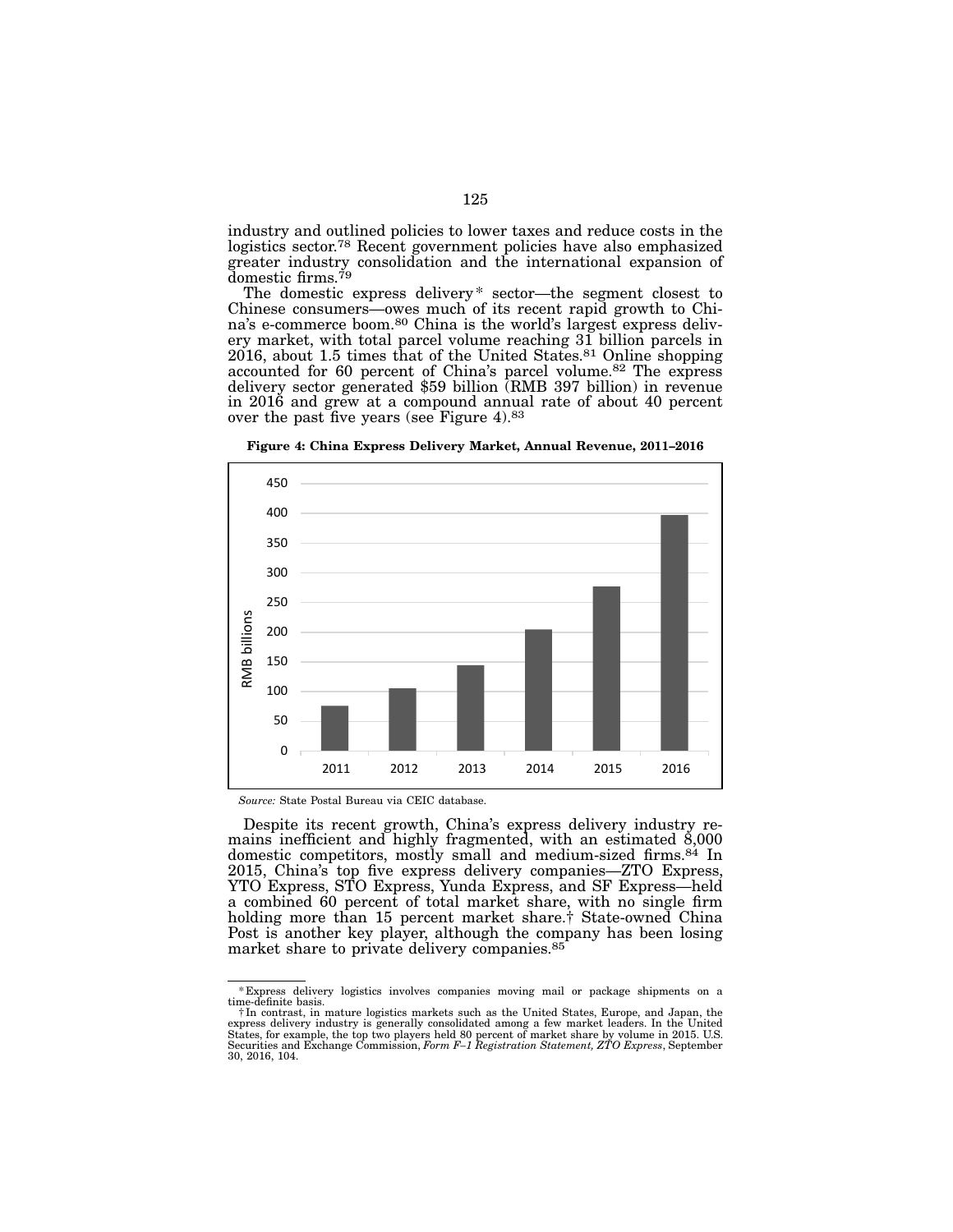industry and outlined policies to lower taxes and reduce costs in the logistics sector.[78] Recent government policies have also emphasized greater industry consolidation and the international expansion of domestic firms.[79]

The domestic express delivery* sector—the segment closest to Chinese consumers—owes much of its recent rapid growth to China's e-commerce boom.[80] China is the world's largest express delivery market, with total parcel volume reaching 31 billion parcels in 2016, about 1.5 times that of the United States.[81] Online shopping accounted for 60 percent of China's parcel volume.[82] The express delivery sector generated $59 billion (RMB 397 billion) in revenue in 2016 and grew at a compound annual rate of about 40 percent over the past five years (see Figure 4).[83]

**Figure 4: China Express Delivery Market, Annual Revenue, 2011–2016**

*Source:* State Postal Bureau via CEIC database.

Despite its recent growth, China's express delivery industry remains inefficient and highly fragmented, with an estimated 8,000 domestic competitors, mostly small and medium-sized firms.[84] In 2015, China's top five express delivery companies—ZTO Express, YTO Express, STO Express, Yunda Express, and SF Express—held a combined 60 percent of total market share, with no single firm holding more than 15 percent market share.† State-owned China Post is another key player, although the company has been losing market share to private delivery companies.[85]

---

\* Express delivery logistics involves companies moving mail or package shipments on a time-definite basis.

† In contrast, in mature logistics markets such as the United States, Europe, and Japan, the express delivery industry is generally consolidated among a few market leaders. In the United States, for example, the top two players held 80 percent of market share by volume in 2015. U.S. Securities and Exchange Commission, *Form F–1 Registration Statement, ZTO Express*, September 30, 2016, 104.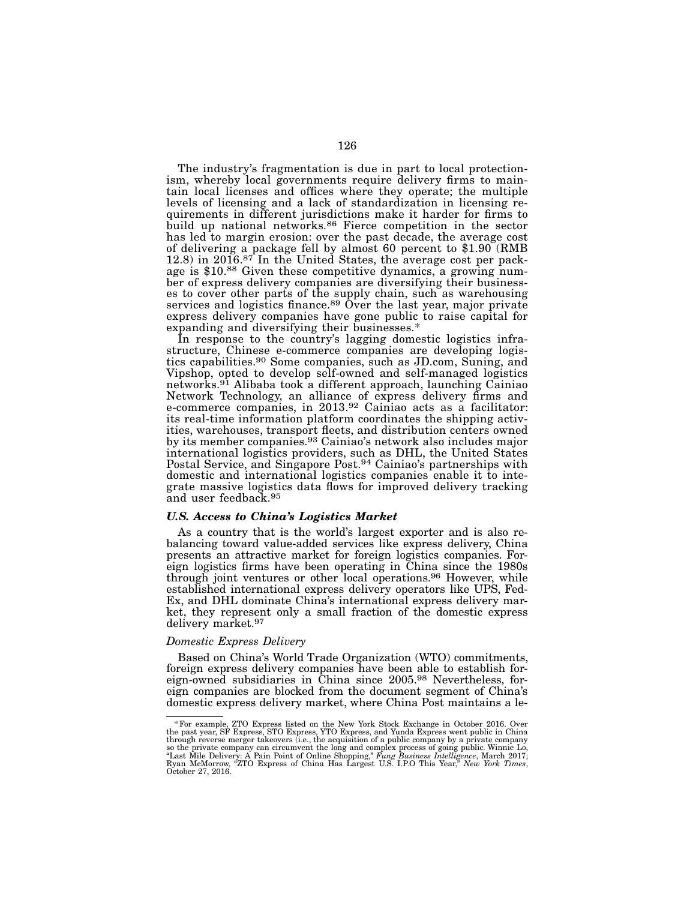The industry's fragmentation is due in part to local protectionism, whereby local governments require delivery firms to maintain local licenses and offices where they operate; the multiple levels of licensing and a lack of standardization in licensing requirements in different jurisdictions make it harder for firms to build up national networks.[86] Fierce competition in the sector has led to margin erosion: over the past decade, the average cost of delivering a package fell by almost 60 percent to $1.90 (RMB 12.8) in 2016.[87] In the United States, the average cost per package is $10.[88] Given these competitive dynamics, a growing number of express delivery companies are diversifying their businesses to cover other parts of the supply chain, such as warehousing services and logistics finance.[89] Over the last year, major private express delivery companies have gone public to raise capital for expanding and diversifying their businesses.*

In response to the country's lagging domestic logistics infrastructure, Chinese e-commerce companies are developing logistics capabilities.[90] Some companies, such as JD.com, Suning, and Vipshop, opted to develop self-owned and self-managed logistics networks.[91] Alibaba took a different approach, launching Cainiao Network Technology, an alliance of express delivery firms and e-commerce companies, in 2013.[92] Cainiao acts as a facilitator: its real-time information platform coordinates the shipping activities, warehouses, transport fleets, and distribution centers owned by its member companies.[93] Cainiao's network also includes major international logistics providers, such as DHL, the United States Postal Service, and Singapore Post.[94] Cainiao's partnerships with domestic and international logistics companies enable it to integrate massive logistics data flows for improved delivery tracking and user feedback.[95]

### *U.S. Access to China's Logistics Market*

As a country that is the world's largest exporter and is also rebalancing toward value-added services like express delivery, China presents an attractive market for foreign logistics companies. Foreign logistics firms have been operating in China since the 1980s through joint ventures or other local operations.[96] However, while established international express delivery operators like UPS, FedEx, and DHL dominate China's international express delivery market, they represent only a small fraction of the domestic express delivery market.[97]

#### *Domestic Express Delivery*

Based on China's World Trade Organization (WTO) commitments, foreign express delivery companies have been able to establish foreign-owned subsidiaries in China since 2005.[98] Nevertheless, foreign companies are blocked from the document segment of China's domestic express delivery market, where China Post maintains a le-

---

\* For example, ZTO Express listed on the New York Stock Exchange in October 2016. Over the past year, SF Express, STO Express, YTO Express, and Yunda Express went public in China through reverse merger takeovers (i.e., the acquisition of a public company by a private company so the private company can circumvent the long and complex process of going public. Winnie Lo, "Last Mile Delivery: A Pain Point of Online Shopping," *Fung Business Intelligence*, March 2017; Ryan McMorrow, "ZTO Express of China Has Largest U.S. I.P.O This Year," *New York Times*, October 27, 2016.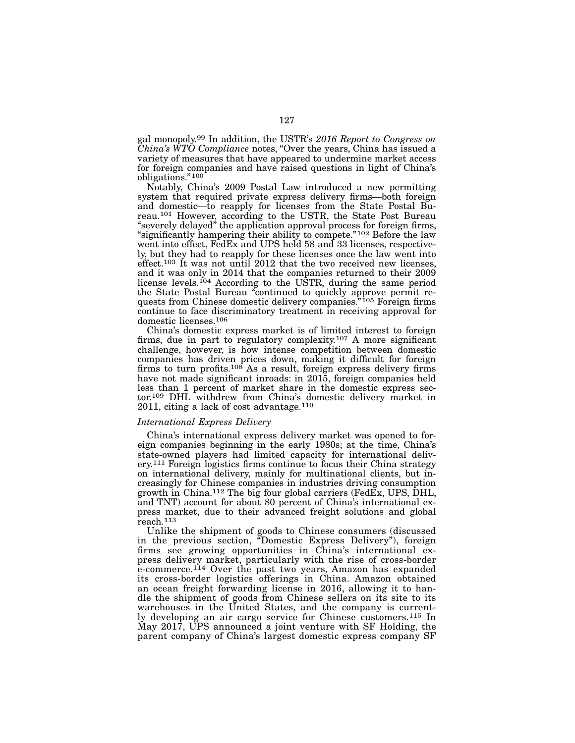gal monopoly.[99] In addition, the USTR's *2016 Report to Congress on China's WTO Compliance* notes, "Over the years, China has issued a variety of measures that have appeared to undermine market access for foreign companies and have raised questions in light of China's obligations."[100]

Notably, China's 2009 Postal Law introduced a new permitting system that required private express delivery firms—both foreign and domestic—to reapply for licenses from the State Postal Bureau.[101] However, according to the USTR, the State Post Bureau "severely delayed" the application approval process for foreign firms, "significantly hampering their ability to compete."[102] Before the law went into effect, FedEx and UPS held 58 and 33 licenses, respectively, but they had to reapply for these licenses once the law went into effect.[103] It was not until 2012 that the two received new licenses, and it was only in 2014 that the companies returned to their 2009 license levels.[104] According to the USTR, during the same period the State Postal Bureau "continued to quickly approve permit requests from Chinese domestic delivery companies."[105] Foreign firms continue to face discriminatory treatment in receiving approval for domestic licenses.[106]

China's domestic express market is of limited interest to foreign firms, due in part to regulatory complexity.[107] A more significant challenge, however, is how intense competition between domestic companies has driven prices down, making it difficult for foreign firms to turn profits.[108] As a result, foreign express delivery firms have not made significant inroads: in 2015, foreign companies held less than 1 percent of market share in the domestic express sector.[109] DHL withdrew from China's domestic delivery market in 2011, citing a lack of cost advantage.[110]

*International Express Delivery*

China's international express delivery market was opened to foreign companies beginning in the early 1980s; at the time, China's state-owned players had limited capacity for international delivery.[111] Foreign logistics firms continue to focus their China strategy on international delivery, mainly for multinational clients, but increasingly for Chinese companies in industries driving consumption growth in China.[112] The big four global carriers (FedEx, UPS, DHL, and TNT) account for about 80 percent of China's international express market, due to their advanced freight solutions and global reach.[113]

Unlike the shipment of goods to Chinese consumers (discussed in the previous section, "Domestic Express Delivery"), foreign firms see growing opportunities in China's international express delivery market, particularly with the rise of cross-border e-commerce.[114] Over the past two years, Amazon has expanded its cross-border logistics offerings in China. Amazon obtained an ocean freight forwarding license in 2016, allowing it to handle the shipment of goods from Chinese sellers on its site to its warehouses in the United States, and the company is currently developing an air cargo service for Chinese customers.[115] In May 2017, UPS announced a joint venture with SF Holding, the parent company of China's largest domestic express company SF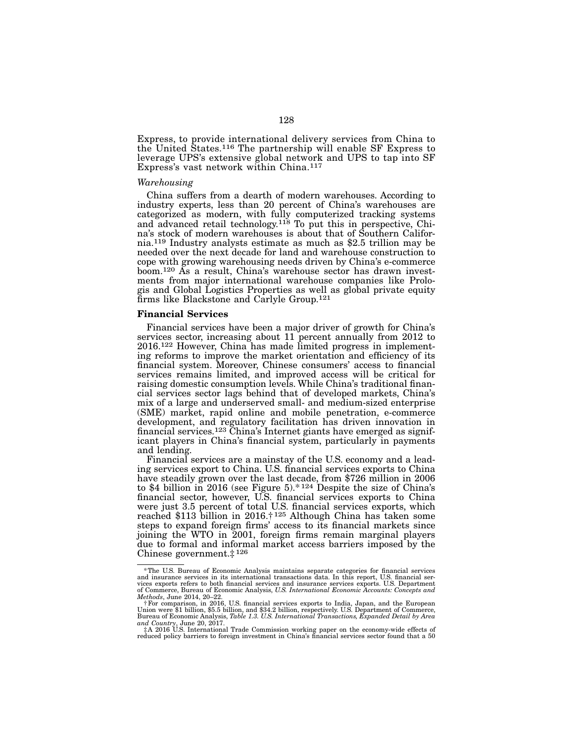Express, to provide international delivery services from China to the United States.[116] The partnership will enable SF Express to leverage UPS's extensive global network and UPS to tap into SF Express's vast network within China.[117]

*Warehousing*

China suffers from a dearth of modern warehouses. According to industry experts, less than 20 percent of China's warehouses are categorized as modern, with fully computerized tracking systems and advanced retail technology.[118] To put this in perspective, China's stock of modern warehouses is about that of Southern California.[119] Industry analysts estimate as much as $2.5 trillion may be needed over the next decade for land and warehouse construction to cope with growing warehousing needs driven by China's e-commerce boom.[120] As a result, China's warehouse sector has drawn investments from major international warehouse companies like Prologis and Global Logistics Properties as well as global private equity firms like Blackstone and Carlyle Group.[121]

**Financial Services**

Financial services have been a major driver of growth for China's services sector, increasing about 11 percent annually from 2012 to 2016.[122] However, China has made limited progress in implementing reforms to improve the market orientation and efficiency of its financial system. Moreover, Chinese consumers' access to financial services remains limited, and improved access will be critical for raising domestic consumption levels. While China's traditional financial services sector lags behind that of developed markets, China's mix of a large and underserved small- and medium-sized enterprise (SME) market, rapid online and mobile penetration, e-commerce development, and regulatory facilitation has driven innovation in financial services.[123] China's Internet giants have emerged as significant players in China's financial system, particularly in payments and lending.

Financial services are a mainstay of the U.S. economy and a leading services export to China. U.S. financial services exports to China have steadily grown over the last decade, from $726 million in 2006 to $4 billion in 2016 (see Figure 5).*[124] Despite the size of China's financial sector, however, U.S. financial services exports to China were just 3.5 percent of total U.S. financial services exports, which reached $113 billion in 2016.†[125] Although China has taken some steps to expand foreign firms' access to its financial markets since joining the WTO in 2001, foreign firms remain marginal players due to formal and informal market access barriers imposed by the Chinese government.‡[126]

---

*The U.S. Bureau of Economic Analysis maintains separate categories for financial services and insurance services in its international transactions data. In this report, U.S. financial services exports refers to both financial services and insurance services exports. U.S. Department of Commerce, Bureau of Economic Analysis, *U.S. International Economic Accounts: Concepts and Methods*, June 2014, 20–22.

†For comparison, in 2016, U.S. financial services exports to India, Japan, and the European Union were $1 billion, $5.5 billion, and $34.2 billion, respectively. U.S. Department of Commerce, Bureau of Economic Analysis, *Table 1.3. U.S. International Transactions, Expanded Detail by Area and Country*, June 20, 2017.

‡A 2016 U.S. International Trade Commission working paper on the economy-wide effects of reduced policy barriers to foreign investment in China's financial services sector found that a 50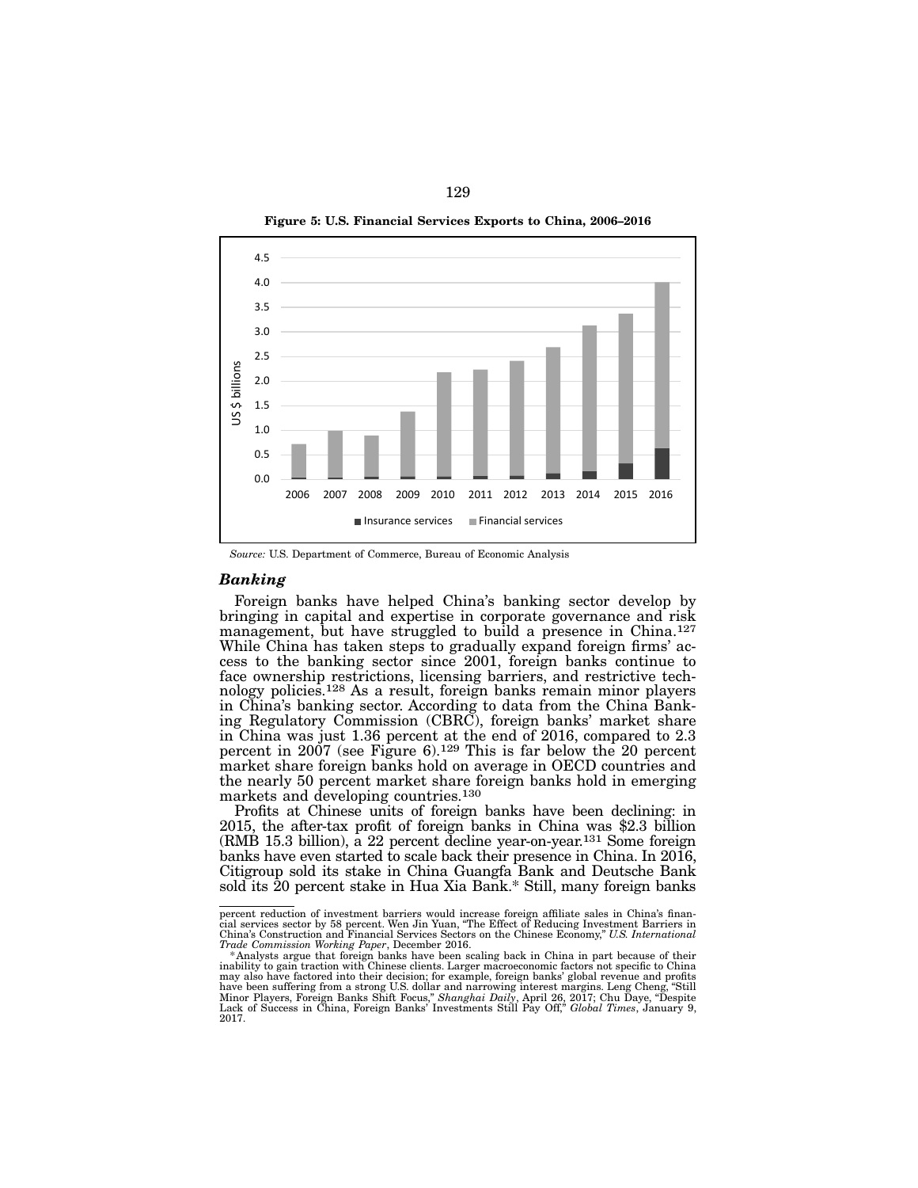**Figure 5: U.S. Financial Services Exports to China, 2006–2016**

*Source:* U.S. Department of Commerce, Bureau of Economic Analysis

### *Banking*

Foreign banks have helped China's banking sector develop by bringing in capital and expertise in corporate governance and risk management, but have struggled to build a presence in China.[127] While China has taken steps to gradually expand foreign firms' access to the banking sector since 2001, foreign banks continue to face ownership restrictions, licensing barriers, and restrictive technology policies.[128] As a result, foreign banks remain minor players in China's banking sector. According to data from the China Banking Regulatory Commission (CBRC), foreign banks' market share in China was just 1.36 percent at the end of 2016, compared to 2.3 percent in 2007 (see Figure 6).[129] This is far below the 20 percent market share foreign banks hold on average in OECD countries and the nearly 50 percent market share foreign banks hold in emerging markets and developing countries.[130]

Profits at Chinese units of foreign banks have been declining: in 2015, the after-tax profit of foreign banks in China was $2.3 billion (RMB 15.3 billion), a 22 percent decline year-on-year.[131] Some foreign banks have even started to scale back their presence in China. In 2016, Citigroup sold its stake in China Guangfa Bank and Deutsche Bank sold its 20 percent stake in Hua Xia Bank.* Still, many foreign banks

---

percent reduction of investment barriers would increase foreign affiliate sales in China's financial services sector by 58 percent. Wen Jin Yuan, "The Effect of Reducing Investment Barriers in China's Construction and Financial Services Sectors on the Chinese Economy," *U.S. International Trade Commission Working Paper*, December 2016.

*Analysts argue that foreign banks have been scaling back in China in part because of their inability to gain traction with Chinese clients. Larger macroeconomic factors not specific to China may also have factored into their decision; for example, foreign banks' global revenue and profits have been suffering from a strong U.S. dollar and narrowing interest margins. Leng Cheng, "Still Minor Players, Foreign Banks Shift Focus," *Shanghai Daily*, April 26, 2017; Chu Daye, "Despite Lack of Success in China, Foreign Banks' Investments Still Pay Off," *Global Times*, January 9, 2017.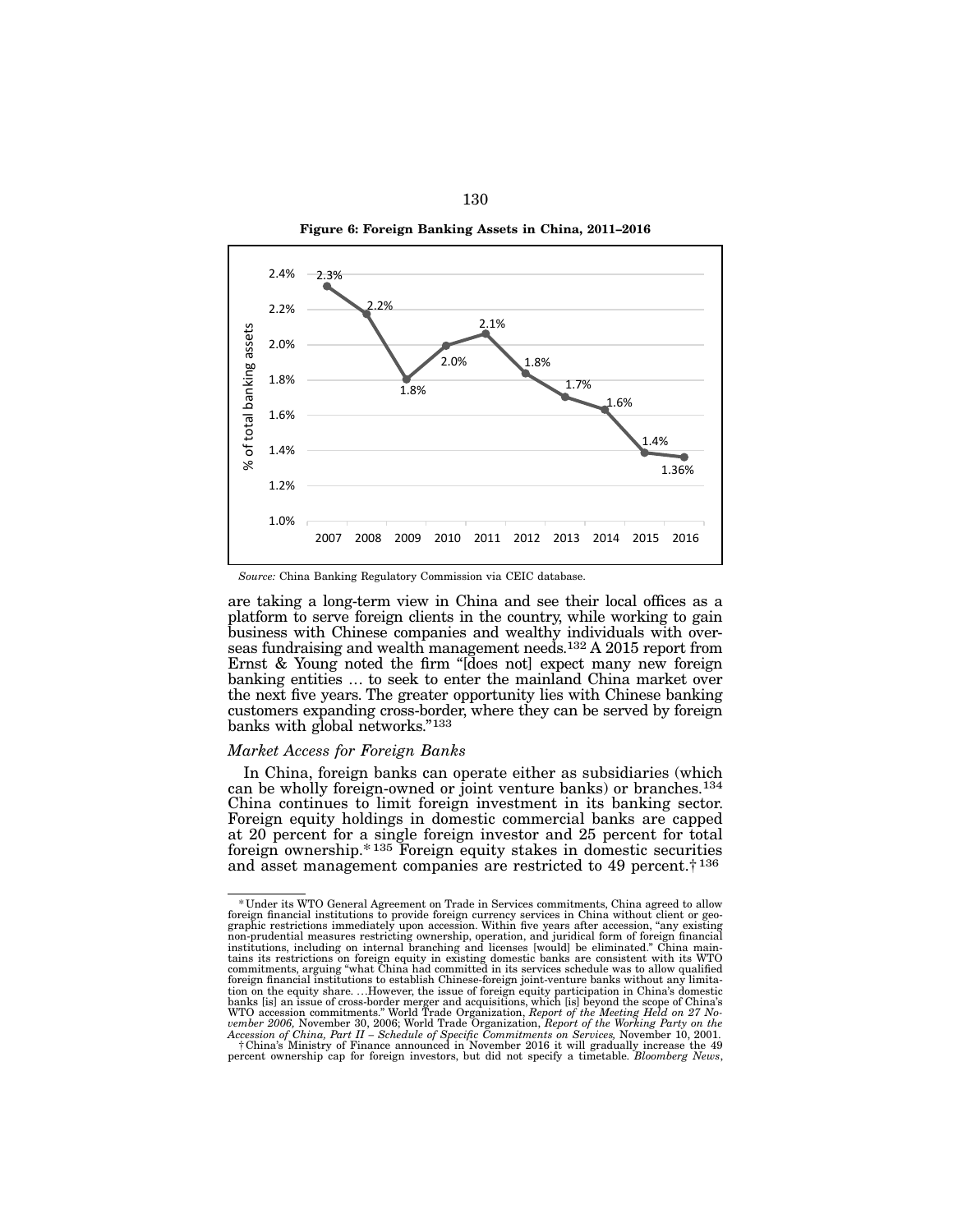**Figure 6: Foreign Banking Assets in China, 2011–2016**

| Year | % of total banking assets |
|---|---|
| 2007 | 2.3% |
| 2008 | 2.2% |
| 2009 | 1.8% |
| 2010 | 2.0% |
| 2011 | 2.1% |
| 2012 | 1.8% |
| 2013 | 1.7% |
| 2014 | 1.6% |
| 2015 | 1.4% |
| 2016 | 1.36% |

*Source:* China Banking Regulatory Commission via CEIC database.

are taking a long-term view in China and see their local offices as a platform to serve foreign clients in the country, while working to gain business with Chinese companies and wealthy individuals with overseas fundraising and wealth management needs.[132] A 2015 report from Ernst & Young noted the firm "[does not] expect many new foreign banking entities ... to seek to enter the mainland China market over the next five years. The greater opportunity lies with Chinese banking customers expanding cross-border, where they can be served by foreign banks with global networks."[133]

### *Market Access for Foreign Banks*

In China, foreign banks can operate either as subsidiaries (which can be wholly foreign-owned or joint venture banks) or branches.[134] China continues to limit foreign investment in its banking sector. Foreign equity holdings in domestic commercial banks are capped at 20 percent for a single foreign investor and 25 percent for total foreign ownership.[*][135] Foreign equity stakes in domestic securities and asset management companies are restricted to 49 percent.[†][136]

---

[*] Under its WTO General Agreement on Trade in Services commitments, China agreed to allow foreign financial institutions to provide foreign currency services in China without client or geographic restrictions immediately upon accession. Within five years after accession, "any existing non-prudential measures restricting ownership, operation, and juridical form of foreign financial institutions, including on internal branching and licenses [would] be eliminated." China maintains its restrictions on foreign equity in existing domestic banks are consistent with its WTO commitments, arguing "what China had committed in its services schedule was to allow qualified foreign financial institutions to establish Chinese-foreign joint-venture banks without any limitation on the equity share. ...However, the issue of foreign equity participation in China's domestic banks [is] an issue of cross-border merger and acquisitions, which [is] beyond the scope of China's WTO accession commitments." World Trade Organization, *Report of the Meeting Held on 27 November 2006,* November 30, 2006; World Trade Organization, *Report of the Working Party on the Accession of China, Part II – Schedule of Specific Commitments on Services,* November 10, 2001.

[†] China's Ministry of Finance announced in November 2016 it will gradually increase the 49 percent ownership cap for foreign investors, but did not specify a timetable. *Bloomberg News*,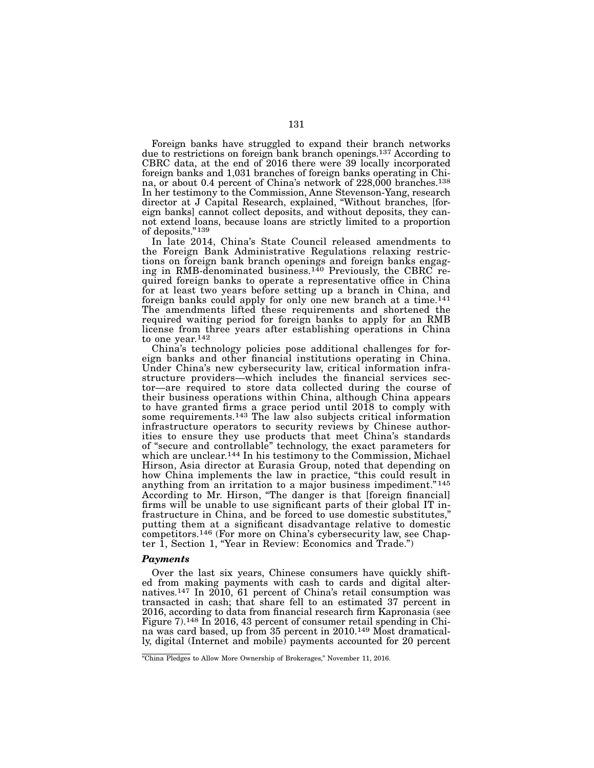Foreign banks have struggled to expand their branch networks due to restrictions on foreign bank branch openings.[137] According to CBRC data, at the end of 2016 there were 39 locally incorporated foreign banks and 1,031 branches of foreign banks operating in China, or about 0.4 percent of China's network of 228,000 branches.[138] In her testimony to the Commission, Anne Stevenson-Yang, research director at J Capital Research, explained, "Without branches, [foreign banks] cannot collect deposits, and without deposits, they cannot extend loans, because loans are strictly limited to a proportion of deposits."[139]

In late 2014, China's State Council released amendments to the Foreign Bank Administrative Regulations relaxing restrictions on foreign bank branch openings and foreign banks engaging in RMB-denominated business.[140] Previously, the CBRC required foreign banks to operate a representative office in China for at least two years before setting up a branch in China, and foreign banks could apply for only one new branch at a time.[141] The amendments lifted these requirements and shortened the required waiting period for foreign banks to apply for an RMB license from three years after establishing operations in China to one year.[142]

China's technology policies pose additional challenges for foreign banks and other financial institutions operating in China. Under China's new cybersecurity law, critical information infrastructure providers—which includes the financial services sector—are required to store data collected during the course of their business operations within China, although China appears to have granted firms a grace period until 2018 to comply with some requirements.[143] The law also subjects critical information infrastructure operators to security reviews by Chinese authorities to ensure they use products that meet China's standards of "secure and controllable" technology, the exact parameters for which are unclear.[144] In his testimony to the Commission, Michael Hirson, Asia director at Eurasia Group, noted that depending on how China implements the law in practice, "this could result in anything from an irritation to a major business impediment."[145] According to Mr. Hirson, "The danger is that [foreign financial] firms will be unable to use significant parts of their global IT infrastructure in China, and be forced to use domestic substitutes," putting them at a significant disadvantage relative to domestic competitors.[146] (For more on China's cybersecurity law, see Chapter 1, Section 1, "Year in Review: Economics and Trade.")

### *Payments*

Over the last six years, Chinese consumers have quickly shifted from making payments with cash to cards and digital alternatives.[147] In 2010, 61 percent of China's retail consumption was transacted in cash; that share fell to an estimated 37 percent in 2016, according to data from financial research firm Kapronasia (see Figure 7).[148] In 2016, 43 percent of consumer retail spending in China was card based, up from 35 percent in 2010.[149] Most dramatically, digital (Internet and mobile) payments accounted for 20 percent

---

"China Pledges to Allow More Ownership of Brokerages," November 11, 2016.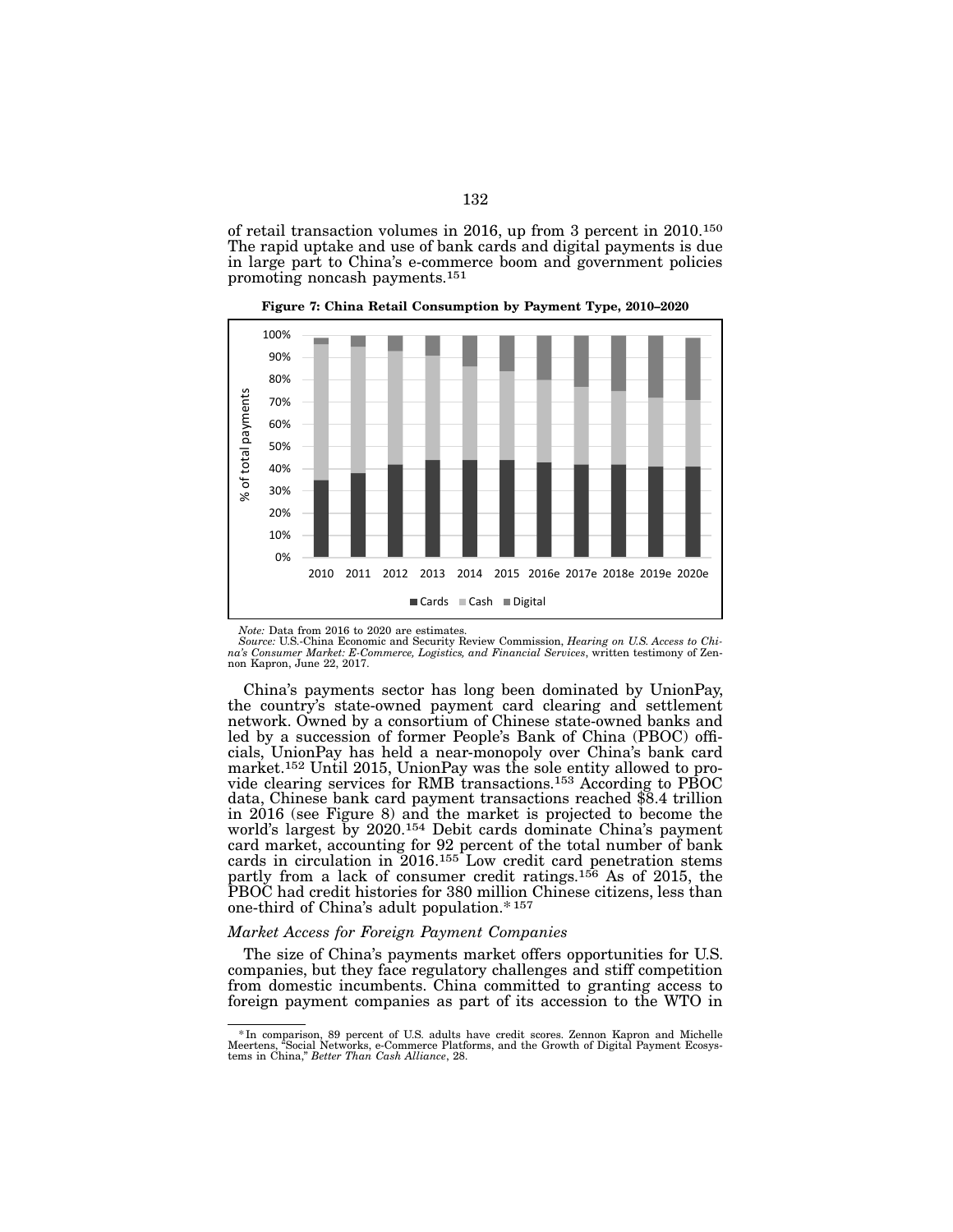of retail transaction volumes in 2016, up from 3 percent in 2010.[150] The rapid uptake and use of bank cards and digital payments is due in large part to China's e-commerce boom and government policies promoting noncash payments.[151]

**Figure 7: China Retail Consumption by Payment Type, 2010–2020**

*Note:* Data from 2016 to 2020 are estimates.
*Source:* U.S.-China Economic and Security Review Commission, *Hearing on U.S. Access to China's Consumer Market: E-Commerce, Logistics, and Financial Services*, written testimony of Zennon Kapron, June 22, 2017.

China's payments sector has long been dominated by UnionPay, the country's state-owned payment card clearing and settlement network. Owned by a consortium of Chinese state-owned banks and led by a succession of former People's Bank of China (PBOC) officials, UnionPay has held a near-monopoly over China's bank card market.[152] Until 2015, UnionPay was the sole entity allowed to provide clearing services for RMB transactions.[153] According to PBOC data, Chinese bank card payment transactions reached $8.4 trillion in 2016 (see Figure 8) and the market is projected to become the world's largest by 2020.[154] Debit cards dominate China's payment card market, accounting for 92 percent of the total number of bank cards in circulation in 2016.[155] Low credit card penetration stems partly from a lack of consumer credit ratings.[156] As of 2015, the PBOC had credit histories for 380 million Chinese citizens, less than one-third of China's adult population.* [157]

### *Market Access for Foreign Payment Companies*

The size of China's payments market offers opportunities for U.S. companies, but they face regulatory challenges and stiff competition from domestic incumbents. China committed to granting access to foreign payment companies as part of its accession to the WTO in

\* In comparison, 89 percent of U.S. adults have credit scores. Zennon Kapron and Michelle Meertens, "Social Networks, e-Commerce Platforms, and the Growth of Digital Payment Ecosystems in China," *Better Than Cash Alliance*, 28.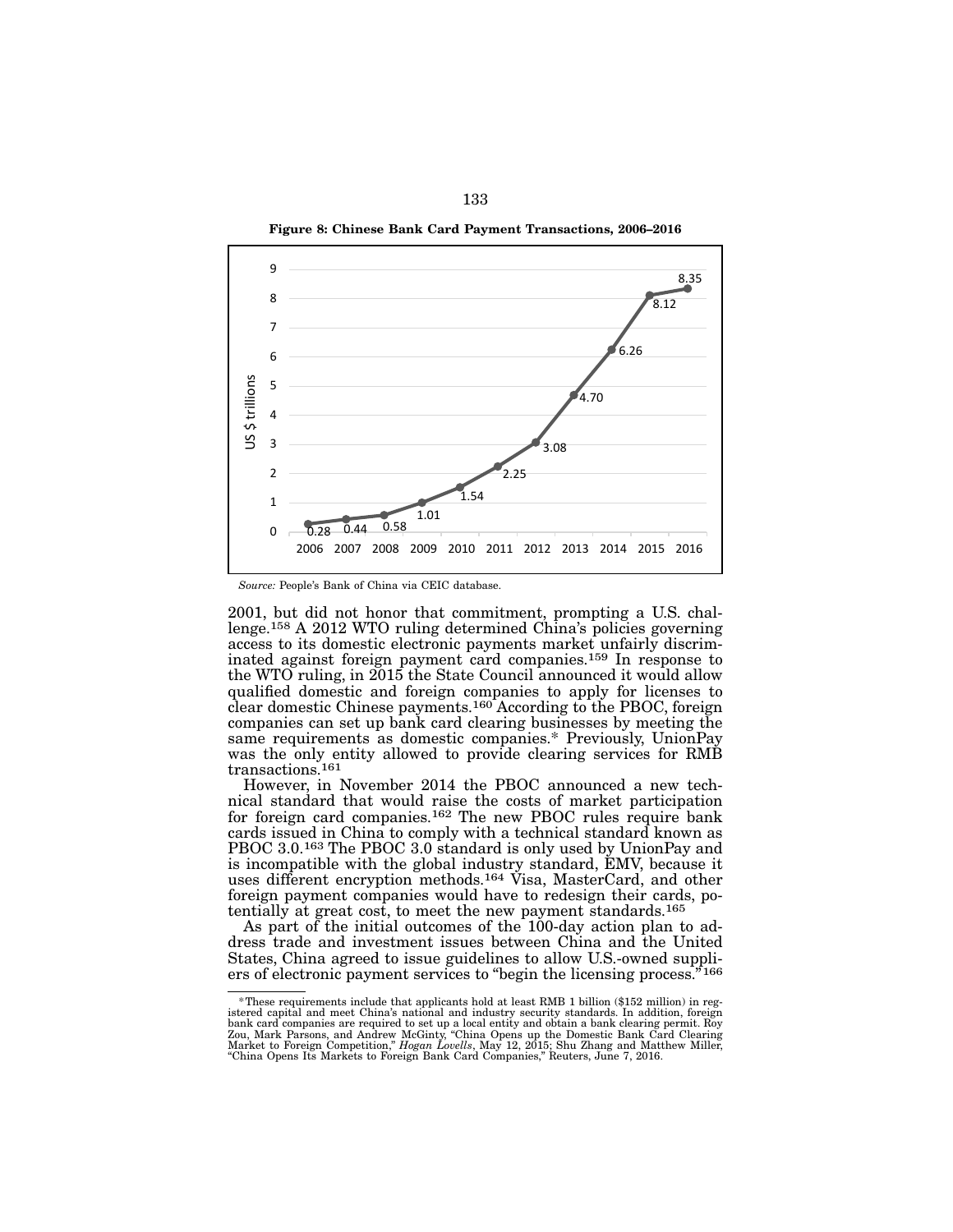**Figure 8: Chinese Bank Card Payment Transactions, 2006–2016**

| Year | US $ trillions |
|---|---|
| 2006 | 0.28 |
| 2007 | 0.44 |
| 2008 | 0.58 |
| 2009 | 1.01 |
| 2010 | 1.54 |
| 2011 | 2.25 |
| 2012 | 3.08 |
| 2013 | 4.70 |
| 2014 | 6.26 |
| 2015 | 8.12 |
| 2016 | 8.35 |

*Source:* People's Bank of China via CEIC database.

2001, but did not honor that commitment, prompting a U.S. challenge.[158] A 2012 WTO ruling determined China's policies governing access to its domestic electronic payments market unfairly discriminated against foreign payment card companies.[159] In response to the WTO ruling, in 2015 the State Council announced it would allow qualified domestic and foreign companies to apply for licenses to clear domestic Chinese payments.[160] According to the PBOC, foreign companies can set up bank card clearing businesses by meeting the same requirements as domestic companies.* Previously, UnionPay was the only entity allowed to provide clearing services for RMB transactions.[161]

However, in November 2014 the PBOC announced a new technical standard that would raise the costs of market participation for foreign card companies.[162] The new PBOC rules require bank cards issued in China to comply with a technical standard known as PBOC 3.0.[163] The PBOC 3.0 standard is only used by UnionPay and is incompatible with the global industry standard, EMV, because it uses different encryption methods.[164] Visa, MasterCard, and other foreign payment companies would have to redesign their cards, potentially at great cost, to meet the new payment standards.[165]

As part of the initial outcomes of the 100-day action plan to address trade and investment issues between China and the United States, China agreed to issue guidelines to allow U.S.-owned suppliers of electronic payment services to "begin the licensing process."[166]

---

*These requirements include that applicants hold at least RMB 1 billion ($152 million) in registered capital and meet China's national and industry security standards. In addition, foreign bank card companies are required to set up a local entity and obtain a bank clearing permit. Roy Zou, Mark Parsons, and Andrew McGinty, "China Opens up the Domestic Bank Card Clearing Market to Foreign Competition," *Hogan Lovells*, May 12, 2015; Shu Zhang and Matthew Miller, "China Opens Its Markets to Foreign Bank Card Companies," Reuters, June 7, 2016.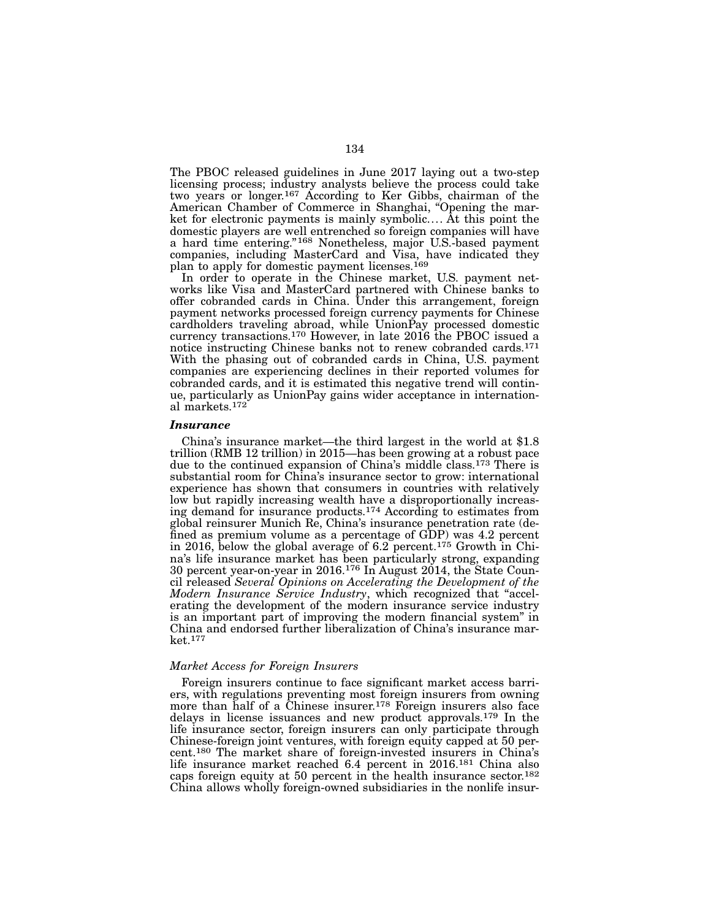The PBOC released guidelines in June 2017 laying out a two-step licensing process; industry analysts believe the process could take two years or longer.[167] According to Ker Gibbs, chairman of the American Chamber of Commerce in Shanghai, "Opening the market for electronic payments is mainly symbolic.... At this point the domestic players are well entrenched so foreign companies will have a hard time entering."[168] Nonetheless, major U.S.-based payment companies, including MasterCard and Visa, have indicated they plan to apply for domestic payment licenses.[169]

In order to operate in the Chinese market, U.S. payment networks like Visa and MasterCard partnered with Chinese banks to offer cobranded cards in China. Under this arrangement, foreign payment networks processed foreign currency payments for Chinese cardholders traveling abroad, while UnionPay processed domestic currency transactions.[170] However, in late 2016 the PBOC issued a notice instructing Chinese banks not to renew cobranded cards.[171] With the phasing out of cobranded cards in China, U.S. payment companies are experiencing declines in their reported volumes for cobranded cards, and it is estimated this negative trend will continue, particularly as UnionPay gains wider acceptance in international markets.[172]

### *Insurance*

China's insurance market—the third largest in the world at $1.8 trillion (RMB 12 trillion) in 2015—has been growing at a robust pace due to the continued expansion of China's middle class.[173] There is substantial room for China's insurance sector to grow: international experience has shown that consumers in countries with relatively low but rapidly increasing wealth have a disproportionally increasing demand for insurance products.[174] According to estimates from global reinsurer Munich Re, China's insurance penetration rate (defined as premium volume as a percentage of GDP) was 4.2 percent in 2016, below the global average of 6.2 percent.[175] Growth in China's life insurance market has been particularly strong, expanding 30 percent year-on-year in 2016.[176] In August 2014, the State Council released *Several Opinions on Accelerating the Development of the Modern Insurance Service Industry*, which recognized that "accelerating the development of the modern insurance service industry is an important part of improving the modern financial system" in China and endorsed further liberalization of China's insurance market.[177]

#### *Market Access for Foreign Insurers*

Foreign insurers continue to face significant market access barriers, with regulations preventing most foreign insurers from owning more than half of a Chinese insurer.[178] Foreign insurers also face delays in license issuances and new product approvals.[179] In the life insurance sector, foreign insurers can only participate through Chinese-foreign joint ventures, with foreign equity capped at 50 percent.[180] The market share of foreign-invested insurers in China's life insurance market reached 6.4 percent in 2016.[181] China also caps foreign equity at 50 percent in the health insurance sector.[182] China allows wholly foreign-owned subsidiaries in the nonlife insur-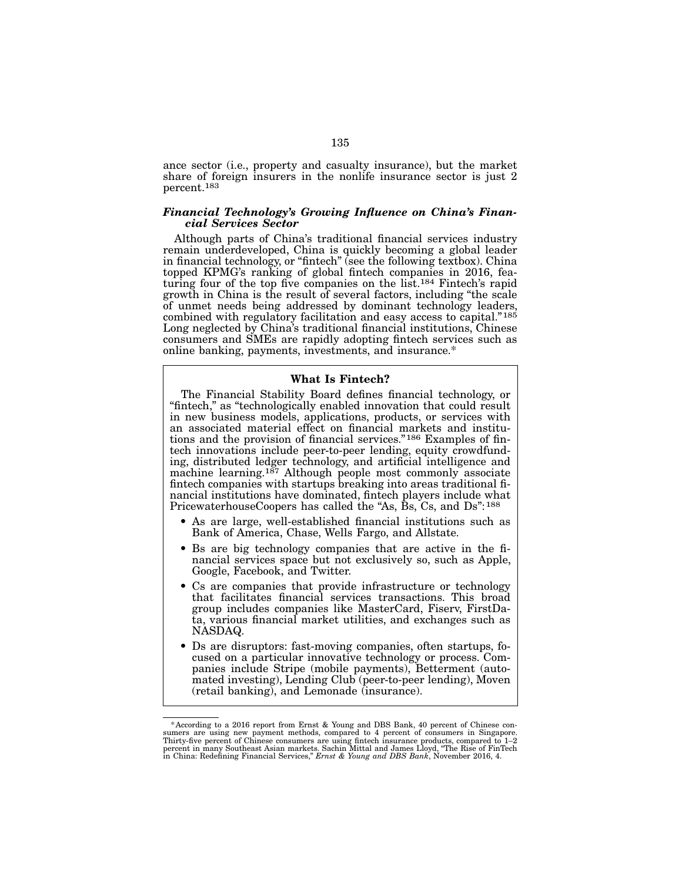ance sector (i.e., property and casualty insurance), but the market share of foreign insurers in the nonlife insurance sector is just 2 percent.[183]

### *Financial Technology's Growing Influence on China's Financial Services Sector*

Although parts of China's traditional financial services industry remain underdeveloped, China is quickly becoming a global leader in financial technology, or "fintech" (see the following textbox). China topped KPMG's ranking of global fintech companies in 2016, featuring four of the top five companies on the list.[184] Fintech's rapid growth in China is the result of several factors, including "the scale of unmet needs being addressed by dominant technology leaders, combined with regulatory facilitation and easy access to capital."[185] Long neglected by China's traditional financial institutions, Chinese consumers and SMEs are rapidly adopting fintech services such as online banking, payments, investments, and insurance.*

> **What Is Fintech?**
>
> The Financial Stability Board defines financial technology, or "fintech," as "technologically enabled innovation that could result in new business models, applications, products, or services with an associated material effect on financial markets and institutions and the provision of financial services."[186] Examples of fintech innovations include peer-to-peer lending, equity crowdfunding, distributed ledger technology, and artificial intelligence and machine learning.[187] Although people most commonly associate fintech companies with startups breaking into areas traditional financial institutions have dominated, fintech players include what PricewaterhouseCoopers has called the "As, Bs, Cs, and Ds":[188]
>
> - As are large, well-established financial institutions such as Bank of America, Chase, Wells Fargo, and Allstate.
> - Bs are big technology companies that are active in the financial services space but not exclusively so, such as Apple, Google, Facebook, and Twitter.
> - Cs are companies that provide infrastructure or technology that facilitates financial services transactions. This broad group includes companies like MasterCard, Fiserv, FirstData, various financial market utilities, and exchanges such as NASDAQ.
> - Ds are disruptors: fast-moving companies, often startups, focused on a particular innovative technology or process. Companies include Stripe (mobile payments), Betterment (automated investing), Lending Club (peer-to-peer lending), Moven (retail banking), and Lemonade (insurance).

---

*According to a 2016 report from Ernst & Young and DBS Bank, 40 percent of Chinese consumers are using new payment methods, compared to 4 percent of consumers in Singapore. Thirty-five percent of Chinese consumers are using fintech insurance products, compared to 1–2 percent in many Southeast Asian markets. Sachin Mittal and James Lloyd, "The Rise of FinTech in China: Redefining Financial Services," *Ernst & Young and DBS Bank*, November 2016, 4.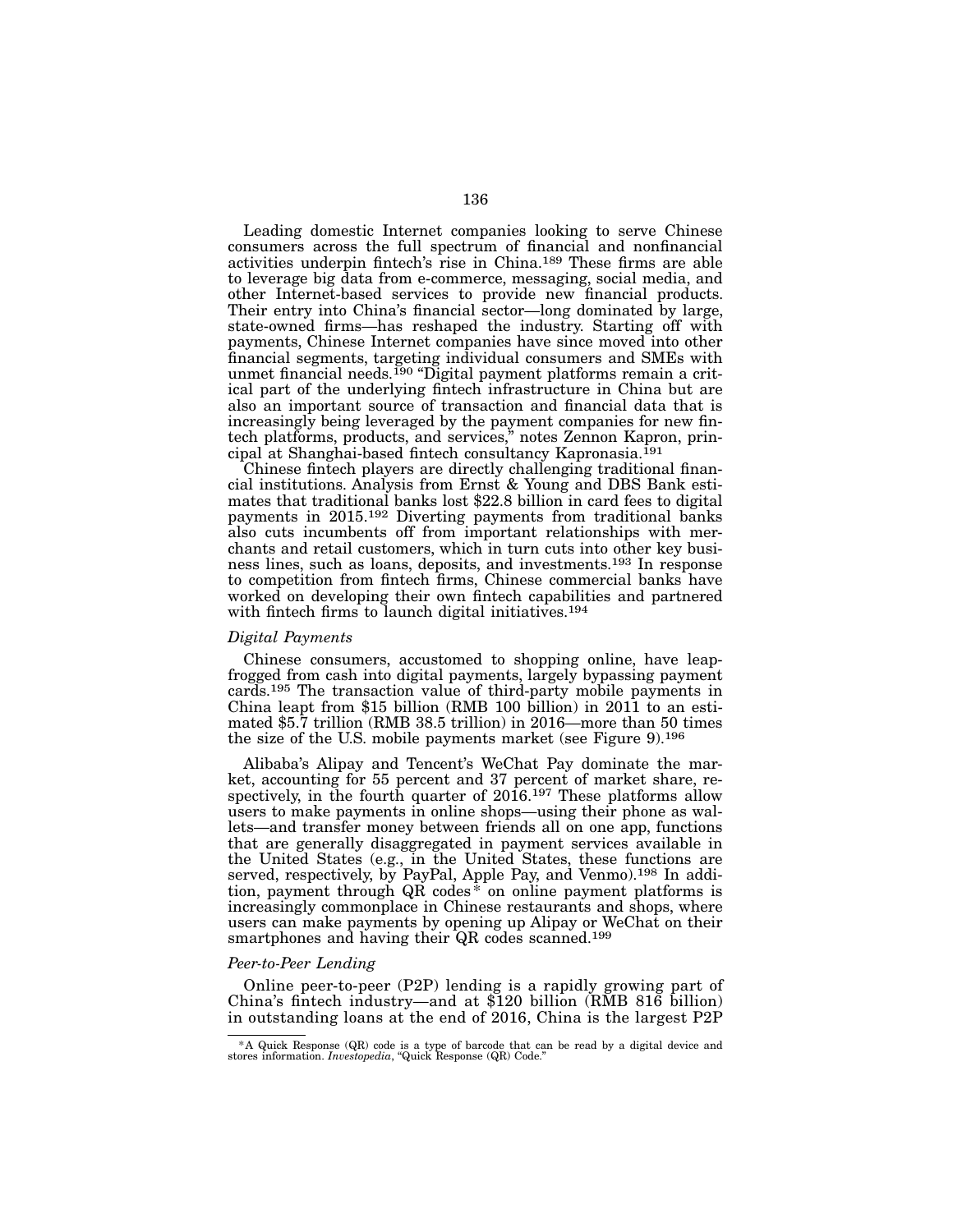Leading domestic Internet companies looking to serve Chinese consumers across the full spectrum of financial and nonfinancial activities underpin fintech's rise in China.[189] These firms are able to leverage big data from e-commerce, messaging, social media, and other Internet-based services to provide new financial products. Their entry into China's financial sector—long dominated by large, state-owned firms—has reshaped the industry. Starting off with payments, Chinese Internet companies have since moved into other financial segments, targeting individual consumers and SMEs with unmet financial needs.[190] "Digital payment platforms remain a critical part of the underlying fintech infrastructure in China but are also an important source of transaction and financial data that is increasingly being leveraged by the payment companies for new fintech platforms, products, and services," notes Zennon Kapron, principal at Shanghai-based fintech consultancy Kapronasia.[191]

Chinese fintech players are directly challenging traditional financial institutions. Analysis from Ernst & Young and DBS Bank estimates that traditional banks lost $22.8 billion in card fees to digital payments in 2015.[192] Diverting payments from traditional banks also cuts incumbents off from important relationships with merchants and retail customers, which in turn cuts into other key business lines, such as loans, deposits, and investments.[193] In response to competition from fintech firms, Chinese commercial banks have worked on developing their own fintech capabilities and partnered with fintech firms to launch digital initiatives.[194]

### *Digital Payments*

Chinese consumers, accustomed to shopping online, have leapfrogged from cash into digital payments, largely bypassing payment cards.[195] The transaction value of third-party mobile payments in China leapt from $15 billion (RMB 100 billion) in 2011 to an estimated $5.7 trillion (RMB 38.5 trillion) in 2016—more than 50 times the size of the U.S. mobile payments market (see Figure 9).[196]

Alibaba's Alipay and Tencent's WeChat Pay dominate the market, accounting for 55 percent and 37 percent of market share, respectively, in the fourth quarter of 2016.[197] These platforms allow users to make payments in online shops—using their phone as wallets—and transfer money between friends all on one app, functions that are generally disaggregated in payment services available in the United States (e.g., in the United States, these functions are served, respectively, by PayPal, Apple Pay, and Venmo).[198] In addition, payment through QR codes* on online payment platforms is increasingly commonplace in Chinese restaurants and shops, where users can make payments by opening up Alipay or WeChat on their smartphones and having their QR codes scanned.[199]

### *Peer-to-Peer Lending*

Online peer-to-peer (P2P) lending is a rapidly growing part of China's fintech industry—and at $120 billion (RMB 816 billion) in outstanding loans at the end of 2016, China is the largest P2P

---

*A Quick Response (QR) code is a type of barcode that can be read by a digital device and stores information. *Investopedia*, "Quick Response (QR) Code."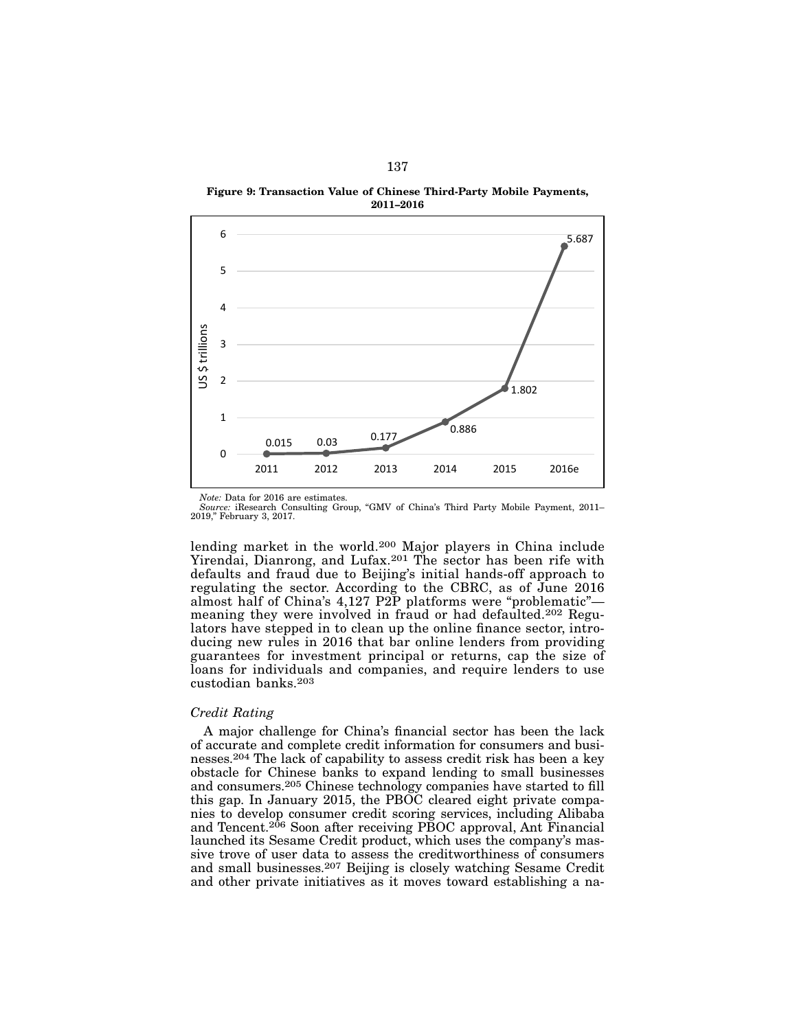**Figure 9: Transaction Value of Chinese Third-Party Mobile Payments, 2011–2016**

| Year | US $ trillions |
|---|---|
| 2011 | 0.015 |
| 2012 | 0.03 |
| 2013 | 0.177 |
| 2014 | 0.886 |
| 2015 | 1.802 |
| 2016e | 5.687 |

*Note:* Data for 2016 are estimates.
*Source:* iResearch Consulting Group, "GMV of China's Third Party Mobile Payment, 2011–2019," February 3, 2017.

lending market in the world.[200] Major players in China include Yirendai, Dianrong, and Lufax.[201] The sector has been rife with defaults and fraud due to Beijing's initial hands-off approach to regulating the sector. According to the CBRC, as of June 2016 almost half of China's 4,127 P2P platforms were "problematic"—meaning they were involved in fraud or had defaulted.[202] Regulators have stepped in to clean up the online finance sector, introducing new rules in 2016 that bar online lenders from providing guarantees for investment principal or returns, cap the size of loans for individuals and companies, and require lenders to use custodian banks.[203]

*Credit Rating*

A major challenge for China's financial sector has been the lack of accurate and complete credit information for consumers and businesses.[204] The lack of capability to assess credit risk has been a key obstacle for Chinese banks to expand lending to small businesses and consumers.[205] Chinese technology companies have started to fill this gap. In January 2015, the PBOC cleared eight private companies to develop consumer credit scoring services, including Alibaba and Tencent.[206] Soon after receiving PBOC approval, Ant Financial launched its Sesame Credit product, which uses the company's massive trove of user data to assess the creditworthiness of consumers and small businesses.[207] Beijing is closely watching Sesame Credit and other private initiatives as it moves toward establishing a na-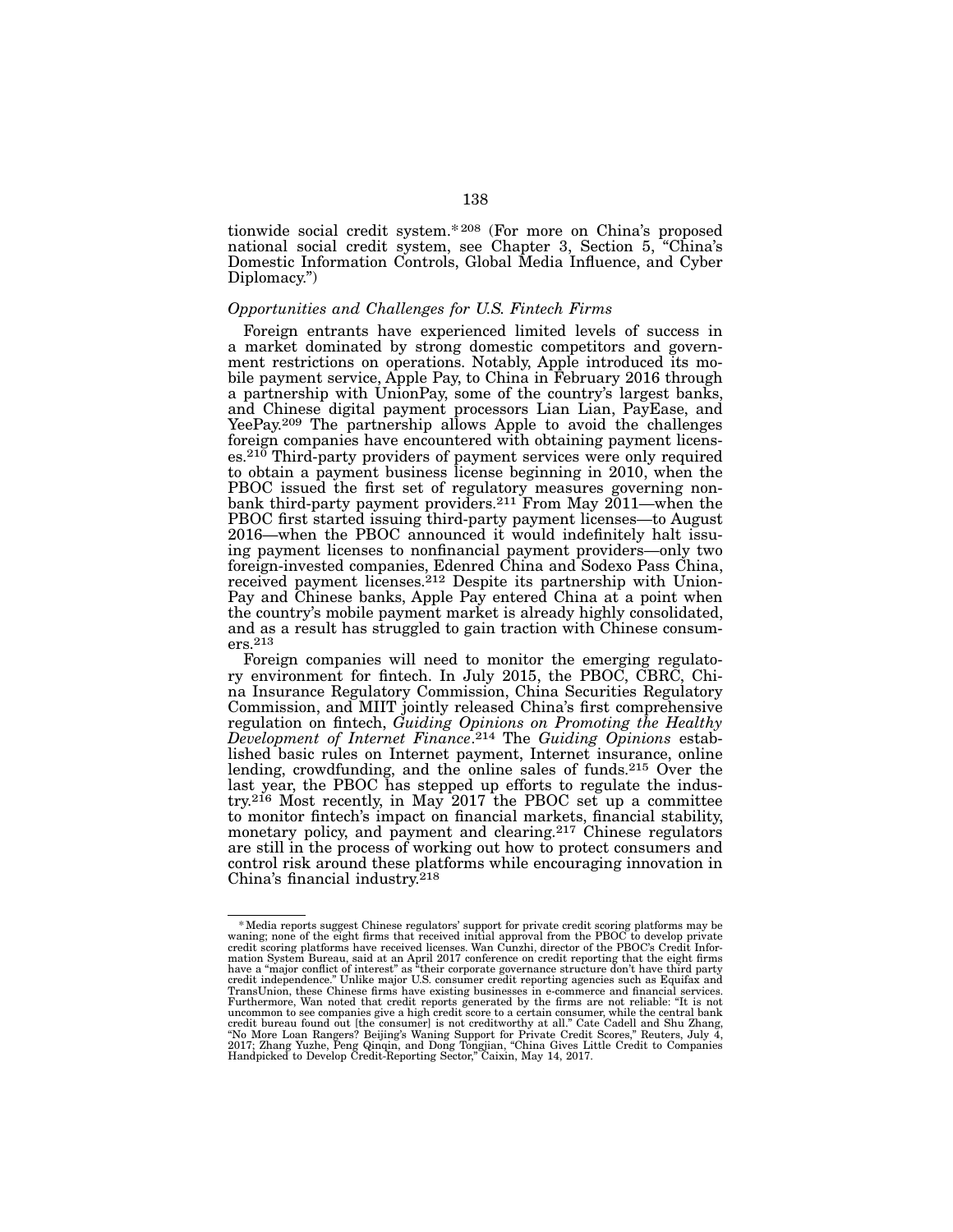tionwide social credit system.* [208] (For more on China's proposed national social credit system, see Chapter 3, Section 5, "China's Domestic Information Controls, Global Media Influence, and Cyber Diplomacy.")

### *Opportunities and Challenges for U.S. Fintech Firms*

Foreign entrants have experienced limited levels of success in a market dominated by strong domestic competitors and government restrictions on operations. Notably, Apple introduced its mobile payment service, Apple Pay, to China in February 2016 through a partnership with UnionPay, some of the country's largest banks, and Chinese digital payment processors Lian Lian, PayEase, and YeePay.[209] The partnership allows Apple to avoid the challenges foreign companies have encountered with obtaining payment licenses.[210] Third-party providers of payment services were only required to obtain a payment business license beginning in 2010, when the PBOC issued the first set of regulatory measures governing nonbank third-party payment providers.[211] From May 2011—when the PBOC first started issuing third-party payment licenses—to August 2016—when the PBOC announced it would indefinitely halt issuing payment licenses to nonfinancial payment providers—only two foreign-invested companies, Edenred China and Sodexo Pass China, received payment licenses.[212] Despite its partnership with UnionPay and Chinese banks, Apple Pay entered China at a point when the country's mobile payment market is already highly consolidated, and as a result has struggled to gain traction with Chinese consumers.[213]

Foreign companies will need to monitor the emerging regulatory environment for fintech. In July 2015, the PBOC, CBRC, China Insurance Regulatory Commission, China Securities Regulatory Commission, and MIIT jointly released China's first comprehensive regulation on fintech, *Guiding Opinions on Promoting the Healthy Development of Internet Finance*.[214] The *Guiding Opinions* established basic rules on Internet payment, Internet insurance, online lending, crowdfunding, and the online sales of funds.[215] Over the last year, the PBOC has stepped up efforts to regulate the industry.[216] Most recently, in May 2017 the PBOC set up a committee to monitor fintech's impact on financial markets, financial stability, monetary policy, and payment and clearing.[217] Chinese regulators are still in the process of working out how to protect consumers and control risk around these platforms while encouraging innovation in China's financial industry.[218]

---

*Media reports suggest Chinese regulators' support for private credit scoring platforms may be waning; none of the eight firms that received initial approval from the PBOC to develop private credit scoring platforms have received licenses. Wan Cunzhi, director of the PBOC's Credit Information System Bureau, said at an April 2017 conference on credit reporting that the eight firms have a "major conflict of interest" as "their corporate governance structure don't have third party credit independence." Unlike major U.S. consumer credit reporting agencies such as Equifax and TransUnion, these Chinese firms have existing businesses in e-commerce and financial services. Furthermore, Wan noted that credit reports generated by the firms are not reliable: "It is not uncommon to see companies give a high credit score to a certain consumer, while the central bank credit bureau found out [the consumer] is not creditworthy at all." Cate Cadell and Shu Zhang, "No More Loan Rangers? Beijing's Waning Support for Private Credit Scores," Reuters, July 4, 2017; Zhang Yuzhe, Peng Qinqin, and Dong Tongjian, "China Gives Little Credit to Companies Handpicked to Develop Credit-Reporting Sector," Caixin, May 14, 2017.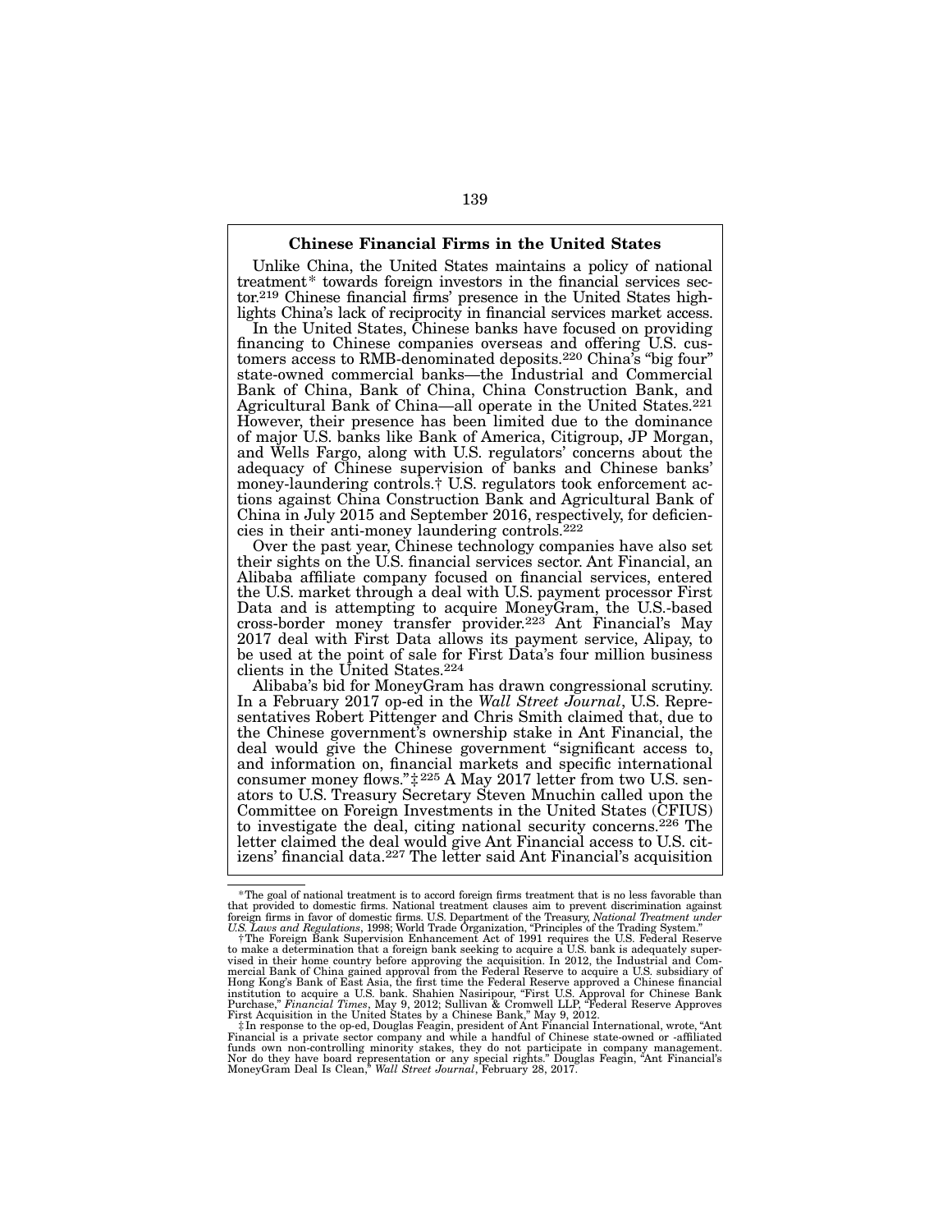### Chinese Financial Firms in the United States

Unlike China, the United States maintains a policy of national treatment* towards foreign investors in the financial services sector.[219] Chinese financial firms' presence in the United States highlights China's lack of reciprocity in financial services market access.

In the United States, Chinese banks have focused on providing financing to Chinese companies overseas and offering U.S. customers access to RMB-denominated deposits.[220] China's "big four" state-owned commercial banks—the Industrial and Commercial Bank of China, Bank of China, China Construction Bank, and Agricultural Bank of China—all operate in the United States.[221] However, their presence has been limited due to the dominance of major U.S. banks like Bank of America, Citigroup, JP Morgan, and Wells Fargo, along with U.S. regulators' concerns about the adequacy of Chinese supervision of banks and Chinese banks' money-laundering controls.† U.S. regulators took enforcement actions against China Construction Bank and Agricultural Bank of China in July 2015 and September 2016, respectively, for deficiencies in their anti-money laundering controls.[222]

Over the past year, Chinese technology companies have also set their sights on the U.S. financial services sector. Ant Financial, an Alibaba affiliate company focused on financial services, entered the U.S. market through a deal with U.S. payment processor First Data and is attempting to acquire MoneyGram, the U.S.-based cross-border money transfer provider.[223] Ant Financial's May 2017 deal with First Data allows its payment service, Alipay, to be used at the point of sale for First Data's four million business clients in the United States.[224]

Alibaba's bid for MoneyGram has drawn congressional scrutiny. In a February 2017 op-ed in the *Wall Street Journal*, U.S. Representatives Robert Pittenger and Chris Smith claimed that, due to the Chinese government's ownership stake in Ant Financial, the deal would give the Chinese government "significant access to, and information on, financial markets and specific international consumer money flows."‡[225] A May 2017 letter from two U.S. senators to U.S. Treasury Secretary Steven Mnuchin called upon the Committee on Foreign Investments in the United States (CFIUS) to investigate the deal, citing national security concerns.[226] The letter claimed the deal would give Ant Financial access to U.S. citizens' financial data.[227] The letter said Ant Financial's acquisition

---

*The goal of national treatment is to accord foreign firms treatment that is no less favorable than that provided to domestic firms. National treatment clauses aim to prevent discrimination against foreign firms in favor of domestic firms. U.S. Department of the Treasury, *National Treatment under U.S. Laws and Regulations*, 1998; World Trade Organization, "Principles of the Trading System."

†The Foreign Bank Supervision Enhancement Act of 1991 requires the U.S. Federal Reserve to make a determination that a foreign bank seeking to acquire a U.S. bank is adequately supervised in their home country before approving the acquisition. In 2012, the Industrial and Commercial Bank of China gained approval from the Federal Reserve to acquire a U.S. subsidiary of Hong Kong's Bank of East Asia, the first time the Federal Reserve approved a Chinese financial institution to acquire a U.S. bank. Shahien Nasiripour, "First U.S. Approval for Chinese Bank Purchase," *Financial Times*, May 9, 2012; Sullivan & Cromwell LLP, "Federal Reserve Approves First Acquisition in the United States by a Chinese Bank," May 9, 2012.

‡In response to the op-ed, Douglas Feagin, president of Ant Financial International, wrote, "Ant Financial is a private sector company and while a handful of Chinese state-owned or -affiliated funds own non-controlling minority stakes, they do not participate in company management. Nor do they have board representation or any special rights." Douglas Feagin, "Ant Financial's MoneyGram Deal Is Clean," *Wall Street Journal*, February 28, 2017.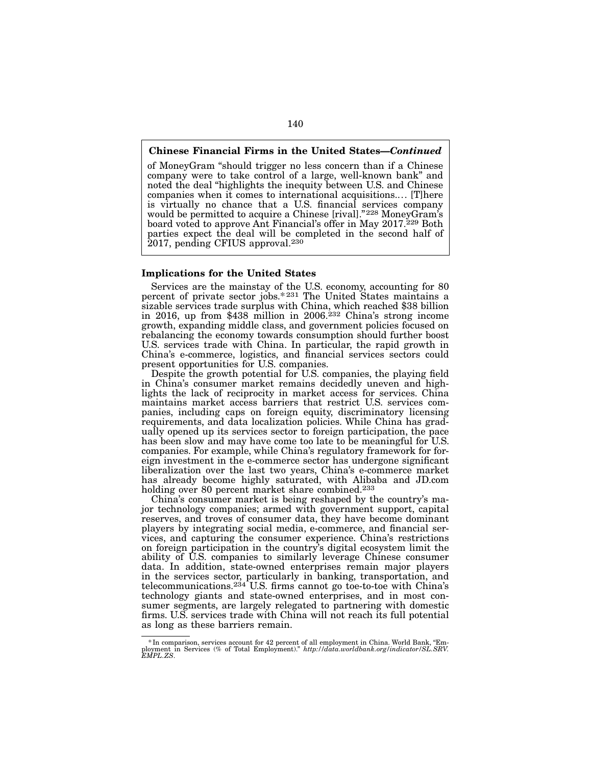**Chinese Financial Firms in the United States—*Continued***

of MoneyGram "should trigger no less concern than if a Chinese company were to take control of a large, well-known bank" and noted the deal "highlights the inequity between U.S. and Chinese companies when it comes to international acquisitions.... [T]here is virtually no chance that a U.S. financial services company would be permitted to acquire a Chinese [rival]."[228] MoneyGram's board voted to approve Ant Financial's offer in May 2017.[229] Both parties expect the deal will be completed in the second half of 2017, pending CFIUS approval.[230]

### Implications for the United States

Services are the mainstay of the U.S. economy, accounting for 80 percent of private sector jobs.*[231] The United States maintains a sizable services trade surplus with China, which reached $38 billion in 2016, up from $438 million in 2006.[232] China's strong income growth, expanding middle class, and government policies focused on rebalancing the economy towards consumption should further boost U.S. services trade with China. In particular, the rapid growth in China's e-commerce, logistics, and financial services sectors could present opportunities for U.S. companies.

Despite the growth potential for U.S. companies, the playing field in China's consumer market remains decidedly uneven and highlights the lack of reciprocity in market access for services. China maintains market access barriers that restrict U.S. services companies, including caps on foreign equity, discriminatory licensing requirements, and data localization policies. While China has gradually opened up its services sector to foreign participation, the pace has been slow and may have come too late to be meaningful for U.S. companies. For example, while China's regulatory framework for foreign investment in the e-commerce sector has undergone significant liberalization over the last two years, China's e-commerce market has already become highly saturated, with Alibaba and JD.com holding over 80 percent market share combined.[233]

China's consumer market is being reshaped by the country's major technology companies; armed with government support, capital reserves, and troves of consumer data, they have become dominant players by integrating social media, e-commerce, and financial services, and capturing the consumer experience. China's restrictions on foreign participation in the country's digital ecosystem limit the ability of U.S. companies to similarly leverage Chinese consumer data. In addition, state-owned enterprises remain major players in the services sector, particularly in banking, transportation, and telecommunications.[234] U.S. firms cannot go toe-to-toe with China's technology giants and state-owned enterprises, and in most consumer segments, are largely relegated to partnering with domestic firms. U.S. services trade with China will not reach its full potential as long as these barriers remain.

---

*In comparison, services account for 42 percent of all employment in China. World Bank, "Employment in Services (% of Total Employment)." *http://data.worldbank.org/indicator/SL.SRV.EMPL.ZS*.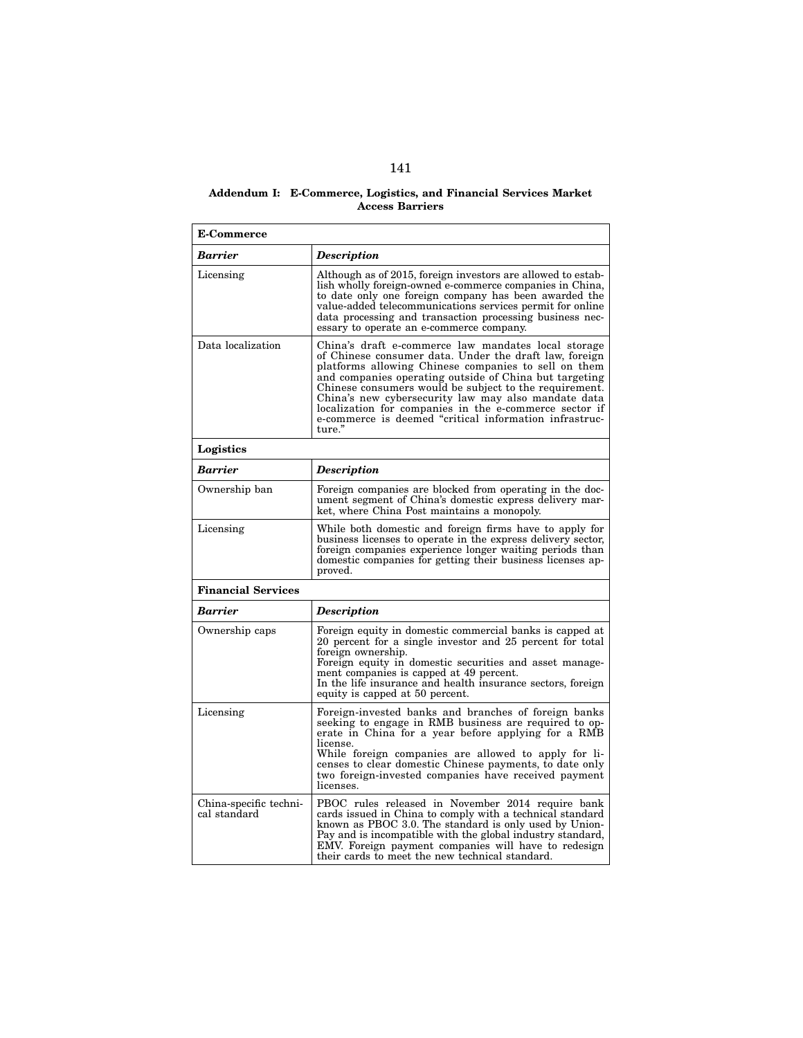**Addendum I: E-Commerce, Logistics, and Financial Services Market Access Barriers**

| **E-Commerce** | |
|---|---|
| ***Barrier*** | ***Description*** |
| Licensing | Although as of 2015, foreign investors are allowed to establish wholly foreign-owned e-commerce companies in China, to date only one foreign company has been awarded the value-added telecommunications services permit for online data processing and transaction processing business necessary to operate an e-commerce company. |
| Data localization | China's draft e-commerce law mandates local storage of Chinese consumer data. Under the draft law, foreign platforms allowing Chinese companies to sell on them and companies operating outside of China but targeting Chinese consumers would be subject to the requirement. China's new cybersecurity law may also mandate data localization for companies in the e-commerce sector if e-commerce is deemed "critical information infrastructure." |
| **Logistics** | |
| ***Barrier*** | ***Description*** |
| Ownership ban | Foreign companies are blocked from operating in the document segment of China's domestic express delivery market, where China Post maintains a monopoly. |
| Licensing | While both domestic and foreign firms have to apply for business licenses to operate in the express delivery sector, foreign companies experience longer waiting periods than domestic companies for getting their business licenses approved. |
| **Financial Services** | |
| ***Barrier*** | ***Description*** |
| Ownership caps | Foreign equity in domestic commercial banks is capped at 20 percent for a single investor and 25 percent for total foreign ownership.<br>Foreign equity in domestic securities and asset management companies is capped at 49 percent.<br>In the life insurance and health insurance sectors, foreign equity is capped at 50 percent. |
| Licensing | Foreign-invested banks and branches of foreign banks seeking to engage in RMB business are required to operate in China for a year before applying for a RMB license.<br>While foreign companies are allowed to apply for licenses to clear domestic Chinese payments, to date only two foreign-invested companies have received payment licenses. |
| China-specific technical standard | PBOC rules released in November 2014 require bank cards issued in China to comply with a technical standard known as PBOC 3.0. The standard is only used by UnionPay and is incompatible with the global industry standard, EMV. Foreign payment companies will have to redesign their cards to meet the new technical standard. |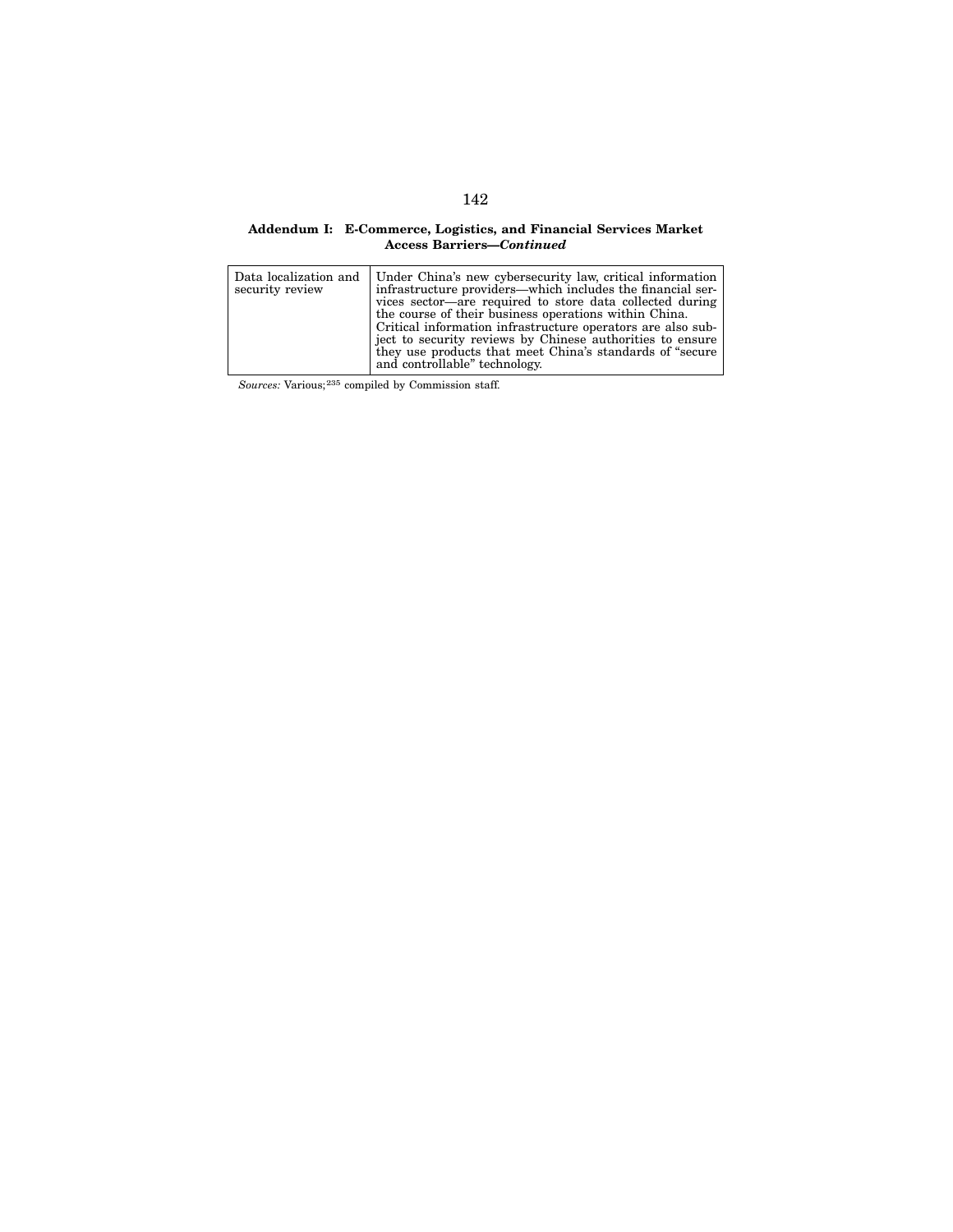**Addendum I: E-Commerce, Logistics, and Financial Services Market Access Barriers—*Continued***

| | |
|---|---|
| Data localization and security review | Under China's new cybersecurity law, critical information infrastructure providers—which includes the financial services sector—are required to store data collected during the course of their business operations within China. Critical information infrastructure operators are also subject to security reviews by Chinese authorities to ensure they use products that meet China's standards of "secure and controllable" technology. |

*Sources:* Various;[235] compiled by Commission staff.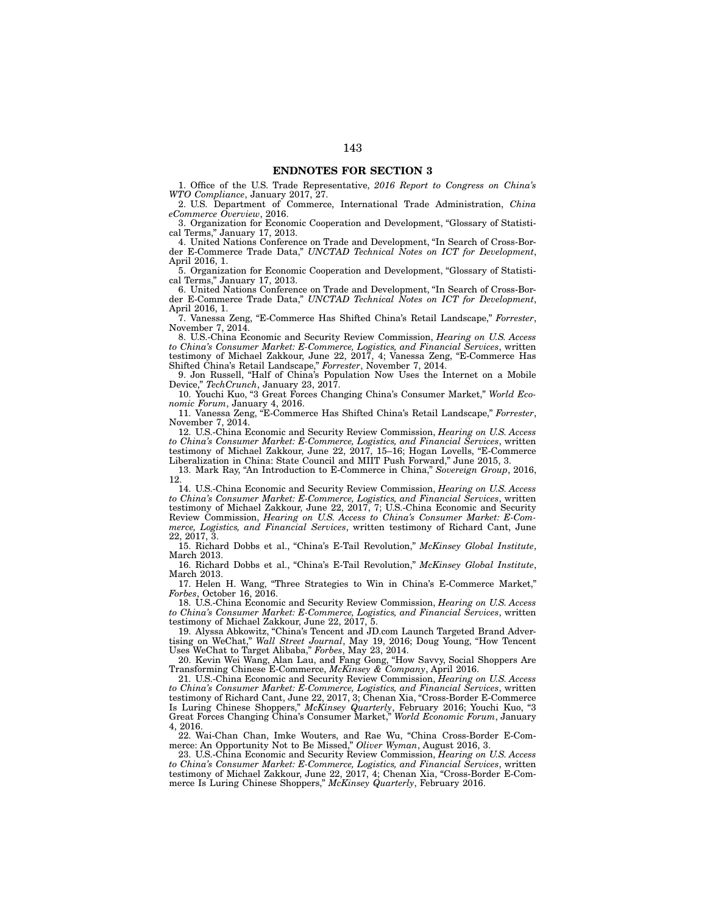## ENDNOTES FOR SECTION 3

1. Office of the U.S. Trade Representative, *2016 Report to Congress on China's WTO Compliance*, January 2017, 27.
2. U.S. Department of Commerce, International Trade Administration, *China eCommerce Overview*, 2016.
3. Organization for Economic Cooperation and Development, "Glossary of Statistical Terms," January 17, 2013.
4. United Nations Conference on Trade and Development, "In Search of Cross-Border E-Commerce Trade Data," *UNCTAD Technical Notes on ICT for Development*, April 2016, 1.
5. Organization for Economic Cooperation and Development, "Glossary of Statistical Terms," January 17, 2013.
6. United Nations Conference on Trade and Development, "In Search of Cross-Border E-Commerce Trade Data," *UNCTAD Technical Notes on ICT for Development*, April 2016, 1.
7. Vanessa Zeng, "E-Commerce Has Shifted China's Retail Landscape," *Forrester*, November 7, 2014.
8. U.S.-China Economic and Security Review Commission, *Hearing on U.S. Access to China's Consumer Market: E-Commerce, Logistics, and Financial Services*, written testimony of Michael Zakkour, June 22, 2017, 4; Vanessa Zeng, "E-Commerce Has Shifted China's Retail Landscape," *Forrester*, November 7, 2014.
9. Jon Russell, "Half of China's Population Now Uses the Internet on a Mobile Device," *TechCrunch*, January 23, 2017.
10. Youchi Kuo, "3 Great Forces Changing China's Consumer Market," *World Economic Forum*, January 4, 2016.
11. Vanessa Zeng, "E-Commerce Has Shifted China's Retail Landscape," *Forrester*, November 7, 2014.
12. U.S.-China Economic and Security Review Commission, *Hearing on U.S. Access to China's Consumer Market: E-Commerce, Logistics, and Financial Services*, written testimony of Michael Zakkour, June 22, 2017, 15–16; Hogan Lovells, "E-Commerce Liberalization in China: State Council and MIIT Push Forward," June 2015, 3.
13. Mark Ray, "An Introduction to E-Commerce in China," *Sovereign Group*, 2016, 12.
14. U.S.-China Economic and Security Review Commission, *Hearing on U.S. Access to China's Consumer Market: E-Commerce, Logistics, and Financial Services*, written testimony of Michael Zakkour, June 22, 2017, 7; U.S.-China Economic and Security Review Commission, *Hearing on U.S. Access to China's Consumer Market: E-Commerce, Logistics, and Financial Services*, written testimony of Richard Cant, June 22, 2017, 3.
15. Richard Dobbs et al., "China's E-Tail Revolution," *McKinsey Global Institute*, March 2013.
16. Richard Dobbs et al., "China's E-Tail Revolution," *McKinsey Global Institute*, March 2013.
17. Helen H. Wang, "Three Strategies to Win in China's E-Commerce Market," *Forbes*, October 16, 2016.
18. U.S.-China Economic and Security Review Commission, *Hearing on U.S. Access to China's Consumer Market: E-Commerce, Logistics, and Financial Services*, written testimony of Michael Zakkour, June 22, 2017, 5.
19. Alyssa Abkowitz, "China's Tencent and JD.com Launch Targeted Brand Advertising on WeChat," *Wall Street Journal*, May 19, 2016; Doug Young, "How Tencent Uses WeChat to Target Alibaba," *Forbes*, May 23, 2014.
20. Kevin Wei Wang, Alan Lau, and Fang Gong, "How Savvy, Social Shoppers Are Transforming Chinese E-Commerce, *McKinsey & Company*, April 2016.
21. U.S.-China Economic and Security Review Commission, *Hearing on U.S. Access to China's Consumer Market: E-Commerce, Logistics, and Financial Services*, written testimony of Richard Cant, June 22, 2017, 3; Chenan Xia, "Cross-Border E-Commerce Is Luring Chinese Shoppers," *McKinsey Quarterly*, February 2016; Youchi Kuo, "3 Great Forces Changing China's Consumer Market," *World Economic Forum*, January 4, 2016.
22. Wai-Chan Chan, Imke Wouters, and Rae Wu, "China Cross-Border E-Commerce: An Opportunity Not to Be Missed," *Oliver Wyman*, August 2016, 3.
23. U.S.-China Economic and Security Review Commission, *Hearing on U.S. Access to China's Consumer Market: E-Commerce, Logistics, and Financial Services*, written testimony of Michael Zakkour, June 22, 2017, 4; Chenan Xia, "Cross-Border E-Commerce Is Luring Chinese Shoppers," *McKinsey Quarterly*, February 2016.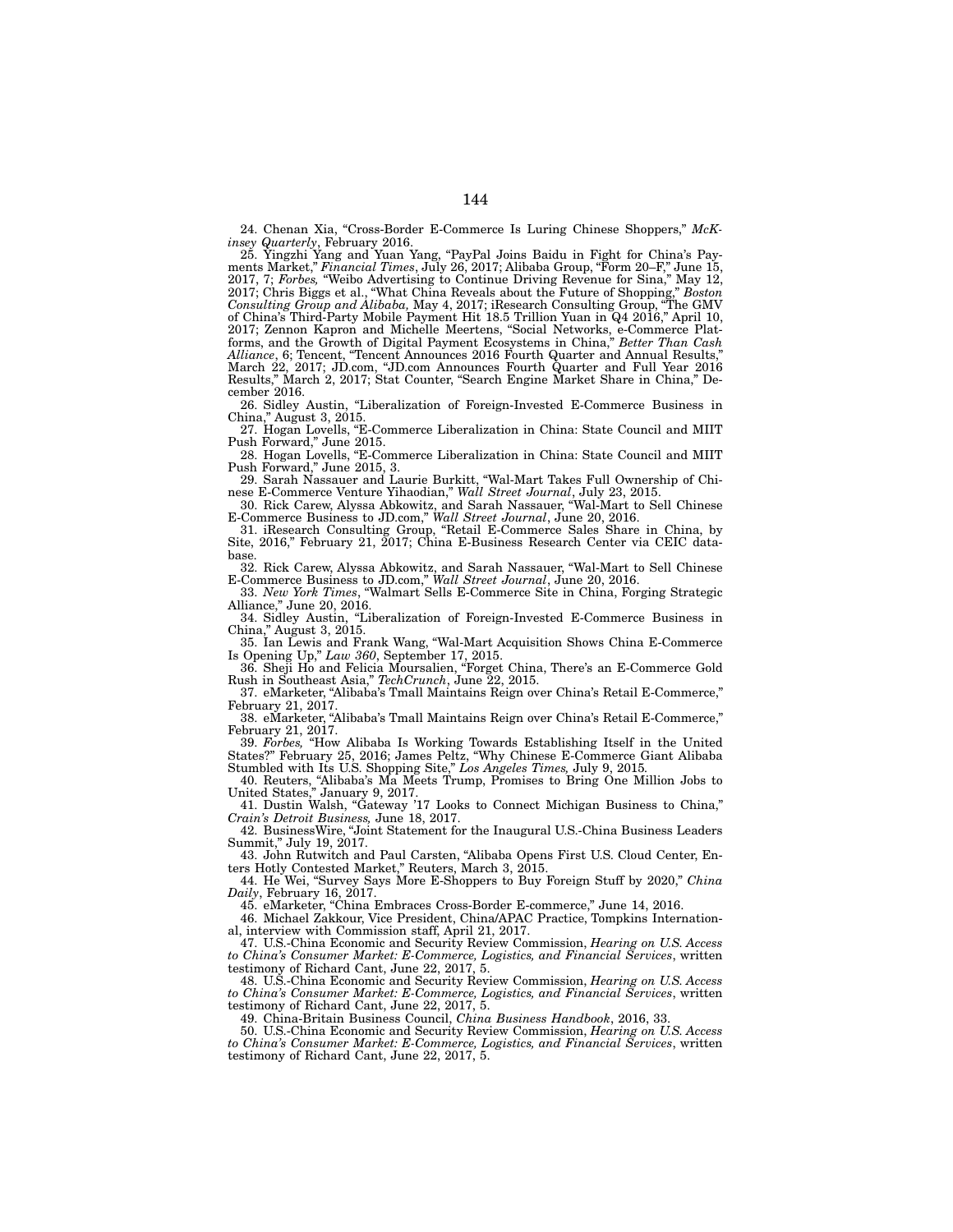24. Chenan Xia, "Cross-Border E-Commerce Is Luring Chinese Shoppers," *McKinsey Quarterly*, February 2016.

25. Yingzhi Yang and Yuan Yang, "PayPal Joins Baidu in Fight for China's Payments Market," *Financial Times*, July 26, 2017; Alibaba Group, "Form 20–F," June 15, 2017, 7; *Forbes,* "Weibo Advertising to Continue Driving Revenue for Sina," May 12, 2017; Chris Biggs et al., "What China Reveals about the Future of Shopping," *Boston Consulting Group and Alibaba,* May 4, 2017; iResearch Consulting Group, "The GMV of China's Third-Party Mobile Payment Hit 18.5 Trillion Yuan in Q4 2016," April 10, 2017; Zennon Kapron and Michelle Meertens, "Social Networks, e-Commerce Platforms, and the Growth of Digital Payment Ecosystems in China," *Better Than Cash Alliance*, 6; Tencent, "Tencent Announces 2016 Fourth Quarter and Annual Results," March 22, 2017; JD.com, "JD.com Announces Fourth Quarter and Full Year 2016 Results," March 2, 2017; Stat Counter, "Search Engine Market Share in China," December 2016.

26. Sidley Austin, "Liberalization of Foreign-Invested E-Commerce Business in China," August 3, 2015.

27. Hogan Lovells, "E-Commerce Liberalization in China: State Council and MIIT Push Forward," June 2015.

28. Hogan Lovells, "E-Commerce Liberalization in China: State Council and MIIT Push Forward," June 2015, 3.

29. Sarah Nassauer and Laurie Burkitt, "Wal-Mart Takes Full Ownership of Chinese E-Commerce Venture Yihaodian," *Wall Street Journal*, July 23, 2015.

30. Rick Carew, Alyssa Abkowitz, and Sarah Nassauer, "Wal-Mart to Sell Chinese E-Commerce Business to JD.com," *Wall Street Journal*, June 20, 2016.

31. iResearch Consulting Group, "Retail E-Commerce Sales Share in China, by Site, 2016," February 21, 2017; China E-Business Research Center via CEIC database.

32. Rick Carew, Alyssa Abkowitz, and Sarah Nassauer, "Wal-Mart to Sell Chinese E-Commerce Business to JD.com," *Wall Street Journal*, June 20, 2016.

33. *New York Times*, "Walmart Sells E-Commerce Site in China, Forging Strategic Alliance," June 20, 2016.

34. Sidley Austin, "Liberalization of Foreign-Invested E-Commerce Business in China," August 3, 2015.

35. Ian Lewis and Frank Wang, "Wal-Mart Acquisition Shows China E-Commerce Is Opening Up," *Law 360*, September 17, 2015.

36. Sheji Ho and Felicia Moursalien, "Forget China, There's an E-Commerce Gold Rush in Southeast Asia," *TechCrunch*, June 22, 2015.

37. eMarketer, "Alibaba's Tmall Maintains Reign over China's Retail E-Commerce," February 21, 2017.

38. eMarketer, "Alibaba's Tmall Maintains Reign over China's Retail E-Commerce," February 21, 2017.

39. *Forbes,* "How Alibaba Is Working Towards Establishing Itself in the United States?" February 25, 2016; James Peltz, "Why Chinese E-Commerce Giant Alibaba Stumbled with Its U.S. Shopping Site," *Los Angeles Times,* July 9, 2015.

40. Reuters, "Alibaba's Ma Meets Trump, Promises to Bring One Million Jobs to United States," January 9, 2017.

41. Dustin Walsh, "Gateway '17 Looks to Connect Michigan Business to China," *Crain's Detroit Business,* June 18, 2017.

42. BusinessWire, "Joint Statement for the Inaugural U.S.-China Business Leaders Summit," July 19, 2017.

43. John Rutwitch and Paul Carsten, "Alibaba Opens First U.S. Cloud Center, Enters Hotly Contested Market," Reuters, March 3, 2015.

44. He Wei, "Survey Says More E-Shoppers to Buy Foreign Stuff by 2020," *China Daily*, February 16, 2017.

45. eMarketer, "China Embraces Cross-Border E-commerce," June 14, 2016.

46. Michael Zakkour, Vice President, China/APAC Practice, Tompkins International, interview with Commission staff, April 21, 2017.

47. U.S.-China Economic and Security Review Commission, *Hearing on U.S. Access to China's Consumer Market: E-Commerce, Logistics, and Financial Services*, written testimony of Richard Cant, June 22, 2017, 5.

48. U.S.-China Economic and Security Review Commission, *Hearing on U.S. Access to China's Consumer Market: E-Commerce, Logistics, and Financial Services*, written testimony of Richard Cant, June 22, 2017, 5.

49. China-Britain Business Council, *China Business Handbook*, 2016, 33.

50. U.S.-China Economic and Security Review Commission, *Hearing on U.S. Access to China's Consumer Market: E-Commerce, Logistics, and Financial Services*, written testimony of Richard Cant, June 22, 2017, 5.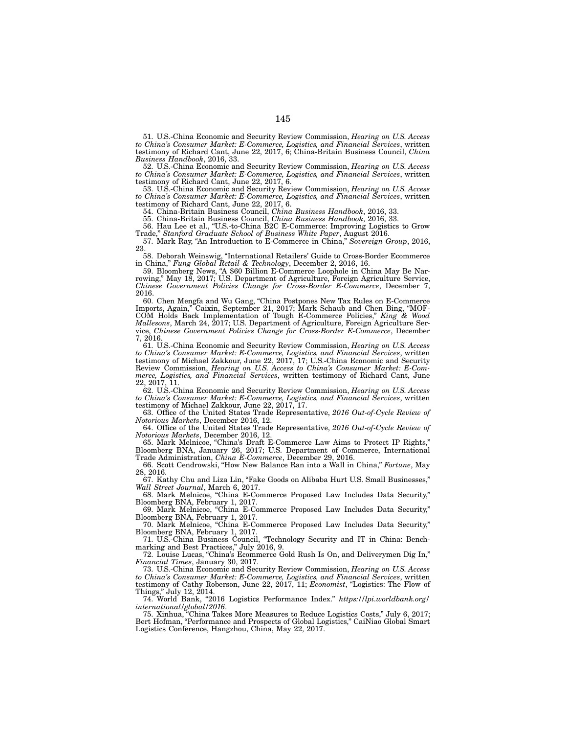51. U.S.-China Economic and Security Review Commission, *Hearing on U.S. Access to China's Consumer Market: E-Commerce, Logistics, and Financial Services*, written testimony of Richard Cant, June 22, 2017, 6; China-Britain Business Council, *China Business Handbook*, 2016, 33.

52. U.S.-China Economic and Security Review Commission, *Hearing on U.S. Access to China's Consumer Market: E-Commerce, Logistics, and Financial Services*, written testimony of Richard Cant, June 22, 2017, 6.

53. U.S.-China Economic and Security Review Commission, *Hearing on U.S. Access to China's Consumer Market: E-Commerce, Logistics, and Financial Services*, written testimony of Richard Cant, June 22, 2017, 6.

54. China-Britain Business Council, *China Business Handbook*, 2016, 33.

55. China-Britain Business Council, *China Business Handbook*, 2016, 33.

56. Hau Lee et al., "U.S.-to-China B2C E-Commerce: Improving Logistics to Grow Trade," *Stanford Graduate School of Business White Paper*, August 2016.

57. Mark Ray, "An Introduction to E-Commerce in China," *Sovereign Group*, 2016, 23.

58. Deborah Weinswig, "International Retailers' Guide to Cross-Border Ecommerce in China," *Fung Global Retail & Technology*, December 2, 2016, 16.

59. Bloomberg News, "A $60 Billion E-Commerce Loophole in China May Be Narrowing," May 18, 2017; U.S. Department of Agriculture, Foreign Agriculture Service, *Chinese Government Policies Change for Cross-Border E-Commerce*, December 7, 2016.

60. Chen Mengfa and Wu Gang, "China Postpones New Tax Rules on E-Commerce Imports, Again," Caixin, September 21, 2017; Mark Schaub and Chen Bing, "MOFCOM Holds Back Implementation of Tough E-Commerce Policies," *King & Wood Mallesons*, March 24, 2017; U.S. Department of Agriculture, Foreign Agriculture Service, *Chinese Government Policies Change for Cross-Border E-Commerce*, December 7, 2016.

61. U.S.-China Economic and Security Review Commission, *Hearing on U.S. Access to China's Consumer Market: E-Commerce, Logistics, and Financial Services*, written testimony of Michael Zakkour, June 22, 2017, 17; U.S.-China Economic and Security Review Commission, *Hearing on U.S. Access to China's Consumer Market: E-Commerce, Logistics, and Financial Services*, written testimony of Richard Cant, June 22, 2017, 11.

62. U.S.-China Economic and Security Review Commission, *Hearing on U.S. Access to China's Consumer Market: E-Commerce, Logistics, and Financial Services*, written testimony of Michael Zakkour, June 22, 2017, 17.

63. Office of the United States Trade Representative, *2016 Out-of-Cycle Review of Notorious Markets*, December 2016, 12.

64. Office of the United States Trade Representative, *2016 Out-of-Cycle Review of Notorious Markets*, December 2016, 12.

65. Mark Melnicoe, "China's Draft E-Commerce Law Aims to Protect IP Rights," Bloomberg BNA, January 26, 2017; U.S. Department of Commerce, International Trade Administration, *China E-Commerce*, December 29, 2016.

66. Scott Cendrowski, "How New Balance Ran into a Wall in China," *Fortune*, May 28, 2016.

67. Kathy Chu and Liza Lin, "Fake Goods on Alibaba Hurt U.S. Small Businesses," *Wall Street Journal*, March 6, 2017.

68. Mark Melnicoe, "China E-Commerce Proposed Law Includes Data Security," Bloomberg BNA, February 1, 2017.

69. Mark Melnicoe, "China E-Commerce Proposed Law Includes Data Security," Bloomberg BNA, February 1, 2017.

70. Mark Melnicoe, "China E-Commerce Proposed Law Includes Data Security," Bloomberg BNA, February 1, 2017.

71. U.S.-China Business Council, "Technology Security and IT in China: Benchmarking and Best Practices," July 2016, 9.

72. Louise Lucas, "China's Ecommerce Gold Rush Is On, and Deliverymen Dig In," *Financial Times*, January 30, 2017.

73. U.S.-China Economic and Security Review Commission, *Hearing on U.S. Access to China's Consumer Market: E-Commerce, Logistics, and Financial Services*, written testimony of Cathy Roberson, June 22, 2017, 11; *Economist*, "Logistics: The Flow of Things," July 12, 2014.

74. World Bank, "2016 Logistics Performance Index." *https://lpi.worldbank.org/international/global/2016*.

75. Xinhua, "China Takes More Measures to Reduce Logistics Costs," July 6, 2017; Bert Hofman, "Performance and Prospects of Global Logistics," CaiNiao Global Smart Logistics Conference, Hangzhou, China, May 22, 2017.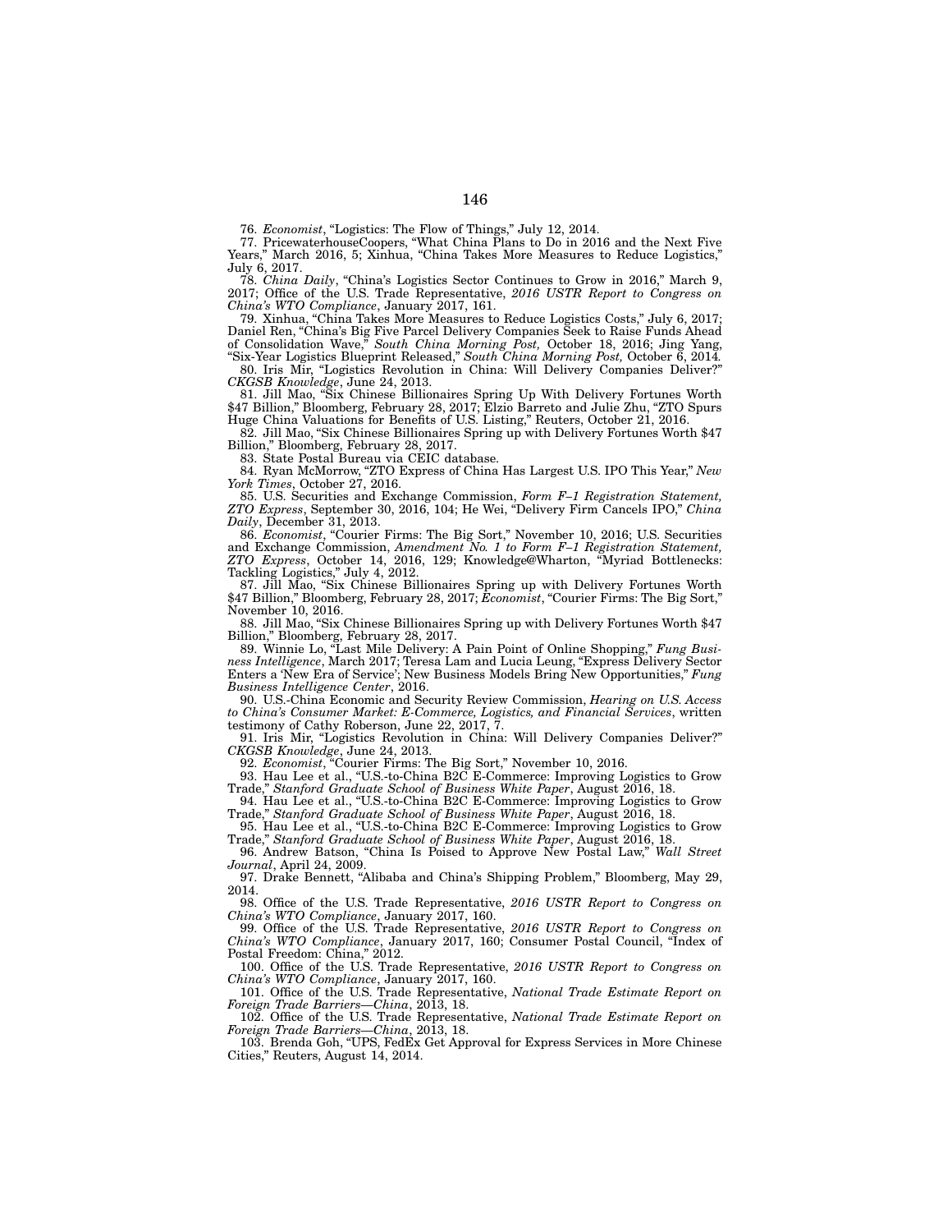76. *Economist*, "Logistics: The Flow of Things," July 12, 2014.

77. PricewaterhouseCoopers, "What China Plans to Do in 2016 and the Next Five Years," March 2016, 5; Xinhua, "China Takes More Measures to Reduce Logistics," July 6, 2017.

78. *China Daily*, "China's Logistics Sector Continues to Grow in 2016," March 9, 2017; Office of the U.S. Trade Representative, *2016 USTR Report to Congress on China's WTO Compliance*, January 2017, 161.

79. Xinhua, "China Takes More Measures to Reduce Logistics Costs," July 6, 2017; Daniel Ren, "China's Big Five Parcel Delivery Companies Seek to Raise Funds Ahead of Consolidation Wave," *South China Morning Post,* October 18, 2016; Jing Yang, "Six-Year Logistics Blueprint Released," *South China Morning Post,* October 6, 2014.

80. Iris Mir, "Logistics Revolution in China: Will Delivery Companies Deliver?" *CKGSB Knowledge*, June 24, 2013.

81. Jill Mao, "Six Chinese Billionaires Spring Up With Delivery Fortunes Worth $47 Billion," Bloomberg, February 28, 2017; Elzio Barreto and Julie Zhu, "ZTO Spurs Huge China Valuations for Benefits of U.S. Listing," Reuters, October 21, 2016.

82. Jill Mao, "Six Chinese Billionaires Spring up with Delivery Fortunes Worth $47 Billion," Bloomberg, February 28, 2017.

83. State Postal Bureau via CEIC database.

84. Ryan McMorrow, "ZTO Express of China Has Largest U.S. IPO This Year," *New York Times*, October 27, 2016.

85. U.S. Securities and Exchange Commission, *Form F–1 Registration Statement, ZTO Express*, September 30, 2016, 104; He Wei, "Delivery Firm Cancels IPO," *China Daily*, December 31, 2013.

86. *Economist*, "Courier Firms: The Big Sort," November 10, 2016; U.S. Securities and Exchange Commission, *Amendment No. 1 to Form F–1 Registration Statement, ZTO Express*, October 14, 2016, 129; Knowledge@Wharton, "Myriad Bottlenecks: Tackling Logistics," July 4, 2012.

87. Jill Mao, "Six Chinese Billionaires Spring up with Delivery Fortunes Worth $47 Billion," Bloomberg, February 28, 2017; *Economist*, "Courier Firms: The Big Sort," November 10, 2016.

88. Jill Mao, "Six Chinese Billionaires Spring up with Delivery Fortunes Worth $47 Billion," Bloomberg, February 28, 2017.

89. Winnie Lo, "Last Mile Delivery: A Pain Point of Online Shopping," *Fung Business Intelligence*, March 2017; Teresa Lam and Lucia Leung, "Express Delivery Sector Enters a 'New Era of Service'; New Business Models Bring New Opportunities," *Fung Business Intelligence Center*, 2016.

90. U.S.-China Economic and Security Review Commission, *Hearing on U.S. Access to China's Consumer Market: E-Commerce, Logistics, and Financial Services*, written testimony of Cathy Roberson, June 22, 2017, 7.

91. Iris Mir, "Logistics Revolution in China: Will Delivery Companies Deliver?" *CKGSB Knowledge*, June 24, 2013.

92. *Economist*, "Courier Firms: The Big Sort," November 10, 2016.

93. Hau Lee et al., "U.S.-to-China B2C E-Commerce: Improving Logistics to Grow Trade," *Stanford Graduate School of Business White Paper*, August 2016, 18.

94. Hau Lee et al., "U.S.-to-China B2C E-Commerce: Improving Logistics to Grow Trade," *Stanford Graduate School of Business White Paper*, August 2016, 18.

95. Hau Lee et al., "U.S.-to-China B2C E-Commerce: Improving Logistics to Grow Trade," *Stanford Graduate School of Business White Paper*, August 2016, 18.

96. Andrew Batson, "China Is Poised to Approve New Postal Law," *Wall Street Journal*, April 24, 2009.

97. Drake Bennett, "Alibaba and China's Shipping Problem," Bloomberg, May 29, 2014.

98. Office of the U.S. Trade Representative, *2016 USTR Report to Congress on China's WTO Compliance*, January 2017, 160.

99. Office of the U.S. Trade Representative, *2016 USTR Report to Congress on China's WTO Compliance*, January 2017, 160; Consumer Postal Council, "Index of Postal Freedom: China," 2012.

100. Office of the U.S. Trade Representative, *2016 USTR Report to Congress on China's WTO Compliance*, January 2017, 160.

101. Office of the U.S. Trade Representative, *National Trade Estimate Report on Foreign Trade Barriers—China*, 2013, 18.

102. Office of the U.S. Trade Representative, *National Trade Estimate Report on Foreign Trade Barriers—China*, 2013, 18.

103. Brenda Goh, "UPS, FedEx Get Approval for Express Services in More Chinese Cities," Reuters, August 14, 2014.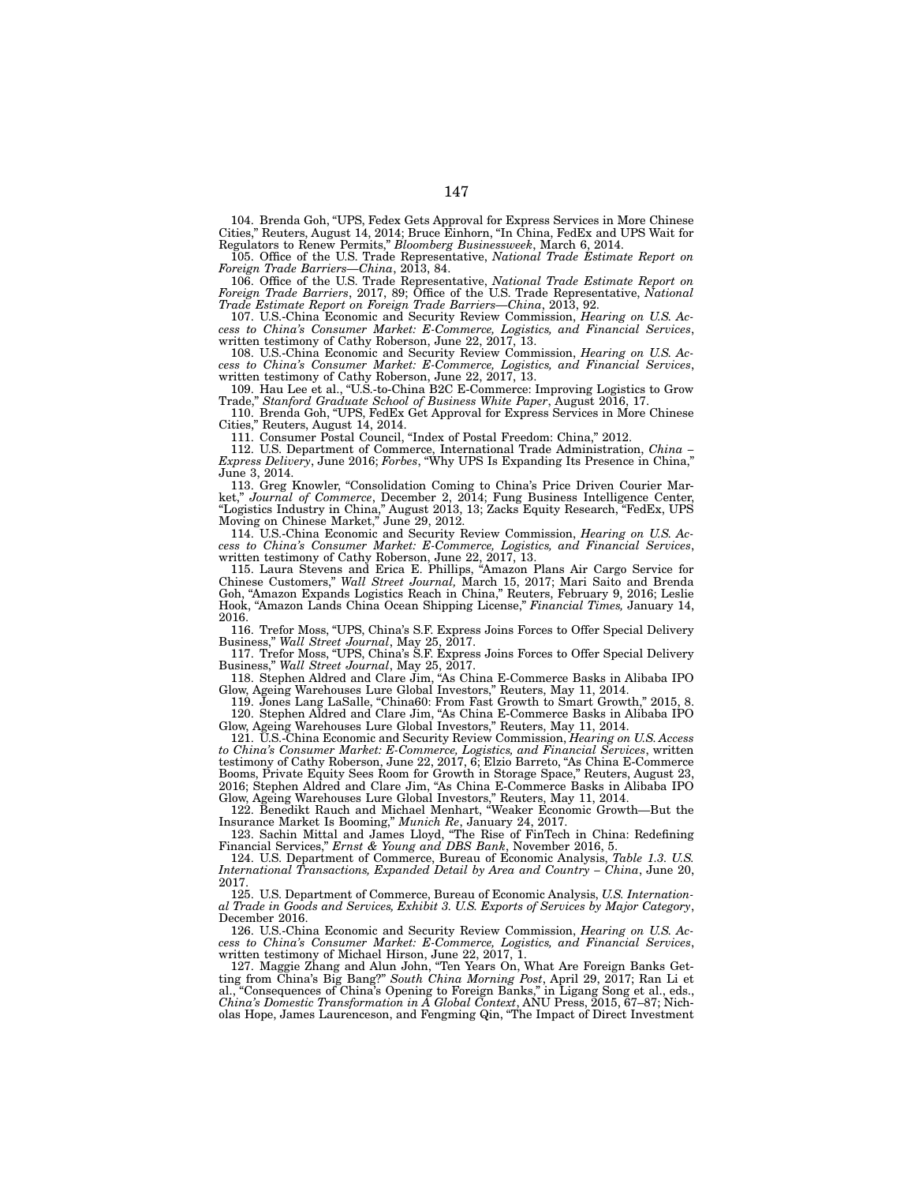104. Brenda Goh, "UPS, Fedex Gets Approval for Express Services in More Chinese Cities," Reuters, August 14, 2014; Bruce Einhorn, "In China, FedEx and UPS Wait for Regulators to Renew Permits," *Bloomberg Businessweek*, March 6, 2014.

105. Office of the U.S. Trade Representative, *National Trade Estimate Report on Foreign Trade Barriers—China*, 2013, 84.

106. Office of the U.S. Trade Representative, *National Trade Estimate Report on Foreign Trade Barriers*, 2017, 89; Office of the U.S. Trade Representative, *National Trade Estimate Report on Foreign Trade Barriers—China*, 2013, 92.

107. U.S.-China Economic and Security Review Commission, *Hearing on U.S. Access to China's Consumer Market: E-Commerce, Logistics, and Financial Services*, written testimony of Cathy Roberson, June 22, 2017, 13.

108. U.S.-China Economic and Security Review Commission, *Hearing on U.S. Access to China's Consumer Market: E-Commerce, Logistics, and Financial Services*, written testimony of Cathy Roberson, June 22, 2017, 13.

109. Hau Lee et al., "U.S.-to-China B2C E-Commerce: Improving Logistics to Grow Trade," *Stanford Graduate School of Business White Paper*, August 2016, 17.

110. Brenda Goh, "UPS, FedEx Get Approval for Express Services in More Chinese Cities," Reuters, August 14, 2014.

111. Consumer Postal Council, "Index of Postal Freedom: China," 2012.

112. U.S. Department of Commerce, International Trade Administration, *China – Express Delivery*, June 2016; *Forbes*, "Why UPS Is Expanding Its Presence in China," June 3, 2014.

113. Greg Knowler, "Consolidation Coming to China's Price Driven Courier Market," *Journal of Commerce*, December 2, 2014; Fung Business Intelligence Center, "Logistics Industry in China," August 2013, 13; Zacks Equity Research, "FedEx, UPS Moving on Chinese Market," June 29, 2012.

114. U.S.-China Economic and Security Review Commission, *Hearing on U.S. Access to China's Consumer Market: E-Commerce, Logistics, and Financial Services*, written testimony of Cathy Roberson, June 22, 2017, 13.

115. Laura Stevens and Erica E. Phillips, "Amazon Plans Air Cargo Service for Chinese Customers," *Wall Street Journal,* March 15, 2017; Mari Saito and Brenda Goh, "Amazon Expands Logistics Reach in China," Reuters, February 9, 2016; Leslie Hook, "Amazon Lands China Ocean Shipping License," *Financial Times,* January 14, 2016.

116. Trefor Moss, "UPS, China's S.F. Express Joins Forces to Offer Special Delivery Business," *Wall Street Journal*, May 25, 2017.

117. Trefor Moss, "UPS, China's S.F. Express Joins Forces to Offer Special Delivery Business," *Wall Street Journal*, May 25, 2017.

118. Stephen Aldred and Clare Jim, "As China E-Commerce Basks in Alibaba IPO Glow, Ageing Warehouses Lure Global Investors," Reuters, May 11, 2014.

119. Jones Lang LaSalle, "China60: From Fast Growth to Smart Growth," 2015, 8.

120. Stephen Aldred and Clare Jim, "As China E-Commerce Basks in Alibaba IPO Glow, Ageing Warehouses Lure Global Investors," Reuters, May 11, 2014.

121. U.S.-China Economic and Security Review Commission, *Hearing on U.S. Access to China's Consumer Market: E-Commerce, Logistics, and Financial Services*, written testimony of Cathy Roberson, June 22, 2017, 6; Elzio Barreto, "As China E-Commerce Booms, Private Equity Sees Room for Growth in Storage Space," Reuters, August 23, 2016; Stephen Aldred and Clare Jim, "As China E-Commerce Basks in Alibaba IPO Glow, Ageing Warehouses Lure Global Investors," Reuters, May 11, 2014.

122. Benedikt Rauch and Michael Menhart, "Weaker Economic Growth—But the Insurance Market Is Booming," *Munich Re*, January 24, 2017.

123. Sachin Mittal and James Lloyd, "The Rise of FinTech in China: Redefining Financial Services," *Ernst & Young and DBS Bank*, November 2016, 5.

124. U.S. Department of Commerce, Bureau of Economic Analysis, *Table 1.3. U.S. International Transactions, Expanded Detail by Area and Country – China*, June 20, 2017.

125. U.S. Department of Commerce, Bureau of Economic Analysis, *U.S. International Trade in Goods and Services, Exhibit 3. U.S. Exports of Services by Major Category*, December 2016.

126. U.S.-China Economic and Security Review Commission, *Hearing on U.S. Access to China's Consumer Market: E-Commerce, Logistics, and Financial Services*, written testimony of Michael Hirson, June 22, 2017, 1.

127. Maggie Zhang and Alun John, "Ten Years On, What Are Foreign Banks Getting from China's Big Bang?" *South China Morning Post*, April 29, 2017; Ran Li et al., "Consequences of China's Opening to Foreign Banks," in Ligang Song et al., eds., *China's Domestic Transformation in A Global Context*, ANU Press, 2015, 67–87; Nicholas Hope, James Laurenceson, and Fengming Qin, "The Impact of Direct Investment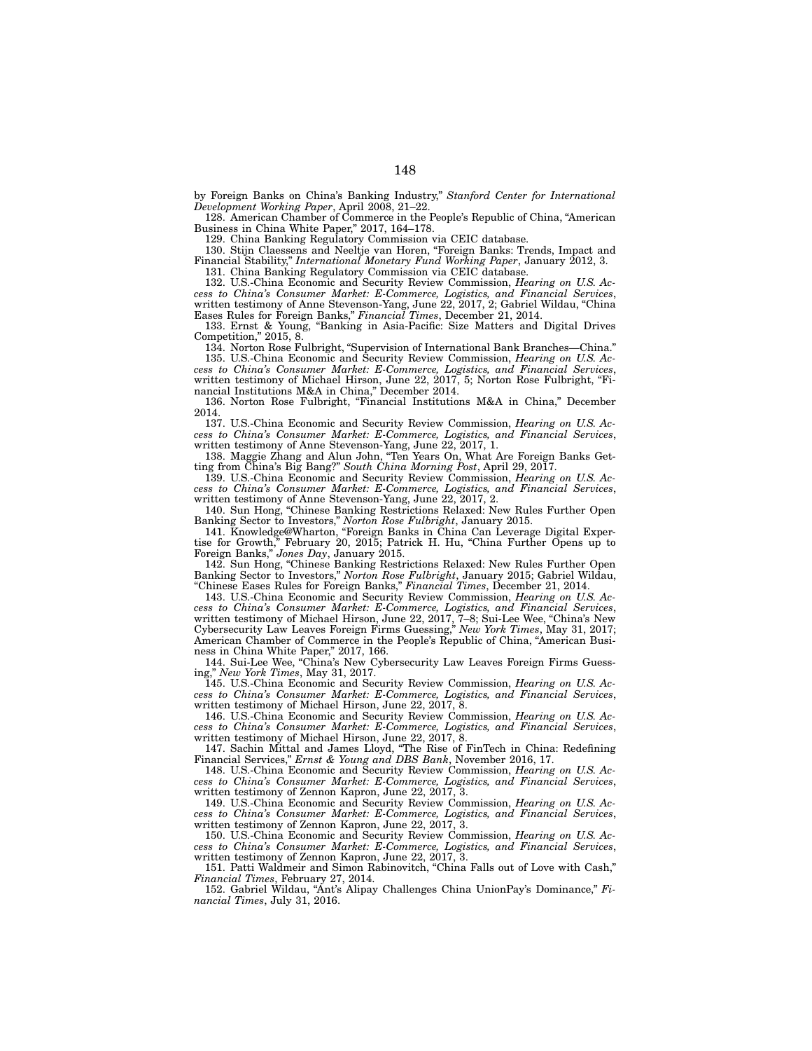by Foreign Banks on China's Banking Industry," *Stanford Center for International Development Working Paper*, April 2008, 21–22.

128. American Chamber of Commerce in the People's Republic of China, "American Business in China White Paper," 2017, 164–178.

129. China Banking Regulatory Commission via CEIC database.

130. Stijn Claessens and Neeltje van Horen, "Foreign Banks: Trends, Impact and Financial Stability," *International Monetary Fund Working Paper*, January 2012, 3.

131. China Banking Regulatory Commission via CEIC database.

132. U.S.-China Economic and Security Review Commission, *Hearing on U.S. Access to China's Consumer Market: E-Commerce, Logistics, and Financial Services*, written testimony of Anne Stevenson-Yang, June 22, 2017, 2; Gabriel Wildau, "China Eases Rules for Foreign Banks," *Financial Times*, December 21, 2014.

133. Ernst & Young, "Banking in Asia-Pacific: Size Matters and Digital Drives Competition," 2015, 8.

134. Norton Rose Fulbright, "Supervision of International Bank Branches—China."

135. U.S.-China Economic and Security Review Commission, *Hearing on U.S. Access to China's Consumer Market: E-Commerce, Logistics, and Financial Services*, written testimony of Michael Hirson, June 22, 2017, 5; Norton Rose Fulbright, "Financial Institutions M&A in China," December 2014.

136. Norton Rose Fulbright, "Financial Institutions M&A in China," December 2014.

137. U.S.-China Economic and Security Review Commission, *Hearing on U.S. Access to China's Consumer Market: E-Commerce, Logistics, and Financial Services*, written testimony of Anne Stevenson-Yang, June 22, 2017, 1.

138. Maggie Zhang and Alun John, "Ten Years On, What Are Foreign Banks Getting from China's Big Bang?" *South China Morning Post*, April 29, 2017.

139. U.S.-China Economic and Security Review Commission, *Hearing on U.S. Access to China's Consumer Market: E-Commerce, Logistics, and Financial Services*, written testimony of Anne Stevenson-Yang, June 22, 2017, 2.

140. Sun Hong, "Chinese Banking Restrictions Relaxed: New Rules Further Open Banking Sector to Investors," *Norton Rose Fulbright*, January 2015.

141. Knowledge@Wharton, "Foreign Banks in China Can Leverage Digital Expertise for Growth," February 20, 2015; Patrick H. Hu, "China Further Opens up to Foreign Banks," *Jones Day*, January 2015.

142. Sun Hong, "Chinese Banking Restrictions Relaxed: New Rules Further Open Banking Sector to Investors," *Norton Rose Fulbright*, January 2015; Gabriel Wildau, "Chinese Eases Rules for Foreign Banks," *Financial Times*, December 21, 2014.

143. U.S.-China Economic and Security Review Commission, *Hearing on U.S. Access to China's Consumer Market: E-Commerce, Logistics, and Financial Services*, written testimony of Michael Hirson, June 22, 2017, 7–8; Sui-Lee Wee, "China's New Cybersecurity Law Leaves Foreign Firms Guessing," *New York Times*, May 31, 2017; American Chamber of Commerce in the People's Republic of China, "American Business in China White Paper," 2017, 166.

144. Sui-Lee Wee, "China's New Cybersecurity Law Leaves Foreign Firms Guessing," *New York Times*, May 31, 2017.

145. U.S.-China Economic and Security Review Commission, *Hearing on U.S. Access to China's Consumer Market: E-Commerce, Logistics, and Financial Services*, written testimony of Michael Hirson, June 22, 2017, 8.

146. U.S.-China Economic and Security Review Commission, *Hearing on U.S. Access to China's Consumer Market: E-Commerce, Logistics, and Financial Services*, written testimony of Michael Hirson, June 22, 2017, 8.

147. Sachin Mittal and James Lloyd, "The Rise of FinTech in China: Redefining Financial Services," *Ernst & Young and DBS Bank*, November 2016, 17.

148. U.S.-China Economic and Security Review Commission, *Hearing on U.S. Access to China's Consumer Market: E-Commerce, Logistics, and Financial Services*, written testimony of Zennon Kapron, June 22, 2017, 3.

149. U.S.-China Economic and Security Review Commission, *Hearing on U.S. Access to China's Consumer Market: E-Commerce, Logistics, and Financial Services*, written testimony of Zennon Kapron, June 22, 2017, 3.

150. U.S.-China Economic and Security Review Commission, *Hearing on U.S. Access to China's Consumer Market: E-Commerce, Logistics, and Financial Services*, written testimony of Zennon Kapron, June 22, 2017, 3.

151. Patti Waldmeir and Simon Rabinovitch, "China Falls out of Love with Cash," *Financial Times*, February 27, 2014.

152. Gabriel Wildau, "Ant's Alipay Challenges China UnionPay's Dominance," *Financial Times*, July 31, 2016.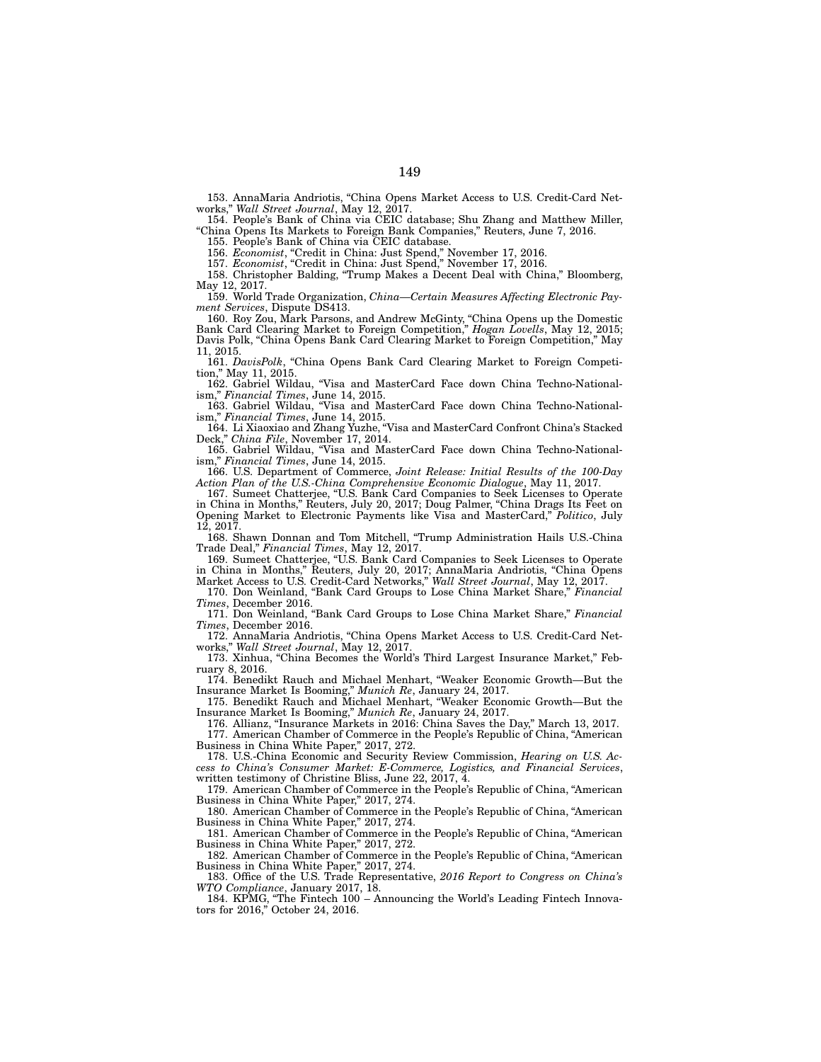153. AnnaMaria Andriotis, "China Opens Market Access to U.S. Credit-Card Networks," *Wall Street Journal*, May 12, 2017.

154. People's Bank of China via CEIC database; Shu Zhang and Matthew Miller, "China Opens Its Markets to Foreign Bank Companies," Reuters, June 7, 2016.

155. People's Bank of China via CEIC database.

156. *Economist*, "Credit in China: Just Spend," November 17, 2016.

157. *Economist*, "Credit in China: Just Spend," November 17, 2016.

158. Christopher Balding, "Trump Makes a Decent Deal with China," Bloomberg, May 12, 2017.

159. World Trade Organization, *China—Certain Measures Affecting Electronic Payment Services*, Dispute DS413.

160. Roy Zou, Mark Parsons, and Andrew McGinty, "China Opens up the Domestic Bank Card Clearing Market to Foreign Competition," *Hogan Lovells*, May 12, 2015; Davis Polk, "China Opens Bank Card Clearing Market to Foreign Competition," May 11, 2015.

161. *DavisPolk*, "China Opens Bank Card Clearing Market to Foreign Competition," May 11, 2015.

162. Gabriel Wildau, "Visa and MasterCard Face down China Techno-Nationalism," *Financial Times*, June 14, 2015.

163. Gabriel Wildau, "Visa and MasterCard Face down China Techno-Nationalism," *Financial Times*, June 14, 2015.

164. Li Xiaoxiao and Zhang Yuzhe, "Visa and MasterCard Confront China's Stacked Deck," *China File*, November 17, 2014.

165. Gabriel Wildau, "Visa and MasterCard Face down China Techno-Nationalism," *Financial Times*, June 14, 2015.

166. U.S. Department of Commerce, *Joint Release: Initial Results of the 100-Day Action Plan of the U.S.-China Comprehensive Economic Dialogue*, May 11, 2017.

167. Sumeet Chatterjee, "U.S. Bank Card Companies to Seek Licenses to Operate in China in Months," Reuters, July 20, 2017; Doug Palmer, "China Drags Its Feet on Opening Market to Electronic Payments like Visa and MasterCard," *Politico*, July 12, 2017.

168. Shawn Donnan and Tom Mitchell, "Trump Administration Hails U.S.-China Trade Deal," *Financial Times*, May 12, 2017.

169. Sumeet Chatterjee, "U.S. Bank Card Companies to Seek Licenses to Operate in China in Months," Reuters, July 20, 2017; AnnaMaria Andriotis, "China Opens Market Access to U.S. Credit-Card Networks," *Wall Street Journal*, May 12, 2017.

170. Don Weinland, "Bank Card Groups to Lose China Market Share," *Financial Times*, December 2016.

171. Don Weinland, "Bank Card Groups to Lose China Market Share," *Financial Times*, December 2016.

172. AnnaMaria Andriotis, "China Opens Market Access to U.S. Credit-Card Networks," *Wall Street Journal*, May 12, 2017.

173. Xinhua, "China Becomes the World's Third Largest Insurance Market," February 8, 2016.

174. Benedikt Rauch and Michael Menhart, "Weaker Economic Growth—But the Insurance Market Is Booming," *Munich Re*, January 24, 2017.

175. Benedikt Rauch and Michael Menhart, "Weaker Economic Growth—But the Insurance Market Is Booming," *Munich Re*, January 24, 2017.

176. Allianz, "Insurance Markets in 2016: China Saves the Day," March 13, 2017.

177. American Chamber of Commerce in the People's Republic of China, "American Business in China White Paper," 2017, 272.

178. U.S.-China Economic and Security Review Commission, *Hearing on U.S. Access to China's Consumer Market: E-Commerce, Logistics, and Financial Services*, written testimony of Christine Bliss, June 22, 2017, 4.

179. American Chamber of Commerce in the People's Republic of China, "American Business in China White Paper," 2017, 274.

180. American Chamber of Commerce in the People's Republic of China, "American Business in China White Paper," 2017, 274.

181. American Chamber of Commerce in the People's Republic of China, "American Business in China White Paper," 2017, 272.

182. American Chamber of Commerce in the People's Republic of China, "American Business in China White Paper," 2017, 274.

183. Office of the U.S. Trade Representative, *2016 Report to Congress on China's WTO Compliance*, January 2017, 18.

184. KPMG, "The Fintech 100 – Announcing the World's Leading Fintech Innovators for 2016," October 24, 2016.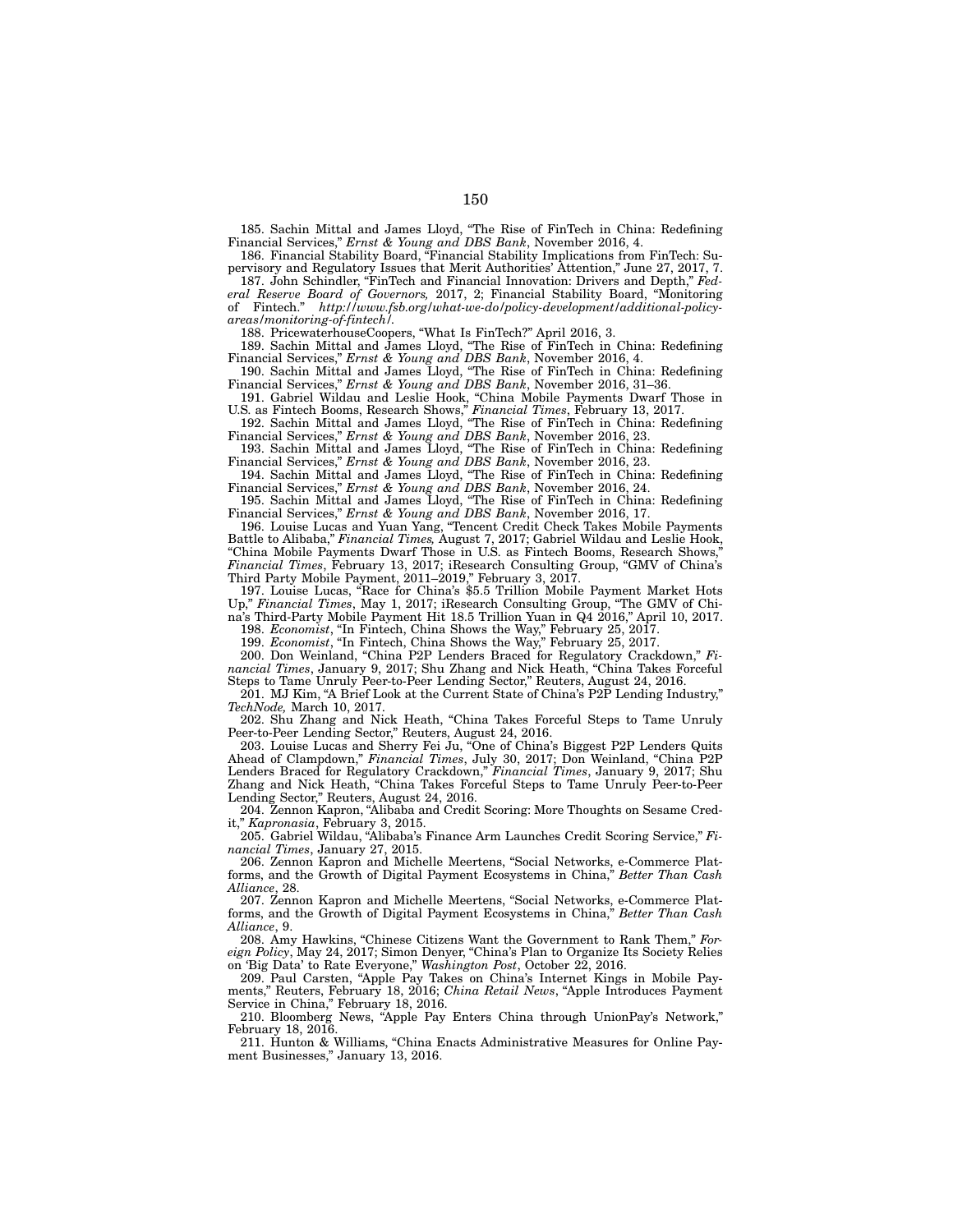185. Sachin Mittal and James Lloyd, "The Rise of FinTech in China: Redefining Financial Services," *Ernst & Young and DBS Bank*, November 2016, 4.

186. Financial Stability Board, "Financial Stability Implications from FinTech: Supervisory and Regulatory Issues that Merit Authorities' Attention," June 27, 2017, 7.

187. John Schindler, "FinTech and Financial Innovation: Drivers and Depth," *Federal Reserve Board of Governors,* 2017, 2; Financial Stability Board, "Monitoring of Fintech." *http://www.fsb.org/what-we-do/policy-development/additional-policy-areas/monitoring-of-fintech/.*

188. PricewaterhouseCoopers, "What Is FinTech?" April 2016, 3.

189. Sachin Mittal and James Lloyd, "The Rise of FinTech in China: Redefining Financial Services," *Ernst & Young and DBS Bank*, November 2016, 4.

190. Sachin Mittal and James Lloyd, "The Rise of FinTech in China: Redefining Financial Services," *Ernst & Young and DBS Bank*, November 2016, 31–36.

191. Gabriel Wildau and Leslie Hook, "China Mobile Payments Dwarf Those in U.S. as Fintech Booms, Research Shows," *Financial Times*, February 13, 2017.

192. Sachin Mittal and James Lloyd, "The Rise of FinTech in China: Redefining Financial Services," *Ernst & Young and DBS Bank*, November 2016, 23.

193. Sachin Mittal and James Lloyd, "The Rise of FinTech in China: Redefining Financial Services," *Ernst & Young and DBS Bank*, November 2016, 23.

194. Sachin Mittal and James Lloyd, "The Rise of FinTech in China: Redefining Financial Services," *Ernst & Young and DBS Bank*, November 2016, 24.

195. Sachin Mittal and James Lloyd, "The Rise of FinTech in China: Redefining Financial Services," *Ernst & Young and DBS Bank*, November 2016, 17.

196. Louise Lucas and Yuan Yang, "Tencent Credit Check Takes Mobile Payments Battle to Alibaba," *Financial Times,* August 7, 2017; Gabriel Wildau and Leslie Hook, "China Mobile Payments Dwarf Those in U.S. as Fintech Booms, Research Shows," *Financial Times*, February 13, 2017; iResearch Consulting Group, "GMV of China's Third Party Mobile Payment, 2011–2019," February 3, 2017.

197. Louise Lucas, "Race for China's $5.5 Trillion Mobile Payment Market Hots Up," *Financial Times*, May 1, 2017; iResearch Consulting Group, "The GMV of China's Third-Party Mobile Payment Hit 18.5 Trillion Yuan in Q4 2016," April 10, 2017.

198. *Economist*, "In Fintech, China Shows the Way," February 25, 2017.

199. *Economist*, "In Fintech, China Shows the Way," February 25, 2017.

200. Don Weinland, "China P2P Lenders Braced for Regulatory Crackdown," *Financial Times*, January 9, 2017; Shu Zhang and Nick Heath, "China Takes Forceful Steps to Tame Unruly Peer-to-Peer Lending Sector," Reuters, August 24, 2016.

201. MJ Kim, "A Brief Look at the Current State of China's P2P Lending Industry," *TechNode,* March 10, 2017.

202. Shu Zhang and Nick Heath, "China Takes Forceful Steps to Tame Unruly Peer-to-Peer Lending Sector," Reuters, August 24, 2016.

203. Louise Lucas and Sherry Fei Ju, "One of China's Biggest P2P Lenders Quits Ahead of Clampdown," *Financial Times*, July 30, 2017; Don Weinland, "China P2P Lenders Braced for Regulatory Crackdown," *Financial Times*, January 9, 2017; Shu Zhang and Nick Heath, "China Takes Forceful Steps to Tame Unruly Peer-to-Peer Lending Sector," Reuters, August 24, 2016.

204. Zennon Kapron, "Alibaba and Credit Scoring: More Thoughts on Sesame Credit," *Kapronasia*, February 3, 2015.

205. Gabriel Wildau, "Alibaba's Finance Arm Launches Credit Scoring Service," *Financial Times*, January 27, 2015.

206. Zennon Kapron and Michelle Meertens, "Social Networks, e-Commerce Platforms, and the Growth of Digital Payment Ecosystems in China," *Better Than Cash Alliance*, 28.

207. Zennon Kapron and Michelle Meertens, "Social Networks, e-Commerce Platforms, and the Growth of Digital Payment Ecosystems in China," *Better Than Cash Alliance*, 9.

208. Amy Hawkins, "Chinese Citizens Want the Government to Rank Them," *Foreign Policy*, May 24, 2017; Simon Denyer, "China's Plan to Organize Its Society Relies on 'Big Data' to Rate Everyone," *Washington Post*, October 22, 2016.

209. Paul Carsten, "Apple Pay Takes on China's Internet Kings in Mobile Payments," Reuters, February 18, 2016; *China Retail News*, "Apple Introduces Payment Service in China," February 18, 2016.

210. Bloomberg News, "Apple Pay Enters China through UnionPay's Network," February 18, 2016.

211. Hunton & Williams, "China Enacts Administrative Measures for Online Payment Businesses," January 13, 2016.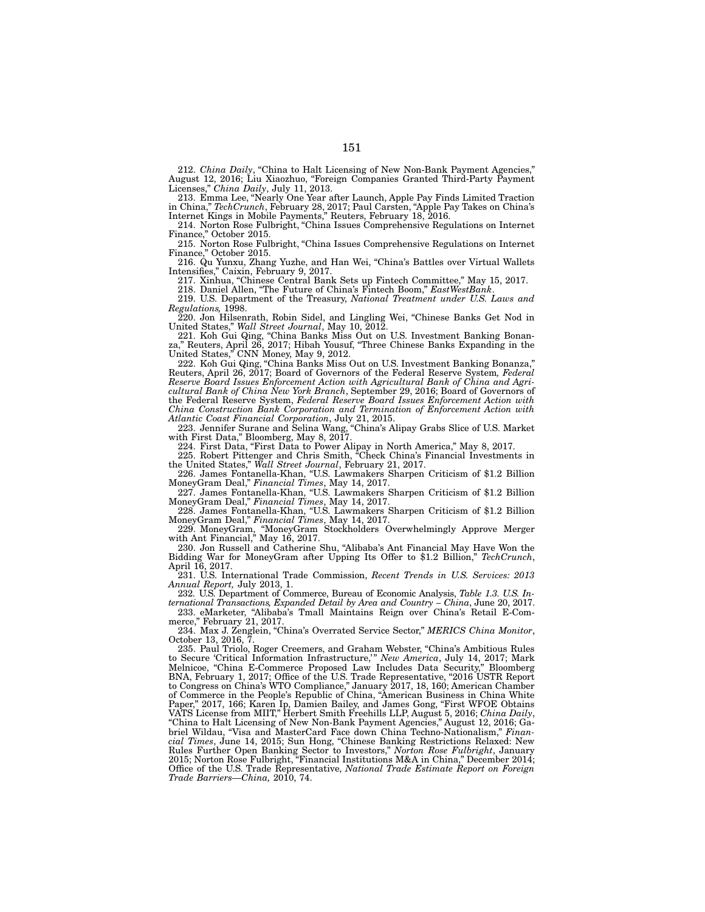212. *China Daily*, "China to Halt Licensing of New Non-Bank Payment Agencies," August 12, 2016; Liu Xiaozhuo, "Foreign Companies Granted Third-Party Payment Licenses," *China Daily*, July 11, 2013.

213. Emma Lee, "Nearly One Year after Launch, Apple Pay Finds Limited Traction in China," *TechCrunch*, February 28, 2017; Paul Carsten, "Apple Pay Takes on China's Internet Kings in Mobile Payments," Reuters, February 18, 2016.

214. Norton Rose Fulbright, "China Issues Comprehensive Regulations on Internet Finance," October 2015.

215. Norton Rose Fulbright, "China Issues Comprehensive Regulations on Internet Finance," October 2015.

216. Qu Yunxu, Zhang Yuzhe, and Han Wei, "China's Battles over Virtual Wallets Intensifies," Caixin, February 9, 2017.

217. Xinhua, "Chinese Central Bank Sets up Fintech Committee," May 15, 2017.

218. Daniel Allen, "The Future of China's Fintech Boom," *EastWestBank*.

219. U.S. Department of the Treasury, *National Treatment under U.S. Laws and Regulations,* 1998.

220. Jon Hilsenrath, Robin Sidel, and Lingling Wei, "Chinese Banks Get Nod in United States," *Wall Street Journal*, May 10, 2012.

221. Koh Gui Qing, "China Banks Miss Out on U.S. Investment Banking Bonanza," Reuters, April 26, 2017; Hibah Yousuf, "Three Chinese Banks Expanding in the United States," CNN Money, May 9, 2012.

222. Koh Gui Qing, "China Banks Miss Out on U.S. Investment Banking Bonanza," Reuters, April 26, 2017; Board of Governors of the Federal Reserve System, *Federal Reserve Board Issues Enforcement Action with Agricultural Bank of China and Agricultural Bank of China New York Branch*, September 29, 2016; Board of Governors of the Federal Reserve System, *Federal Reserve Board Issues Enforcement Action with China Construction Bank Corporation and Termination of Enforcement Action with Atlantic Coast Financial Corporation*, July 21, 2015.

223. Jennifer Surane and Selina Wang, "China's Alipay Grabs Slice of U.S. Market with First Data," Bloomberg, May 8, 2017.

224. First Data, "First Data to Power Alipay in North America," May 8, 2017.

225. Robert Pittenger and Chris Smith, "Check China's Financial Investments in the United States," *Wall Street Journal*, February 21, 2017.

226. James Fontanella-Khan, "U.S. Lawmakers Sharpen Criticism of $1.2 Billion MoneyGram Deal," *Financial Times*, May 14, 2017.

227. James Fontanella-Khan, "U.S. Lawmakers Sharpen Criticism of $1.2 Billion MoneyGram Deal," *Financial Times*, May 14, 2017.

228. James Fontanella-Khan, "U.S. Lawmakers Sharpen Criticism of $1.2 Billion MoneyGram Deal," *Financial Times*, May 14, 2017.

229. MoneyGram, "MoneyGram Stockholders Overwhelmingly Approve Merger with Ant Financial," May 16, 2017.

230. Jon Russell and Catherine Shu, "Alibaba's Ant Financial May Have Won the Bidding War for MoneyGram after Upping Its Offer to $1.2 Billion," *TechCrunch*, April 16, 2017.

231. U.S. International Trade Commission, *Recent Trends in U.S. Services: 2013 Annual Report,* July 2013, 1.

232. U.S. Department of Commerce, Bureau of Economic Analysis, *Table 1.3. U.S. International Transactions, Expanded Detail by Area and Country – China*, June 20, 2017.

233. eMarketer, "Alibaba's Tmall Maintains Reign over China's Retail E-Commerce," February 21, 2017.

234. Max J. Zenglein, "China's Overrated Service Sector," *MERICS China Monitor*, October 13, 2016, 7.

235. Paul Triolo, Roger Creemers, and Graham Webster, "China's Ambitious Rules to Secure 'Critical Information Infrastructure,'" *New America*, July 14, 2017; Mark Melnicoe, "China E-Commerce Proposed Law Includes Data Security," Bloomberg BNA, February 1, 2017; Office of the U.S. Trade Representative, "2016 USTR Report to Congress on China's WTO Compliance," January 2017, 18, 160; American Chamber of Commerce in the People's Republic of China, "American Business in China White Paper," 2017, 166; Karen Ip, Damien Bailey, and James Gong, "First WFOE Obtains VATS License from MIIT," Herbert Smith Freehills LLP, August 5, 2016; *China Daily*, "China to Halt Licensing of New Non-Bank Payment Agencies," August 12, 2016; Gabriel Wildau, "Visa and MasterCard Face down China Techno-Nationalism," *Financial Times*, June 14, 2015; Sun Hong, "Chinese Banking Restrictions Relaxed: New Rules Further Open Banking Sector to Investors," *Norton Rose Fulbright*, January 2015; Norton Rose Fulbright, "Financial Institutions M&A in China," December 2014; Office of the U.S. Trade Representative, *National Trade Estimate Report on Foreign Trade Barriers—China,* 2010, 74.